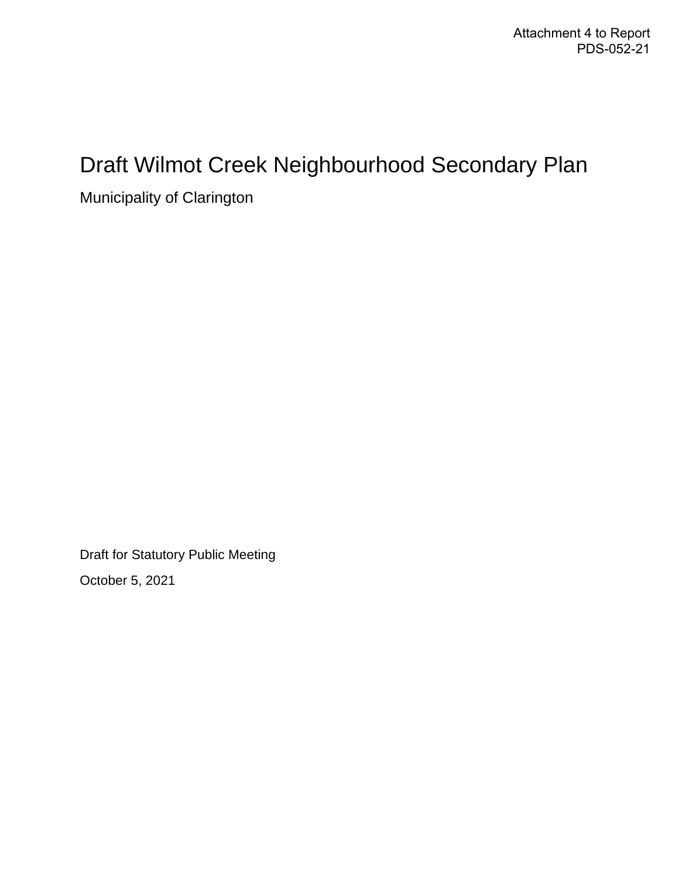Attachment 4 to Report PDS-052-21

# Draft Wilmot Creek Neighbourhood Secondary Plan

Municipality of Clarington

Draft for Statutory Public Meeting

October 5, 2021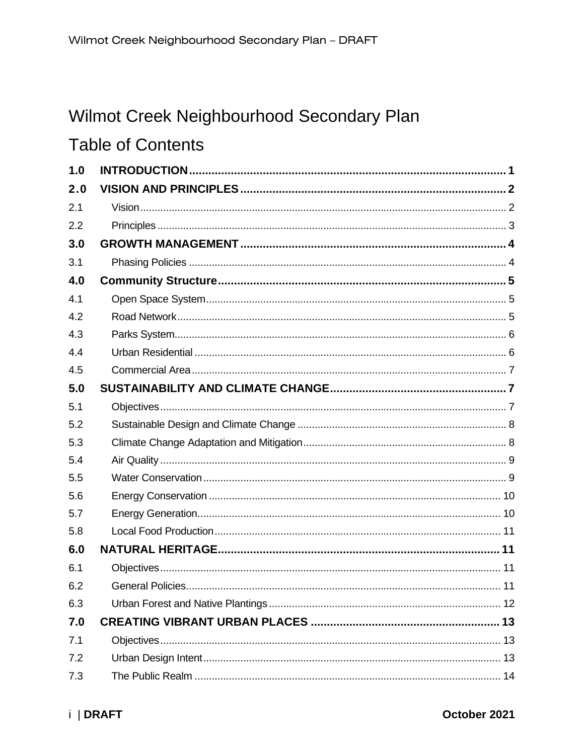# Wilmot Creek Neighbourhood Secondary Plan

## Table of Contents

| | | |
|---|---|---|
| **1.0** | **INTRODUCTION** | **1** |
| **2.0** | **VISION AND PRINCIPLES** | **2** |
| 2.1 | Vision | 2 |
| 2.2 | Principles | 3 |
| **3.0** | **GROWTH MANAGEMENT** | **4** |
| 3.1 | Phasing Policies | 4 |
| **4.0** | **Community Structure** | **5** |
| 4.1 | Open Space System | 5 |
| 4.2 | Road Network | 5 |
| 4.3 | Parks System | 6 |
| 4.4 | Urban Residential | 6 |
| 4.5 | Commercial Area | 7 |
| **5.0** | **SUSTAINABILITY AND CLIMATE CHANGE** | **7** |
| 5.1 | Objectives | 7 |
| 5.2 | Sustainable Design and Climate Change | 8 |
| 5.3 | Climate Change Adaptation and Mitigation | 8 |
| 5.4 | Air Quality | 9 |
| 5.5 | Water Conservation | 9 |
| 5.6 | Energy Conservation | 10 |
| 5.7 | Energy Generation | 10 |
| 5.8 | Local Food Production | 11 |
| **6.0** | **NATURAL HERITAGE** | **11** |
| 6.1 | Objectives | 11 |
| 6.2 | General Policies | 11 |
| 6.3 | Urban Forest and Native Plantings | 12 |
| **7.0** | **CREATING VIBRANT URBAN PLACES** | **13** |
| 7.1 | Objectives | 13 |
| 7.2 | Urban Design Intent | 13 |
| 7.3 | The Public Realm | 14 |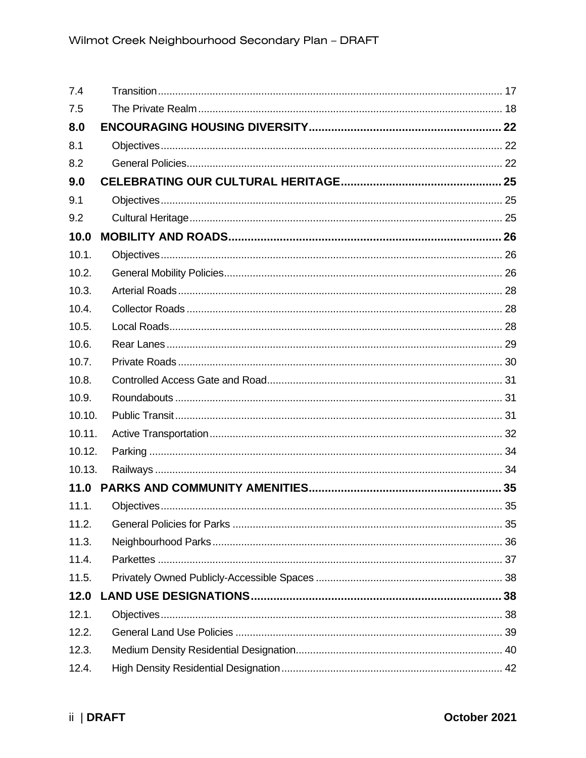| | | |
|---|---|---|
| 7.4 | Transition | 17 |
| 7.5 | The Private Realm | 18 |
| **8.0** | **ENCOURAGING HOUSING DIVERSITY** | **22** |
| 8.1 | Objectives | 22 |
| 8.2 | General Policies | 22 |
| **9.0** | **CELEBRATING OUR CULTURAL HERITAGE** | **25** |
| 9.1 | Objectives | 25 |
| 9.2 | Cultural Heritage | 25 |
| **10.0** | **MOBILITY AND ROADS** | **26** |
| 10.1. | Objectives | 26 |
| 10.2. | General Mobility Policies | 26 |
| 10.3. | Arterial Roads | 28 |
| 10.4. | Collector Roads | 28 |
| 10.5. | Local Roads | 28 |
| 10.6. | Rear Lanes | 29 |
| 10.7. | Private Roads | 30 |
| 10.8. | Controlled Access Gate and Road | 31 |
| 10.9. | Roundabouts | 31 |
| 10.10. | Public Transit | 31 |
| 10.11. | Active Transportation | 32 |
| 10.12. | Parking | 34 |
| 10.13. | Railways | 34 |
| **11.0** | **PARKS AND COMMUNITY AMENITIES** | **35** |
| 11.1. | Objectives | 35 |
| 11.2. | General Policies for Parks | 35 |
| 11.3. | Neighbourhood Parks | 36 |
| 11.4. | Parkettes | 37 |
| 11.5. | Privately Owned Publicly-Accessible Spaces | 38 |
| **12.0** | **LAND USE DESIGNATIONS** | **38** |
| 12.1. | Objectives | 38 |
| 12.2. | General Land Use Policies | 39 |
| 12.3. | Medium Density Residential Designation | 40 |
| 12.4. | High Density Residential Designation | 42 |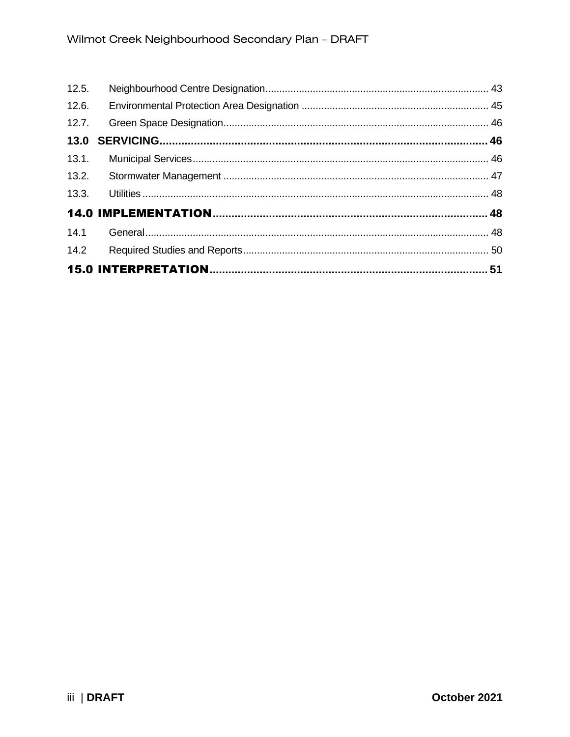12.5. Neighbourhood Centre Designation ..... 43

12.6. Environmental Protection Area Designation ..... 45

12.7. Green Space Designation ..... 46

**13.0 SERVICING ..... 46**

13.1. Municipal Services ..... 46

13.2. Stormwater Management ..... 47

13.3. Utilities ..... 48

**14.0 IMPLEMENTATION ..... 48**

14.1 General ..... 48

14.2 Required Studies and Reports ..... 50

**15.0 INTERPRETATION ..... 51**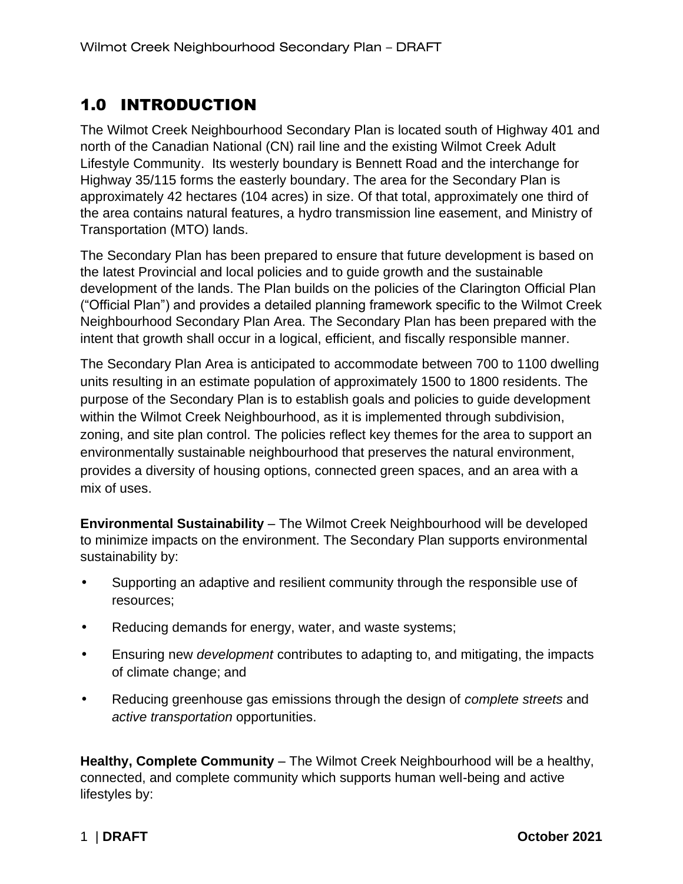# 1.0 INTRODUCTION

The Wilmot Creek Neighbourhood Secondary Plan is located south of Highway 401 and north of the Canadian National (CN) rail line and the existing Wilmot Creek Adult Lifestyle Community. Its westerly boundary is Bennett Road and the interchange for Highway 35/115 forms the easterly boundary. The area for the Secondary Plan is approximately 42 hectares (104 acres) in size. Of that total, approximately one third of the area contains natural features, a hydro transmission line easement, and Ministry of Transportation (MTO) lands.

The Secondary Plan has been prepared to ensure that future development is based on the latest Provincial and local policies and to guide growth and the sustainable development of the lands. The Plan builds on the policies of the Clarington Official Plan ("Official Plan") and provides a detailed planning framework specific to the Wilmot Creek Neighbourhood Secondary Plan Area. The Secondary Plan has been prepared with the intent that growth shall occur in a logical, efficient, and fiscally responsible manner.

The Secondary Plan Area is anticipated to accommodate between 700 to 1100 dwelling units resulting in an estimate population of approximately 1500 to 1800 residents. The purpose of the Secondary Plan is to establish goals and policies to guide development within the Wilmot Creek Neighbourhood, as it is implemented through subdivision, zoning, and site plan control. The policies reflect key themes for the area to support an environmentally sustainable neighbourhood that preserves the natural environment, provides a diversity of housing options, connected green spaces, and an area with a mix of uses.

**Environmental Sustainability** – The Wilmot Creek Neighbourhood will be developed to minimize impacts on the environment. The Secondary Plan supports environmental sustainability by:

- Supporting an adaptive and resilient community through the responsible use of resources;
- Reducing demands for energy, water, and waste systems;
- Ensuring new *development* contributes to adapting to, and mitigating, the impacts of climate change; and
- Reducing greenhouse gas emissions through the design of *complete streets* and *active transportation* opportunities.

**Healthy, Complete Community** – The Wilmot Creek Neighbourhood will be a healthy, connected, and complete community which supports human well-being and active lifestyles by: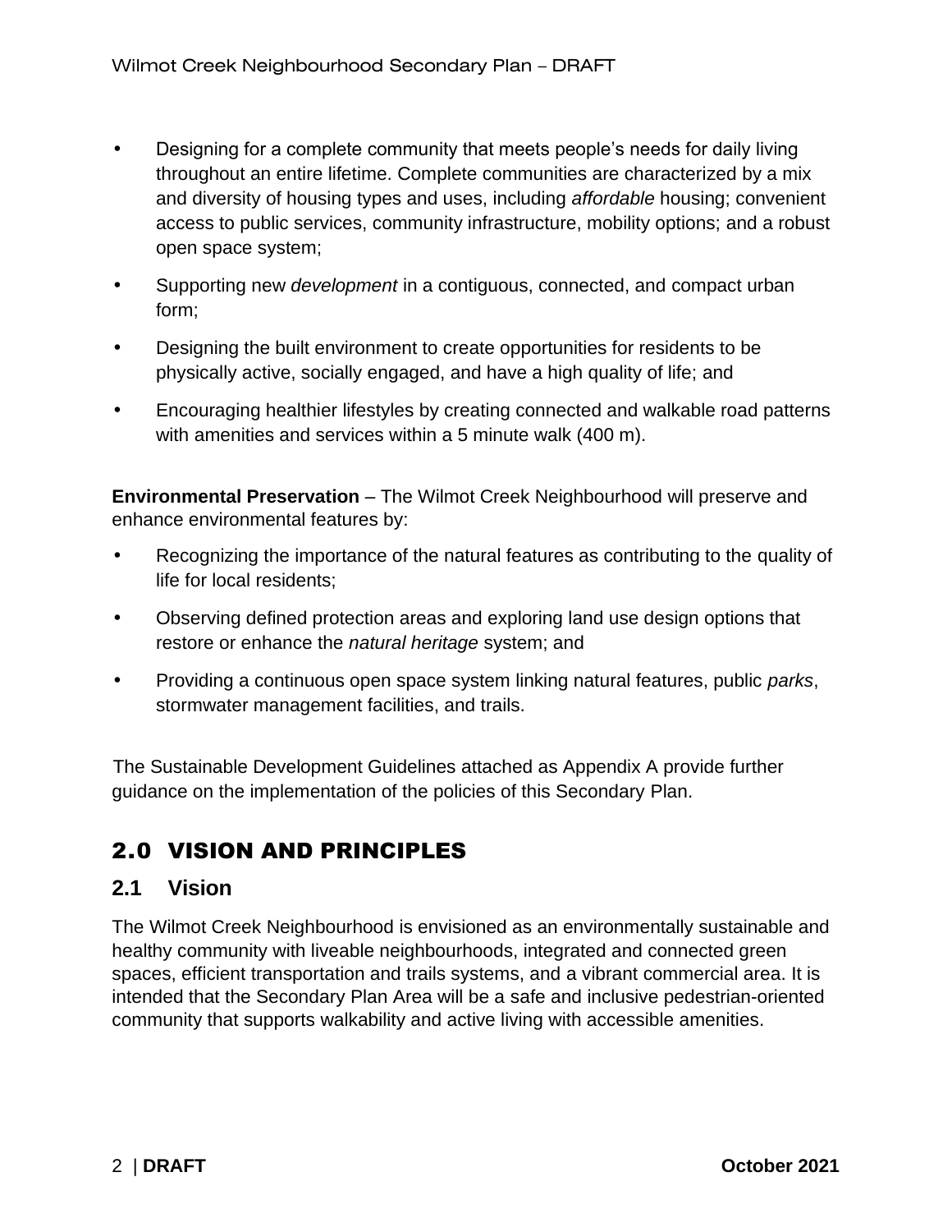- Designing for a complete community that meets people's needs for daily living throughout an entire lifetime. Complete communities are characterized by a mix and diversity of housing types and uses, including *affordable* housing; convenient access to public services, community infrastructure, mobility options; and a robust open space system;
- Supporting new *development* in a contiguous, connected, and compact urban form;
- Designing the built environment to create opportunities for residents to be physically active, socially engaged, and have a high quality of life; and
- Encouraging healthier lifestyles by creating connected and walkable road patterns with amenities and services within a 5 minute walk (400 m).

**Environmental Preservation** – The Wilmot Creek Neighbourhood will preserve and enhance environmental features by:

- Recognizing the importance of the natural features as contributing to the quality of life for local residents;
- Observing defined protection areas and exploring land use design options that restore or enhance the *natural heritage* system; and
- Providing a continuous open space system linking natural features, public *parks*, stormwater management facilities, and trails.

The Sustainable Development Guidelines attached as Appendix A provide further guidance on the implementation of the policies of this Secondary Plan.

# 2.0 VISION AND PRINCIPLES

## 2.1 Vision

The Wilmot Creek Neighbourhood is envisioned as an environmentally sustainable and healthy community with liveable neighbourhoods, integrated and connected green spaces, efficient transportation and trails systems, and a vibrant commercial area. It is intended that the Secondary Plan Area will be a safe and inclusive pedestrian-oriented community that supports walkability and active living with accessible amenities.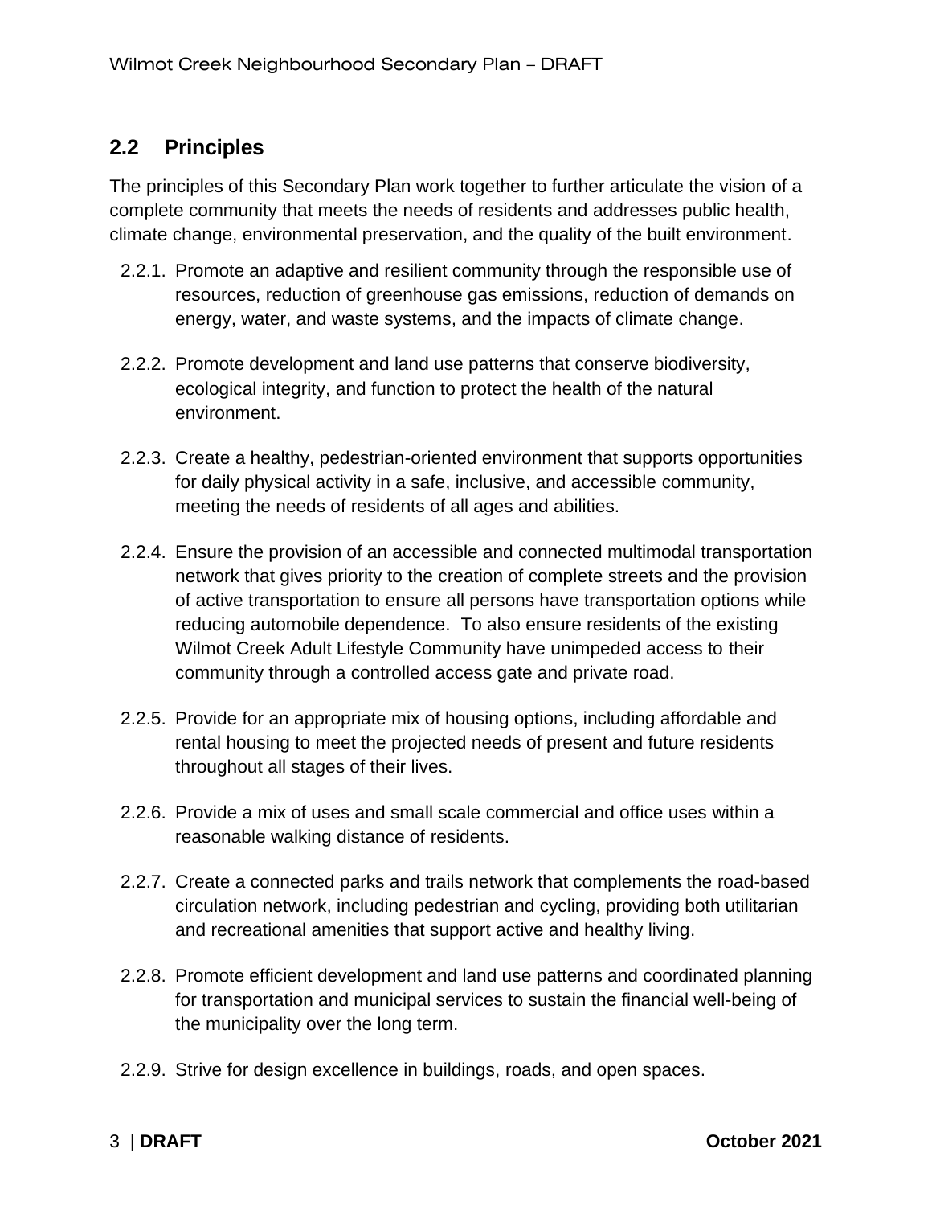## 2.2 Principles

The principles of this Secondary Plan work together to further articulate the vision of a complete community that meets the needs of residents and addresses public health, climate change, environmental preservation, and the quality of the built environment.

2.2.1. Promote an adaptive and resilient community through the responsible use of resources, reduction of greenhouse gas emissions, reduction of demands on energy, water, and waste systems, and the impacts of climate change.

2.2.2. Promote development and land use patterns that conserve biodiversity, ecological integrity, and function to protect the health of the natural environment.

2.2.3. Create a healthy, pedestrian-oriented environment that supports opportunities for daily physical activity in a safe, inclusive, and accessible community, meeting the needs of residents of all ages and abilities.

2.2.4. Ensure the provision of an accessible and connected multimodal transportation network that gives priority to the creation of complete streets and the provision of active transportation to ensure all persons have transportation options while reducing automobile dependence. To also ensure residents of the existing Wilmot Creek Adult Lifestyle Community have unimpeded access to their community through a controlled access gate and private road.

2.2.5. Provide for an appropriate mix of housing options, including affordable and rental housing to meet the projected needs of present and future residents throughout all stages of their lives.

2.2.6. Provide a mix of uses and small scale commercial and office uses within a reasonable walking distance of residents.

2.2.7. Create a connected parks and trails network that complements the road-based circulation network, including pedestrian and cycling, providing both utilitarian and recreational amenities that support active and healthy living.

2.2.8. Promote efficient development and land use patterns and coordinated planning for transportation and municipal services to sustain the financial well-being of the municipality over the long term.

2.2.9. Strive for design excellence in buildings, roads, and open spaces.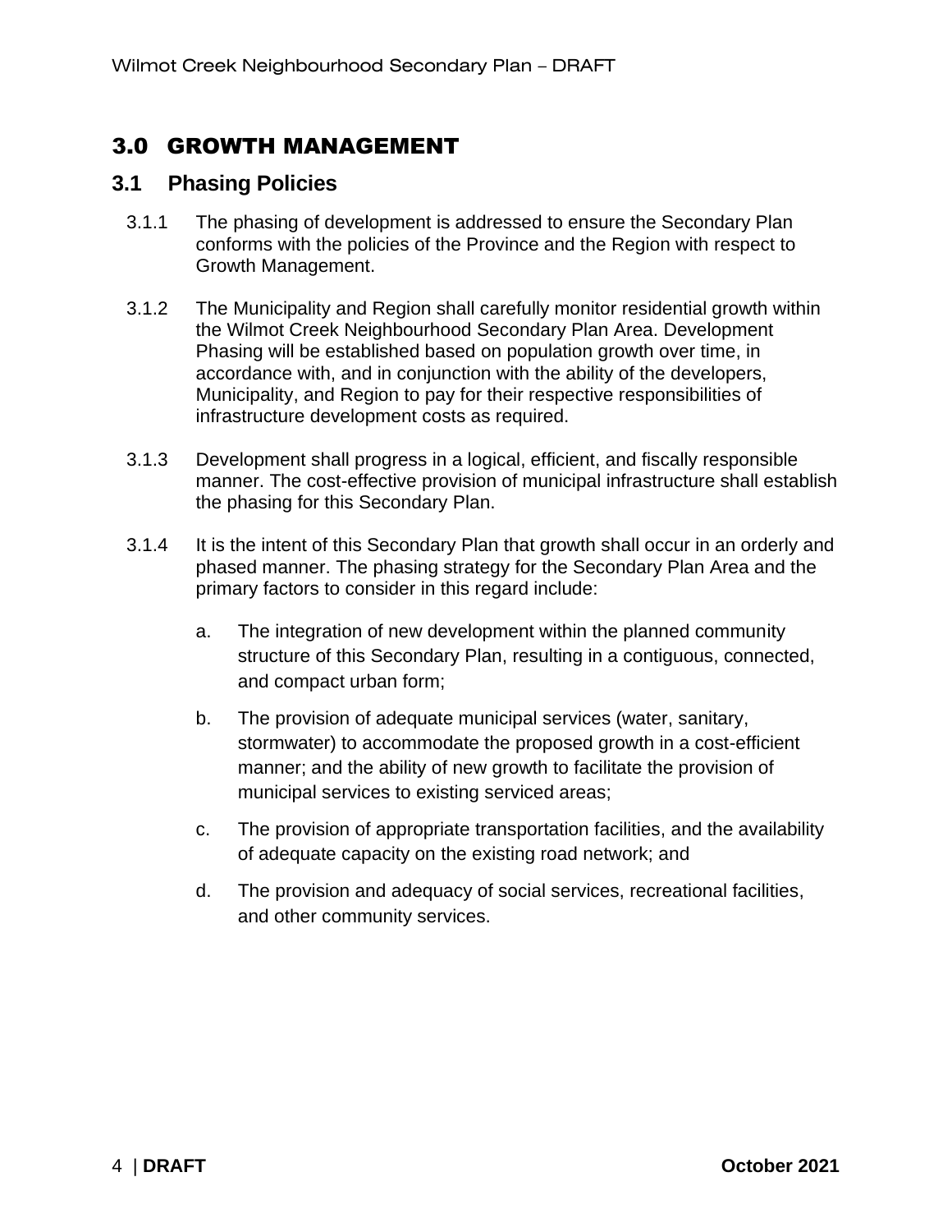# 3.0 GROWTH MANAGEMENT

## 3.1 Phasing Policies

3.1.1 The phasing of development is addressed to ensure the Secondary Plan conforms with the policies of the Province and the Region with respect to Growth Management.

3.1.2 The Municipality and Region shall carefully monitor residential growth within the Wilmot Creek Neighbourhood Secondary Plan Area. Development Phasing will be established based on population growth over time, in accordance with, and in conjunction with the ability of the developers, Municipality, and Region to pay for their respective responsibilities of infrastructure development costs as required.

3.1.3 Development shall progress in a logical, efficient, and fiscally responsible manner. The cost-effective provision of municipal infrastructure shall establish the phasing for this Secondary Plan.

3.1.4 It is the intent of this Secondary Plan that growth shall occur in an orderly and phased manner. The phasing strategy for the Secondary Plan Area and the primary factors to consider in this regard include:

a. The integration of new development within the planned community structure of this Secondary Plan, resulting in a contiguous, connected, and compact urban form;

b. The provision of adequate municipal services (water, sanitary, stormwater) to accommodate the proposed growth in a cost-efficient manner; and the ability of new growth to facilitate the provision of municipal services to existing serviced areas;

c. The provision of appropriate transportation facilities, and the availability of adequate capacity on the existing road network; and

d. The provision and adequacy of social services, recreational facilities, and other community services.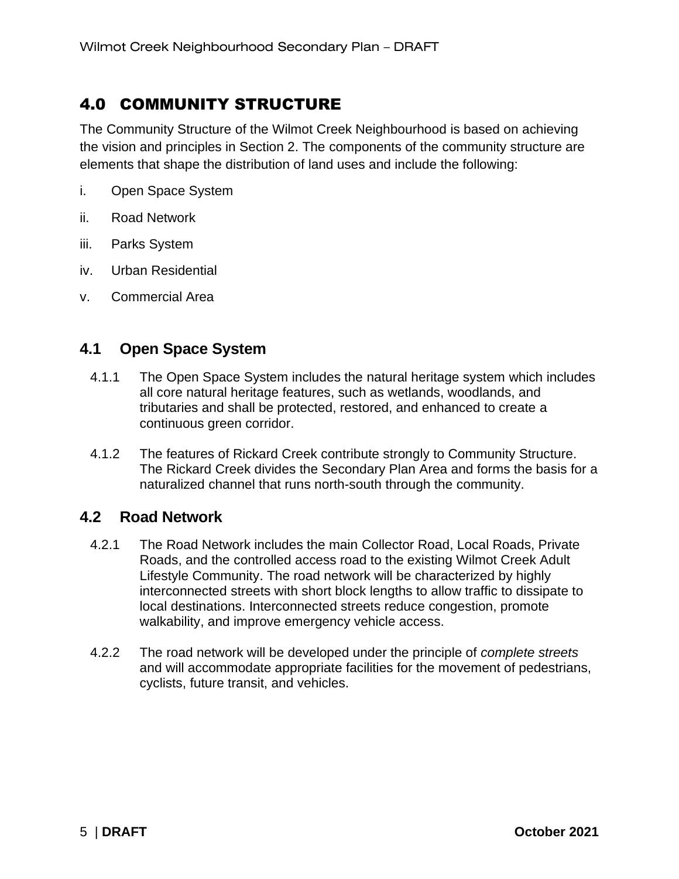# 4.0 COMMUNITY STRUCTURE

The Community Structure of the Wilmot Creek Neighbourhood is based on achieving the vision and principles in Section 2. The components of the community structure are elements that shape the distribution of land uses and include the following:

i. Open Space System

ii. Road Network

iii. Parks System

iv. Urban Residential

v. Commercial Area

## 4.1 Open Space System

4.1.1 The Open Space System includes the natural heritage system which includes all core natural heritage features, such as wetlands, woodlands, and tributaries and shall be protected, restored, and enhanced to create a continuous green corridor.

4.1.2 The features of Rickard Creek contribute strongly to Community Structure. The Rickard Creek divides the Secondary Plan Area and forms the basis for a naturalized channel that runs north-south through the community.

## 4.2 Road Network

4.2.1 The Road Network includes the main Collector Road, Local Roads, Private Roads, and the controlled access road to the existing Wilmot Creek Adult Lifestyle Community. The road network will be characterized by highly interconnected streets with short block lengths to allow traffic to dissipate to local destinations. Interconnected streets reduce congestion, promote walkability, and improve emergency vehicle access.

4.2.2 The road network will be developed under the principle of *complete streets* and will accommodate appropriate facilities for the movement of pedestrians, cyclists, future transit, and vehicles.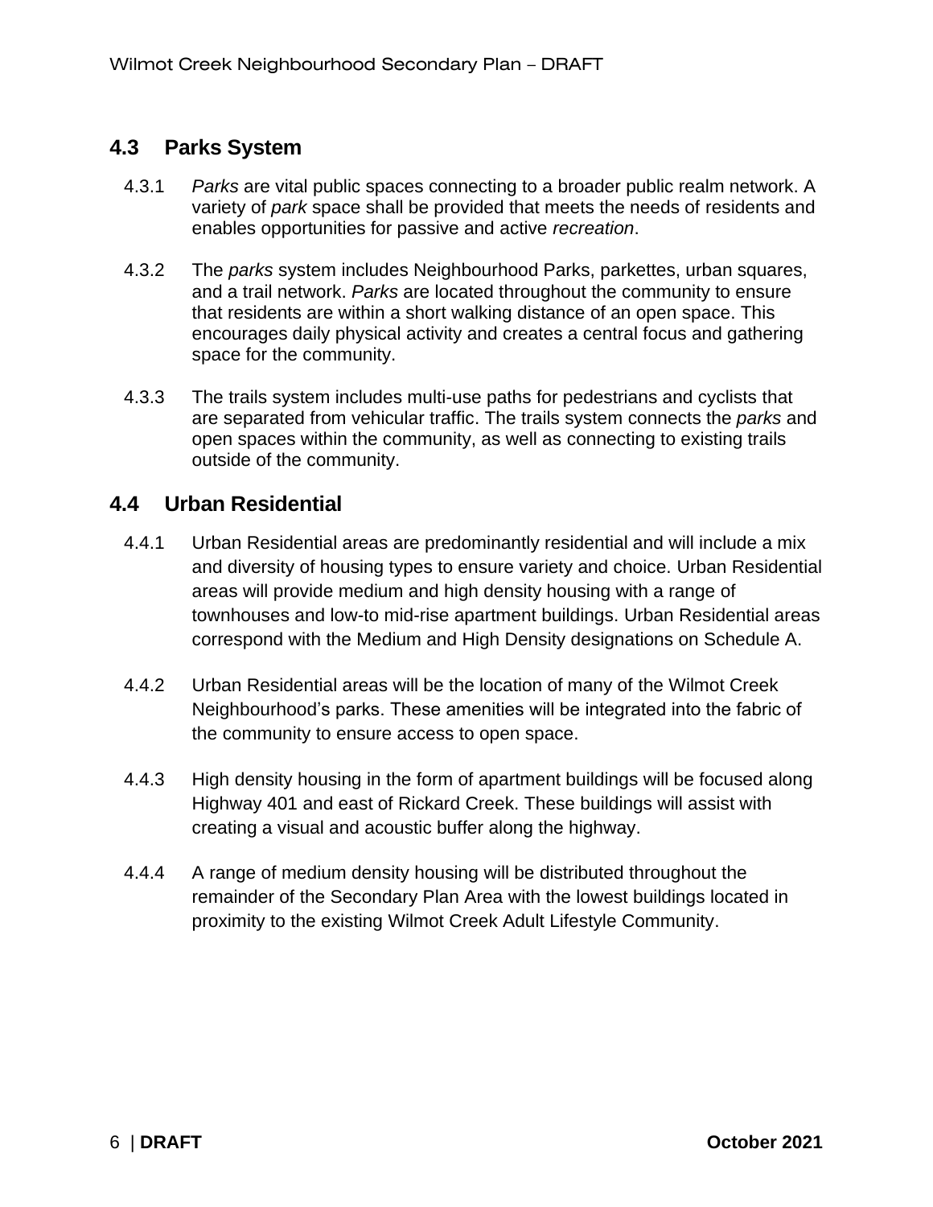## 4.3 Parks System

4.3.1 *Parks* are vital public spaces connecting to a broader public realm network. A variety of *park* space shall be provided that meets the needs of residents and enables opportunities for passive and active *recreation*.

4.3.2 The *parks* system includes Neighbourhood Parks, parkettes, urban squares, and a trail network. *Parks* are located throughout the community to ensure that residents are within a short walking distance of an open space. This encourages daily physical activity and creates a central focus and gathering space for the community.

4.3.3 The trails system includes multi-use paths for pedestrians and cyclists that are separated from vehicular traffic. The trails system connects the *parks* and open spaces within the community, as well as connecting to existing trails outside of the community.

## 4.4 Urban Residential

4.4.1 Urban Residential areas are predominantly residential and will include a mix and diversity of housing types to ensure variety and choice. Urban Residential areas will provide medium and high density housing with a range of townhouses and low-to mid-rise apartment buildings. Urban Residential areas correspond with the Medium and High Density designations on Schedule A.

4.4.2 Urban Residential areas will be the location of many of the Wilmot Creek Neighbourhood's parks. These amenities will be integrated into the fabric of the community to ensure access to open space.

4.4.3 High density housing in the form of apartment buildings will be focused along Highway 401 and east of Rickard Creek. These buildings will assist with creating a visual and acoustic buffer along the highway.

4.4.4 A range of medium density housing will be distributed throughout the remainder of the Secondary Plan Area with the lowest buildings located in proximity to the existing Wilmot Creek Adult Lifestyle Community.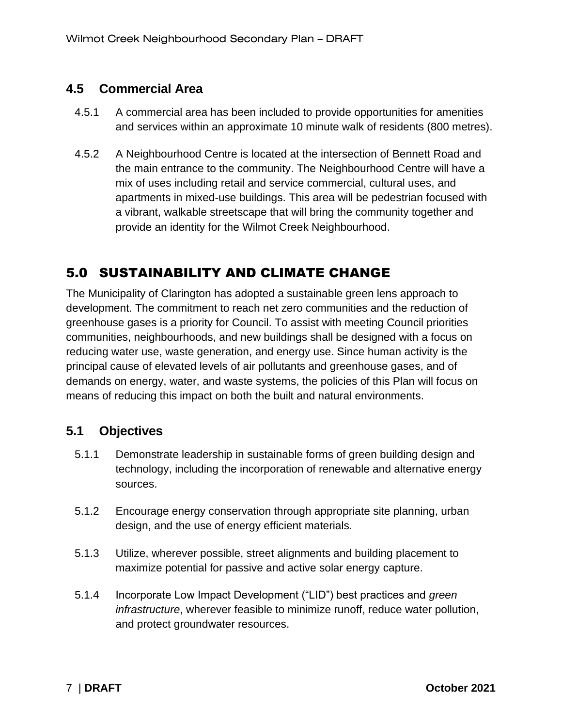## 4.5 Commercial Area

4.5.1 A commercial area has been included to provide opportunities for amenities and services within an approximate 10 minute walk of residents (800 metres).

4.5.2 A Neighbourhood Centre is located at the intersection of Bennett Road and the main entrance to the community. The Neighbourhood Centre will have a mix of uses including retail and service commercial, cultural uses, and apartments in mixed-use buildings. This area will be pedestrian focused with a vibrant, walkable streetscape that will bring the community together and provide an identity for the Wilmot Creek Neighbourhood.

# 5.0 SUSTAINABILITY AND CLIMATE CHANGE

The Municipality of Clarington has adopted a sustainable green lens approach to development. The commitment to reach net zero communities and the reduction of greenhouse gases is a priority for Council. To assist with meeting Council priorities communities, neighbourhoods, and new buildings shall be designed with a focus on reducing water use, waste generation, and energy use. Since human activity is the principal cause of elevated levels of air pollutants and greenhouse gases, and of demands on energy, water, and waste systems, the policies of this Plan will focus on means of reducing this impact on both the built and natural environments.

## 5.1 Objectives

5.1.1 Demonstrate leadership in sustainable forms of green building design and technology, including the incorporation of renewable and alternative energy sources.

5.1.2 Encourage energy conservation through appropriate site planning, urban design, and the use of energy efficient materials.

5.1.3 Utilize, wherever possible, street alignments and building placement to maximize potential for passive and active solar energy capture.

5.1.4 Incorporate Low Impact Development ("LID") best practices and *green infrastructure*, wherever feasible to minimize runoff, reduce water pollution, and protect groundwater resources.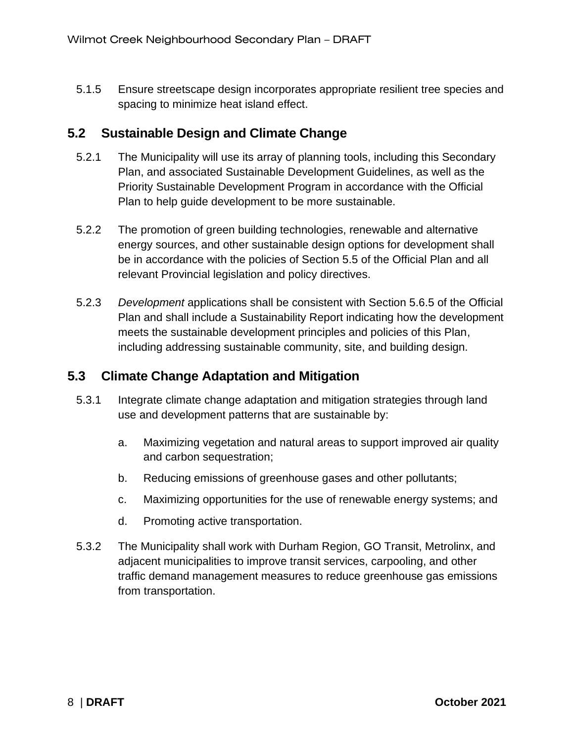5.1.5 Ensure streetscape design incorporates appropriate resilient tree species and spacing to minimize heat island effect.

## 5.2 Sustainable Design and Climate Change

5.2.1 The Municipality will use its array of planning tools, including this Secondary Plan, and associated Sustainable Development Guidelines, as well as the Priority Sustainable Development Program in accordance with the Official Plan to help guide development to be more sustainable.

5.2.2 The promotion of green building technologies, renewable and alternative energy sources, and other sustainable design options for development shall be in accordance with the policies of Section 5.5 of the Official Plan and all relevant Provincial legislation and policy directives.

5.2.3 *Development* applications shall be consistent with Section 5.6.5 of the Official Plan and shall include a Sustainability Report indicating how the development meets the sustainable development principles and policies of this Plan, including addressing sustainable community, site, and building design.

## 5.3 Climate Change Adaptation and Mitigation

5.3.1 Integrate climate change adaptation and mitigation strategies through land use and development patterns that are sustainable by:

a. Maximizing vegetation and natural areas to support improved air quality and carbon sequestration;

b. Reducing emissions of greenhouse gases and other pollutants;

c. Maximizing opportunities for the use of renewable energy systems; and

d. Promoting active transportation.

5.3.2 The Municipality shall work with Durham Region, GO Transit, Metrolinx, and adjacent municipalities to improve transit services, carpooling, and other traffic demand management measures to reduce greenhouse gas emissions from transportation.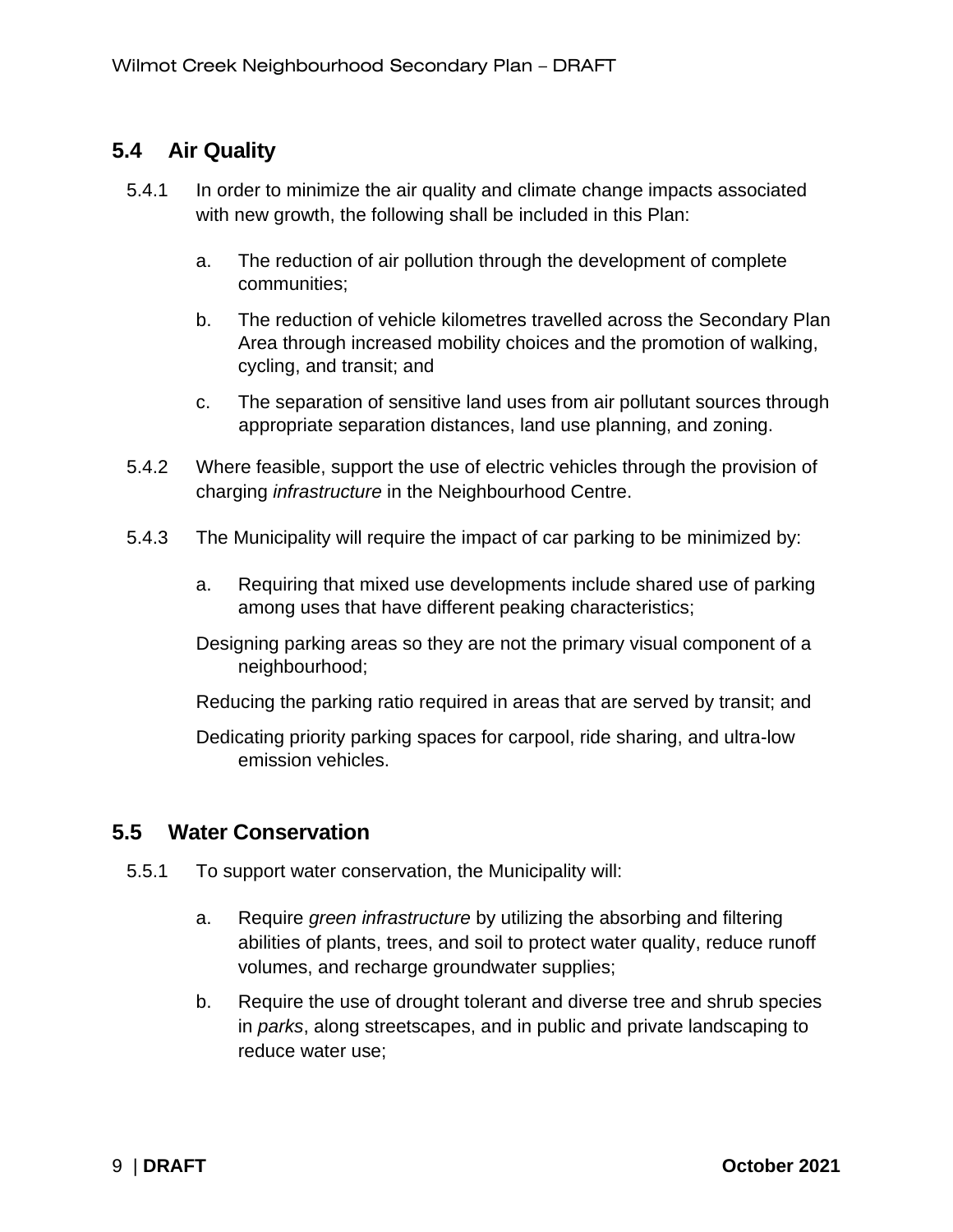## 5.4 Air Quality

5.4.1 In order to minimize the air quality and climate change impacts associated with new growth, the following shall be included in this Plan:

a. The reduction of air pollution through the development of complete communities;

b. The reduction of vehicle kilometres travelled across the Secondary Plan Area through increased mobility choices and the promotion of walking, cycling, and transit; and

c. The separation of sensitive land uses from air pollutant sources through appropriate separation distances, land use planning, and zoning.

5.4.2 Where feasible, support the use of electric vehicles through the provision of charging *infrastructure* in the Neighbourhood Centre.

5.4.3 The Municipality will require the impact of car parking to be minimized by:

a. Requiring that mixed use developments include shared use of parking among uses that have different peaking characteristics;

Designing parking areas so they are not the primary visual component of a neighbourhood;

Reducing the parking ratio required in areas that are served by transit; and

Dedicating priority parking spaces for carpool, ride sharing, and ultra-low emission vehicles.

## 5.5 Water Conservation

5.5.1 To support water conservation, the Municipality will:

a. Require *green infrastructure* by utilizing the absorbing and filtering abilities of plants, trees, and soil to protect water quality, reduce runoff volumes, and recharge groundwater supplies;

b. Require the use of drought tolerant and diverse tree and shrub species in *parks*, along streetscapes, and in public and private landscaping to reduce water use;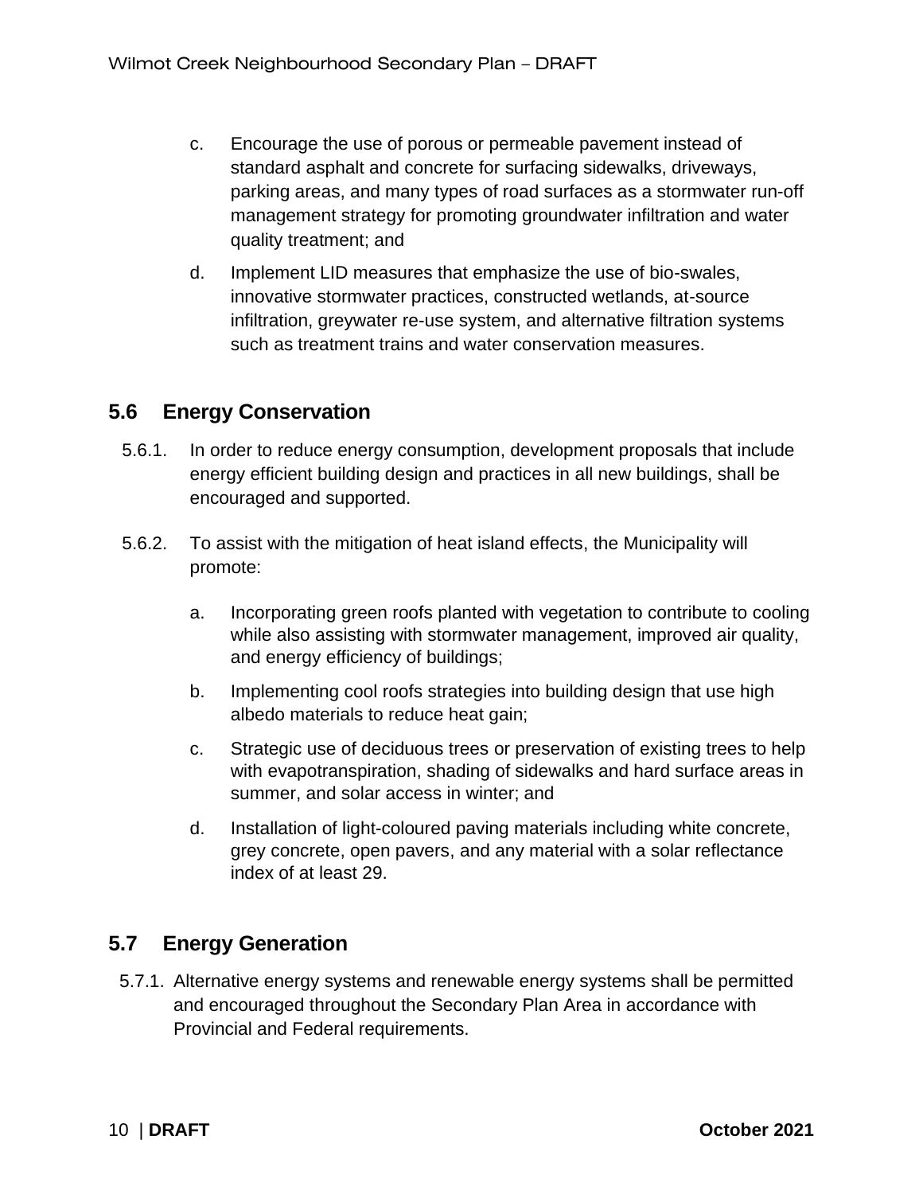c. Encourage the use of porous or permeable pavement instead of standard asphalt and concrete for surfacing sidewalks, driveways, parking areas, and many types of road surfaces as a stormwater run-off management strategy for promoting groundwater infiltration and water quality treatment; and

d. Implement LID measures that emphasize the use of bio-swales, innovative stormwater practices, constructed wetlands, at-source infiltration, greywater re-use system, and alternative filtration systems such as treatment trains and water conservation measures.

## 5.6 Energy Conservation

5.6.1. In order to reduce energy consumption, development proposals that include energy efficient building design and practices in all new buildings, shall be encouraged and supported.

5.6.2. To assist with the mitigation of heat island effects, the Municipality will promote:

a. Incorporating green roofs planted with vegetation to contribute to cooling while also assisting with stormwater management, improved air quality, and energy efficiency of buildings;

b. Implementing cool roofs strategies into building design that use high albedo materials to reduce heat gain;

c. Strategic use of deciduous trees or preservation of existing trees to help with evapotranspiration, shading of sidewalks and hard surface areas in summer, and solar access in winter; and

d. Installation of light-coloured paving materials including white concrete, grey concrete, open pavers, and any material with a solar reflectance index of at least 29.

## 5.7 Energy Generation

5.7.1. Alternative energy systems and renewable energy systems shall be permitted and encouraged throughout the Secondary Plan Area in accordance with Provincial and Federal requirements.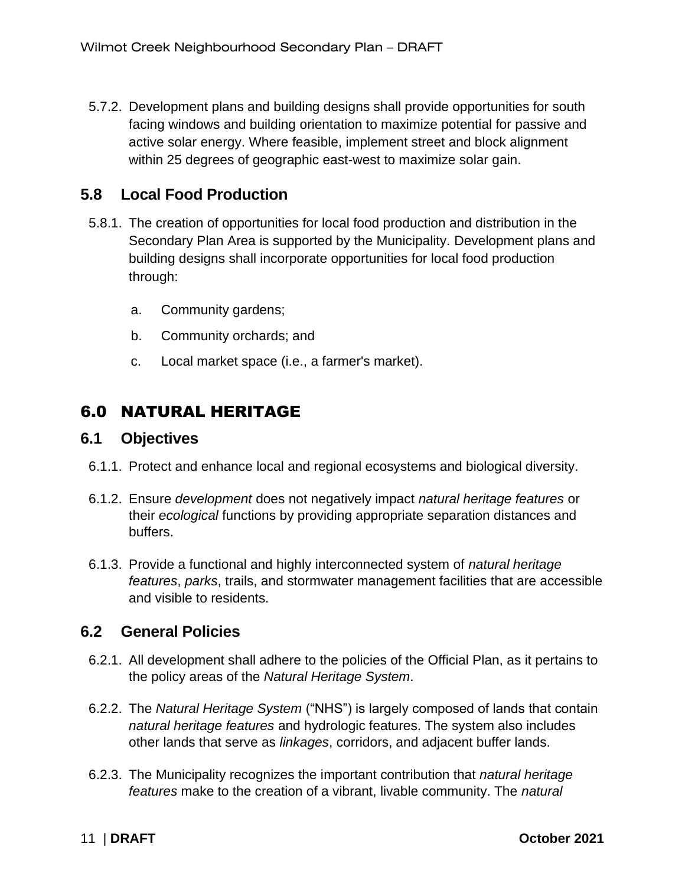5.7.2. Development plans and building designs shall provide opportunities for south facing windows and building orientation to maximize potential for passive and active solar energy. Where feasible, implement street and block alignment within 25 degrees of geographic east-west to maximize solar gain.

## 5.8 Local Food Production

5.8.1. The creation of opportunities for local food production and distribution in the Secondary Plan Area is supported by the Municipality. Development plans and building designs shall incorporate opportunities for local food production through:

a. Community gardens;

b. Community orchards; and

c. Local market space (i.e., a farmer's market).

# 6.0 NATURAL HERITAGE

## 6.1 Objectives

6.1.1. Protect and enhance local and regional ecosystems and biological diversity.

6.1.2. Ensure *development* does not negatively impact *natural heritage features* or their *ecological* functions by providing appropriate separation distances and buffers.

6.1.3. Provide a functional and highly interconnected system of *natural heritage features*, *parks*, trails, and stormwater management facilities that are accessible and visible to residents.

## 6.2 General Policies

6.2.1. All development shall adhere to the policies of the Official Plan, as it pertains to the policy areas of the *Natural Heritage System*.

6.2.2. The *Natural Heritage System* ("NHS") is largely composed of lands that contain *natural heritage features* and hydrologic features. The system also includes other lands that serve as *linkages*, corridors, and adjacent buffer lands.

6.2.3. The Municipality recognizes the important contribution that *natural heritage features* make to the creation of a vibrant, livable community. The *natural*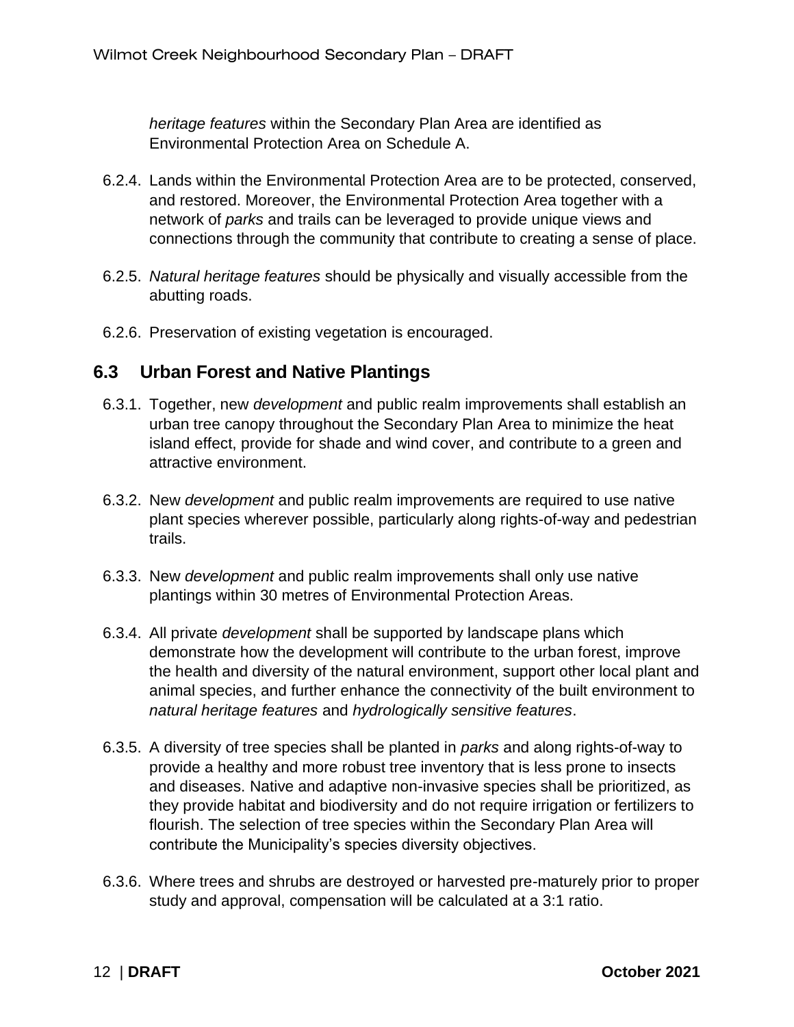*heritage features* within the Secondary Plan Area are identified as Environmental Protection Area on Schedule A.

6.2.4. Lands within the Environmental Protection Area are to be protected, conserved, and restored. Moreover, the Environmental Protection Area together with a network of *parks* and trails can be leveraged to provide unique views and connections through the community that contribute to creating a sense of place.

6.2.5. *Natural heritage features* should be physically and visually accessible from the abutting roads.

6.2.6. Preservation of existing vegetation is encouraged.

## 6.3 Urban Forest and Native Plantings

6.3.1. Together, new *development* and public realm improvements shall establish an urban tree canopy throughout the Secondary Plan Area to minimize the heat island effect, provide for shade and wind cover, and contribute to a green and attractive environment.

6.3.2. New *development* and public realm improvements are required to use native plant species wherever possible, particularly along rights-of-way and pedestrian trails.

6.3.3. New *development* and public realm improvements shall only use native plantings within 30 metres of Environmental Protection Areas.

6.3.4. All private *development* shall be supported by landscape plans which demonstrate how the development will contribute to the urban forest, improve the health and diversity of the natural environment, support other local plant and animal species, and further enhance the connectivity of the built environment to *natural heritage features* and *hydrologically sensitive features*.

6.3.5. A diversity of tree species shall be planted in *parks* and along rights-of-way to provide a healthy and more robust tree inventory that is less prone to insects and diseases. Native and adaptive non-invasive species shall be prioritized, as they provide habitat and biodiversity and do not require irrigation or fertilizers to flourish. The selection of tree species within the Secondary Plan Area will contribute the Municipality's species diversity objectives.

6.3.6. Where trees and shrubs are destroyed or harvested pre-maturely prior to proper study and approval, compensation will be calculated at a 3:1 ratio.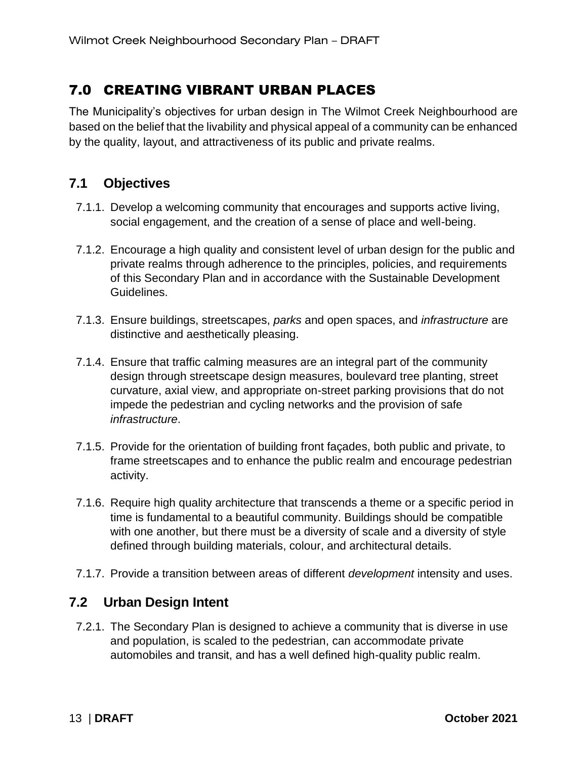# 7.0 CREATING VIBRANT URBAN PLACES

The Municipality's objectives for urban design in The Wilmot Creek Neighbourhood are based on the belief that the livability and physical appeal of a community can be enhanced by the quality, layout, and attractiveness of its public and private realms.

## 7.1 Objectives

7.1.1. Develop a welcoming community that encourages and supports active living, social engagement, and the creation of a sense of place and well-being.

7.1.2. Encourage a high quality and consistent level of urban design for the public and private realms through adherence to the principles, policies, and requirements of this Secondary Plan and in accordance with the Sustainable Development Guidelines.

7.1.3. Ensure buildings, streetscapes, *parks* and open spaces, and *infrastructure* are distinctive and aesthetically pleasing.

7.1.4. Ensure that traffic calming measures are an integral part of the community design through streetscape design measures, boulevard tree planting, street curvature, axial view, and appropriate on-street parking provisions that do not impede the pedestrian and cycling networks and the provision of safe *infrastructure*.

7.1.5. Provide for the orientation of building front façades, both public and private, to frame streetscapes and to enhance the public realm and encourage pedestrian activity.

7.1.6. Require high quality architecture that transcends a theme or a specific period in time is fundamental to a beautiful community. Buildings should be compatible with one another, but there must be a diversity of scale and a diversity of style defined through building materials, colour, and architectural details.

7.1.7. Provide a transition between areas of different *development* intensity and uses.

## 7.2 Urban Design Intent

7.2.1. The Secondary Plan is designed to achieve a community that is diverse in use and population, is scaled to the pedestrian, can accommodate private automobiles and transit, and has a well defined high-quality public realm.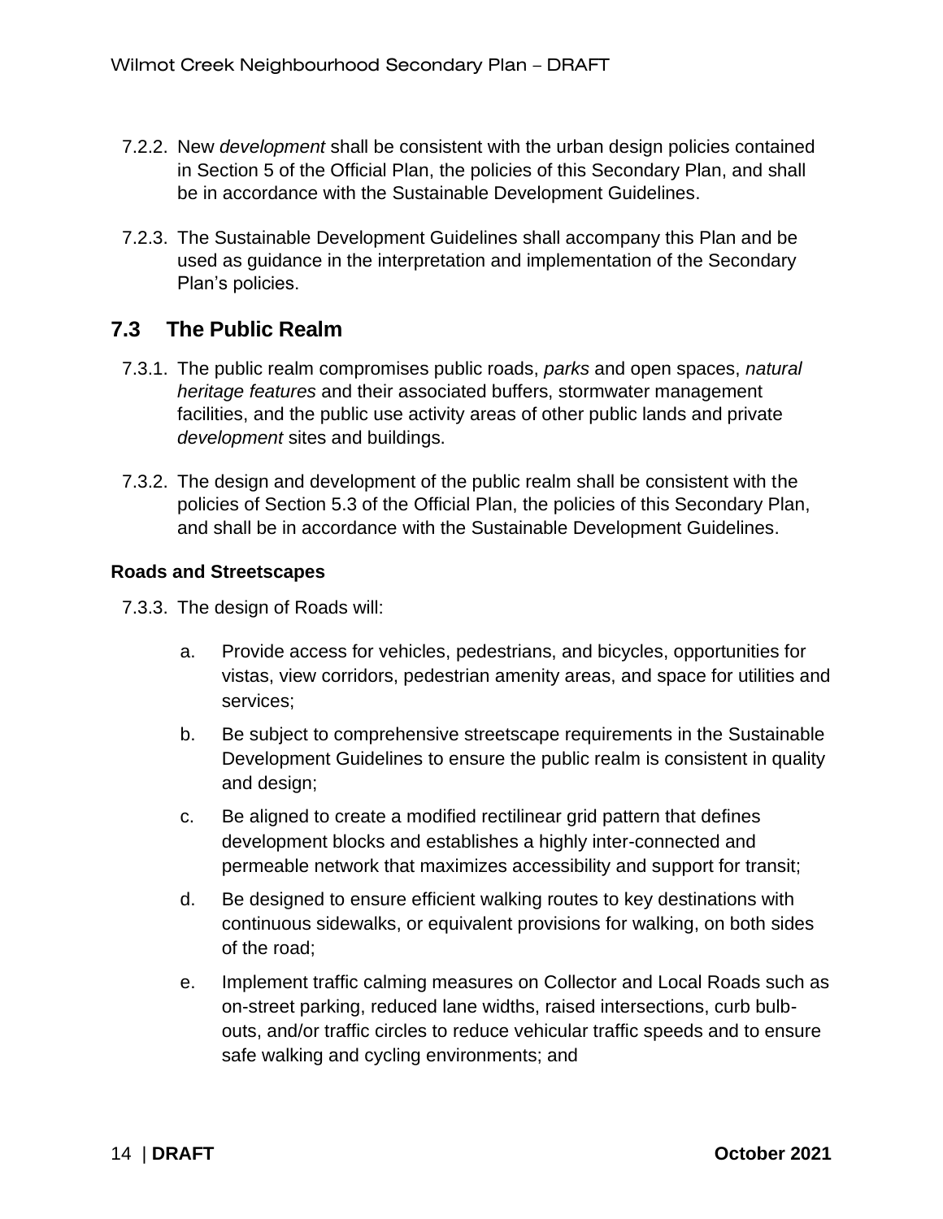7.2.2. New *development* shall be consistent with the urban design policies contained in Section 5 of the Official Plan, the policies of this Secondary Plan, and shall be in accordance with the Sustainable Development Guidelines.

7.2.3. The Sustainable Development Guidelines shall accompany this Plan and be used as guidance in the interpretation and implementation of the Secondary Plan's policies.

## 7.3 The Public Realm

7.3.1. The public realm compromises public roads, *parks* and open spaces, *natural heritage features* and their associated buffers, stormwater management facilities, and the public use activity areas of other public lands and private *development* sites and buildings.

7.3.2. The design and development of the public realm shall be consistent with the policies of Section 5.3 of the Official Plan, the policies of this Secondary Plan, and shall be in accordance with the Sustainable Development Guidelines.

**Roads and Streetscapes**

7.3.3. The design of Roads will:

a. Provide access for vehicles, pedestrians, and bicycles, opportunities for vistas, view corridors, pedestrian amenity areas, and space for utilities and services;

b. Be subject to comprehensive streetscape requirements in the Sustainable Development Guidelines to ensure the public realm is consistent in quality and design;

c. Be aligned to create a modified rectilinear grid pattern that defines development blocks and establishes a highly inter-connected and permeable network that maximizes accessibility and support for transit;

d. Be designed to ensure efficient walking routes to key destinations with continuous sidewalks, or equivalent provisions for walking, on both sides of the road;

e. Implement traffic calming measures on Collector and Local Roads such as on-street parking, reduced lane widths, raised intersections, curb bulb-outs, and/or traffic circles to reduce vehicular traffic speeds and to ensure safe walking and cycling environments; and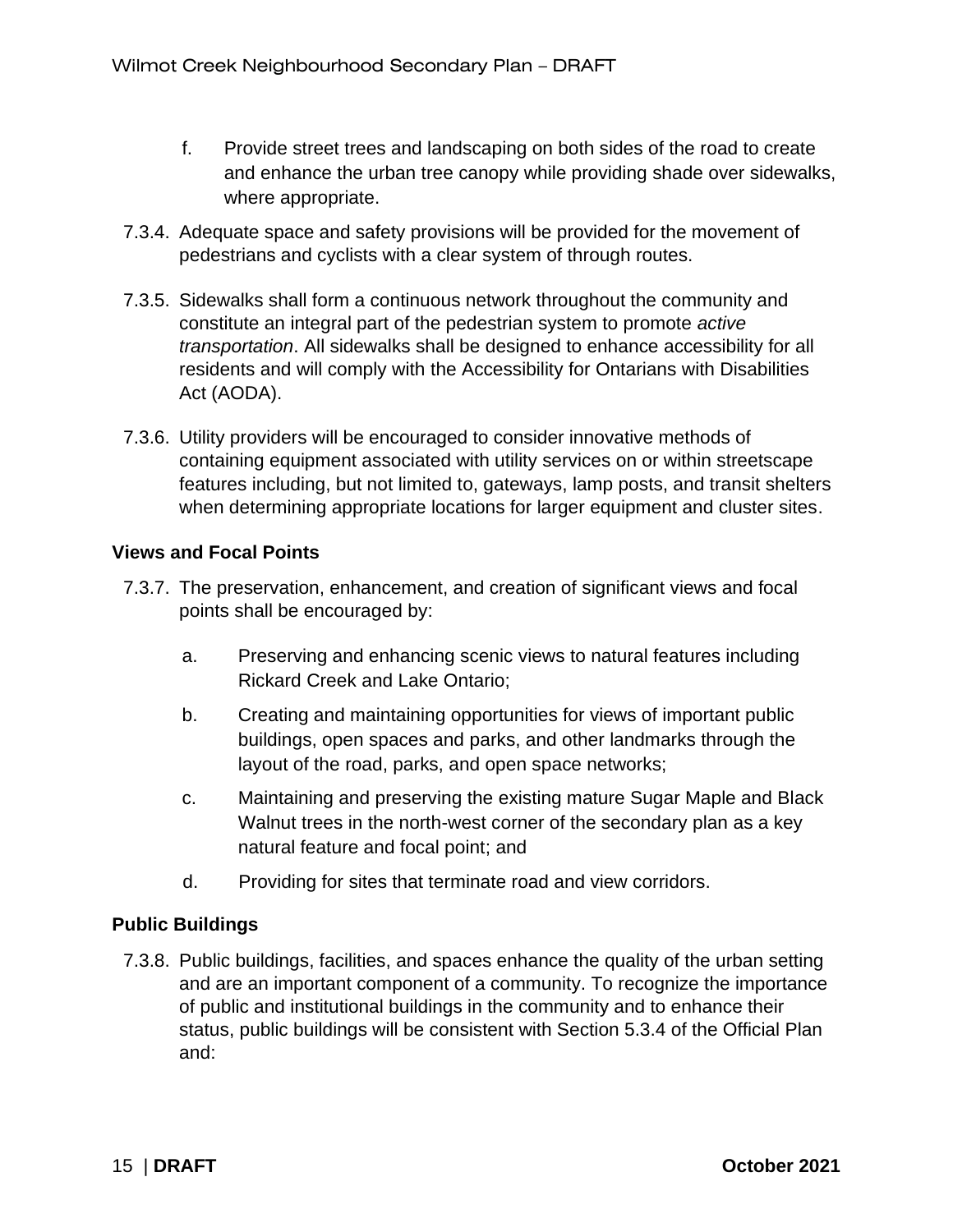f. Provide street trees and landscaping on both sides of the road to create and enhance the urban tree canopy while providing shade over sidewalks, where appropriate.

7.3.4. Adequate space and safety provisions will be provided for the movement of pedestrians and cyclists with a clear system of through routes.

7.3.5. Sidewalks shall form a continuous network throughout the community and constitute an integral part of the pedestrian system to promote *active transportation*. All sidewalks shall be designed to enhance accessibility for all residents and will comply with the Accessibility for Ontarians with Disabilities Act (AODA).

7.3.6. Utility providers will be encouraged to consider innovative methods of containing equipment associated with utility services on or within streetscape features including, but not limited to, gateways, lamp posts, and transit shelters when determining appropriate locations for larger equipment and cluster sites.

**Views and Focal Points**

7.3.7. The preservation, enhancement, and creation of significant views and focal points shall be encouraged by:

a. Preserving and enhancing scenic views to natural features including Rickard Creek and Lake Ontario;

b. Creating and maintaining opportunities for views of important public buildings, open spaces and parks, and other landmarks through the layout of the road, parks, and open space networks;

c. Maintaining and preserving the existing mature Sugar Maple and Black Walnut trees in the north-west corner of the secondary plan as a key natural feature and focal point; and

d. Providing for sites that terminate road and view corridors.

**Public Buildings**

7.3.8. Public buildings, facilities, and spaces enhance the quality of the urban setting and are an important component of a community. To recognize the importance of public and institutional buildings in the community and to enhance their status, public buildings will be consistent with Section 5.3.4 of the Official Plan and: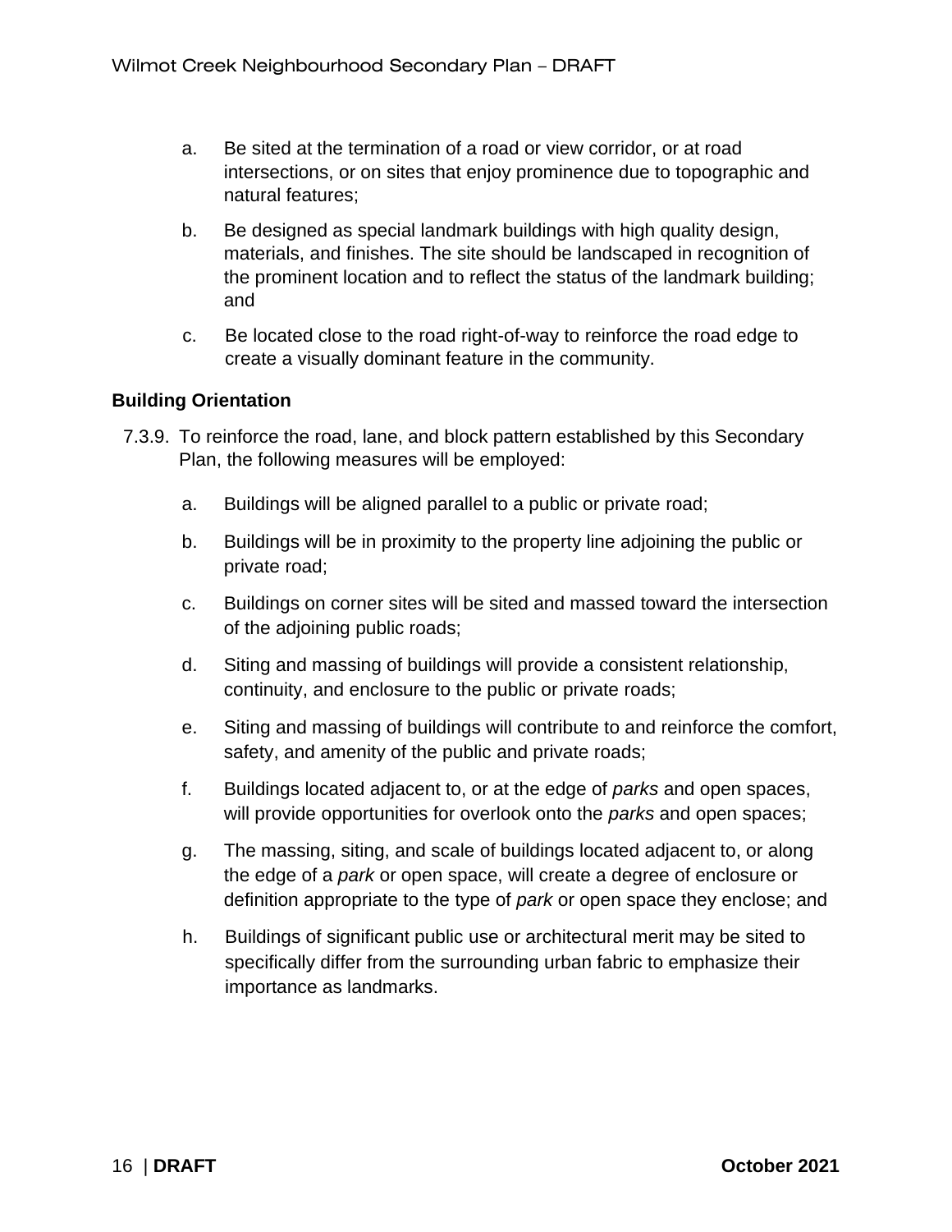a. Be sited at the termination of a road or view corridor, or at road intersections, or on sites that enjoy prominence due to topographic and natural features;

b. Be designed as special landmark buildings with high quality design, materials, and finishes. The site should be landscaped in recognition of the prominent location and to reflect the status of the landmark building; and

c. Be located close to the road right-of-way to reinforce the road edge to create a visually dominant feature in the community.

**Building Orientation**

7.3.9. To reinforce the road, lane, and block pattern established by this Secondary Plan, the following measures will be employed:

a. Buildings will be aligned parallel to a public or private road;

b. Buildings will be in proximity to the property line adjoining the public or private road;

c. Buildings on corner sites will be sited and massed toward the intersection of the adjoining public roads;

d. Siting and massing of buildings will provide a consistent relationship, continuity, and enclosure to the public or private roads;

e. Siting and massing of buildings will contribute to and reinforce the comfort, safety, and amenity of the public and private roads;

f. Buildings located adjacent to, or at the edge of *parks* and open spaces, will provide opportunities for overlook onto the *parks* and open spaces;

g. The massing, siting, and scale of buildings located adjacent to, or along the edge of a *park* or open space, will create a degree of enclosure or definition appropriate to the type of *park* or open space they enclose; and

h. Buildings of significant public use or architectural merit may be sited to specifically differ from the surrounding urban fabric to emphasize their importance as landmarks.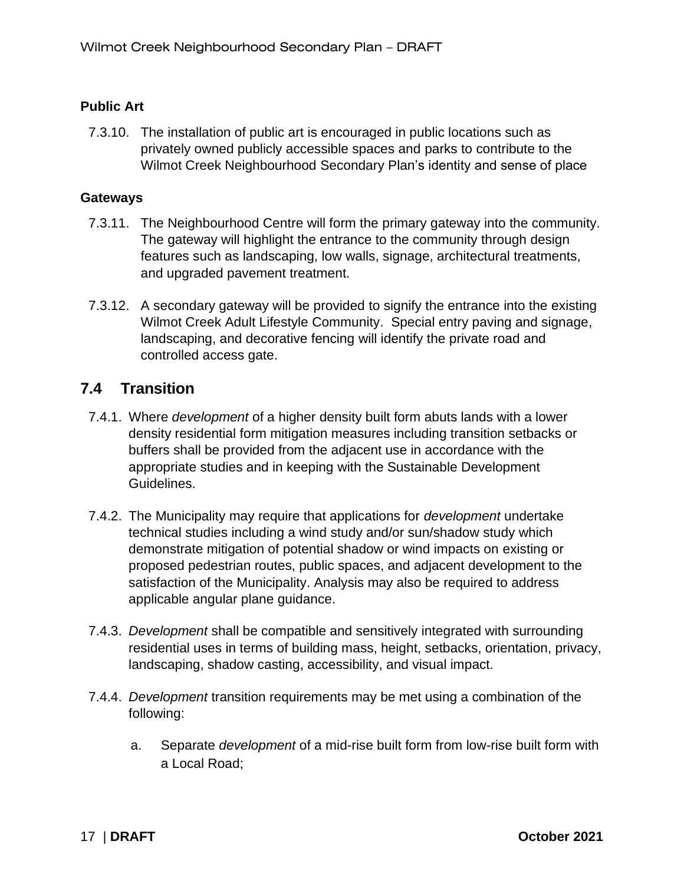### Public Art

7.3.10. The installation of public art is encouraged in public locations such as privately owned publicly accessible spaces and parks to contribute to the Wilmot Creek Neighbourhood Secondary Plan's identity and sense of place

### Gateways

7.3.11. The Neighbourhood Centre will form the primary gateway into the community. The gateway will highlight the entrance to the community through design features such as landscaping, low walls, signage, architectural treatments, and upgraded pavement treatment.

7.3.12. A secondary gateway will be provided to signify the entrance into the existing Wilmot Creek Adult Lifestyle Community. Special entry paving and signage, landscaping, and decorative fencing will identify the private road and controlled access gate.

## 7.4 Transition

7.4.1. Where *development* of a higher density built form abuts lands with a lower density residential form mitigation measures including transition setbacks or buffers shall be provided from the adjacent use in accordance with the appropriate studies and in keeping with the Sustainable Development Guidelines.

7.4.2. The Municipality may require that applications for *development* undertake technical studies including a wind study and/or sun/shadow study which demonstrate mitigation of potential shadow or wind impacts on existing or proposed pedestrian routes, public spaces, and adjacent development to the satisfaction of the Municipality. Analysis may also be required to address applicable angular plane guidance.

7.4.3. *Development* shall be compatible and sensitively integrated with surrounding residential uses in terms of building mass, height, setbacks, orientation, privacy, landscaping, shadow casting, accessibility, and visual impact.

7.4.4. *Development* transition requirements may be met using a combination of the following:

a. Separate *development* of a mid-rise built form from low-rise built form with a Local Road;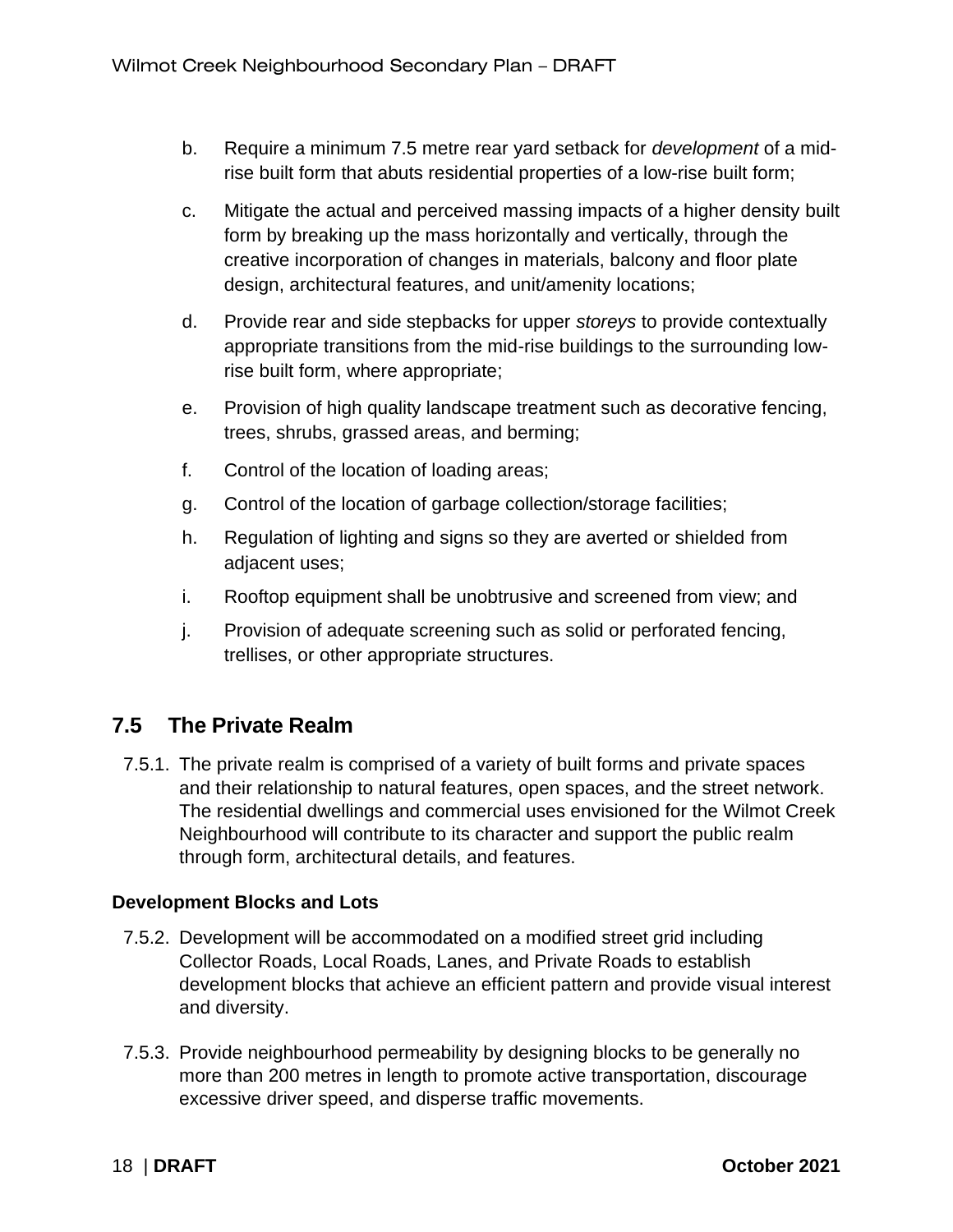b. Require a minimum 7.5 metre rear yard setback for *development* of a mid-rise built form that abuts residential properties of a low-rise built form;

c. Mitigate the actual and perceived massing impacts of a higher density built form by breaking up the mass horizontally and vertically, through the creative incorporation of changes in materials, balcony and floor plate design, architectural features, and unit/amenity locations;

d. Provide rear and side stepbacks for upper *storeys* to provide contextually appropriate transitions from the mid-rise buildings to the surrounding low-rise built form, where appropriate;

e. Provision of high quality landscape treatment such as decorative fencing, trees, shrubs, grassed areas, and berming;

f. Control of the location of loading areas;

g. Control of the location of garbage collection/storage facilities;

h. Regulation of lighting and signs so they are averted or shielded from adjacent uses;

i. Rooftop equipment shall be unobtrusive and screened from view; and

j. Provision of adequate screening such as solid or perforated fencing, trellises, or other appropriate structures.

## 7.5 The Private Realm

7.5.1. The private realm is comprised of a variety of built forms and private spaces and their relationship to natural features, open spaces, and the street network. The residential dwellings and commercial uses envisioned for the Wilmot Creek Neighbourhood will contribute to its character and support the public realm through form, architectural details, and features.

### Development Blocks and Lots

7.5.2. Development will be accommodated on a modified street grid including Collector Roads, Local Roads, Lanes, and Private Roads to establish development blocks that achieve an efficient pattern and provide visual interest and diversity.

7.5.3. Provide neighbourhood permeability by designing blocks to be generally no more than 200 metres in length to promote active transportation, discourage excessive driver speed, and disperse traffic movements.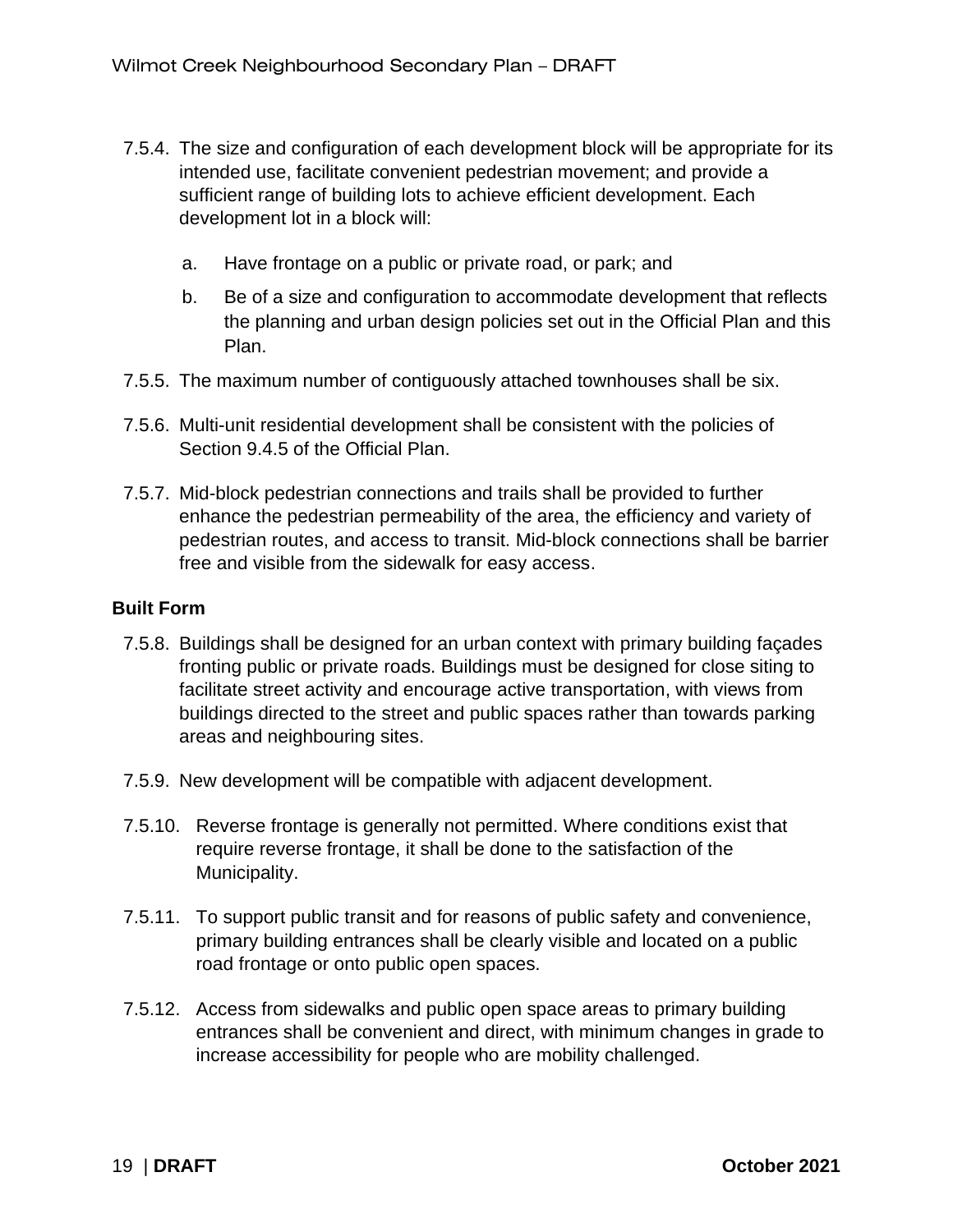7.5.4. The size and configuration of each development block will be appropriate for its intended use, facilitate convenient pedestrian movement; and provide a sufficient range of building lots to achieve efficient development. Each development lot in a block will:

   a. Have frontage on a public or private road, or park; and

   b. Be of a size and configuration to accommodate development that reflects the planning and urban design policies set out in the Official Plan and this Plan.

7.5.5. The maximum number of contiguously attached townhouses shall be six.

7.5.6. Multi-unit residential development shall be consistent with the policies of Section 9.4.5 of the Official Plan.

7.5.7. Mid-block pedestrian connections and trails shall be provided to further enhance the pedestrian permeability of the area, the efficiency and variety of pedestrian routes, and access to transit. Mid-block connections shall be barrier free and visible from the sidewalk for easy access.

**Built Form**

7.5.8. Buildings shall be designed for an urban context with primary building façades fronting public or private roads. Buildings must be designed for close siting to facilitate street activity and encourage active transportation, with views from buildings directed to the street and public spaces rather than towards parking areas and neighbouring sites.

7.5.9. New development will be compatible with adjacent development.

7.5.10. Reverse frontage is generally not permitted. Where conditions exist that require reverse frontage, it shall be done to the satisfaction of the Municipality.

7.5.11. To support public transit and for reasons of public safety and convenience, primary building entrances shall be clearly visible and located on a public road frontage or onto public open spaces.

7.5.12. Access from sidewalks and public open space areas to primary building entrances shall be convenient and direct, with minimum changes in grade to increase accessibility for people who are mobility challenged.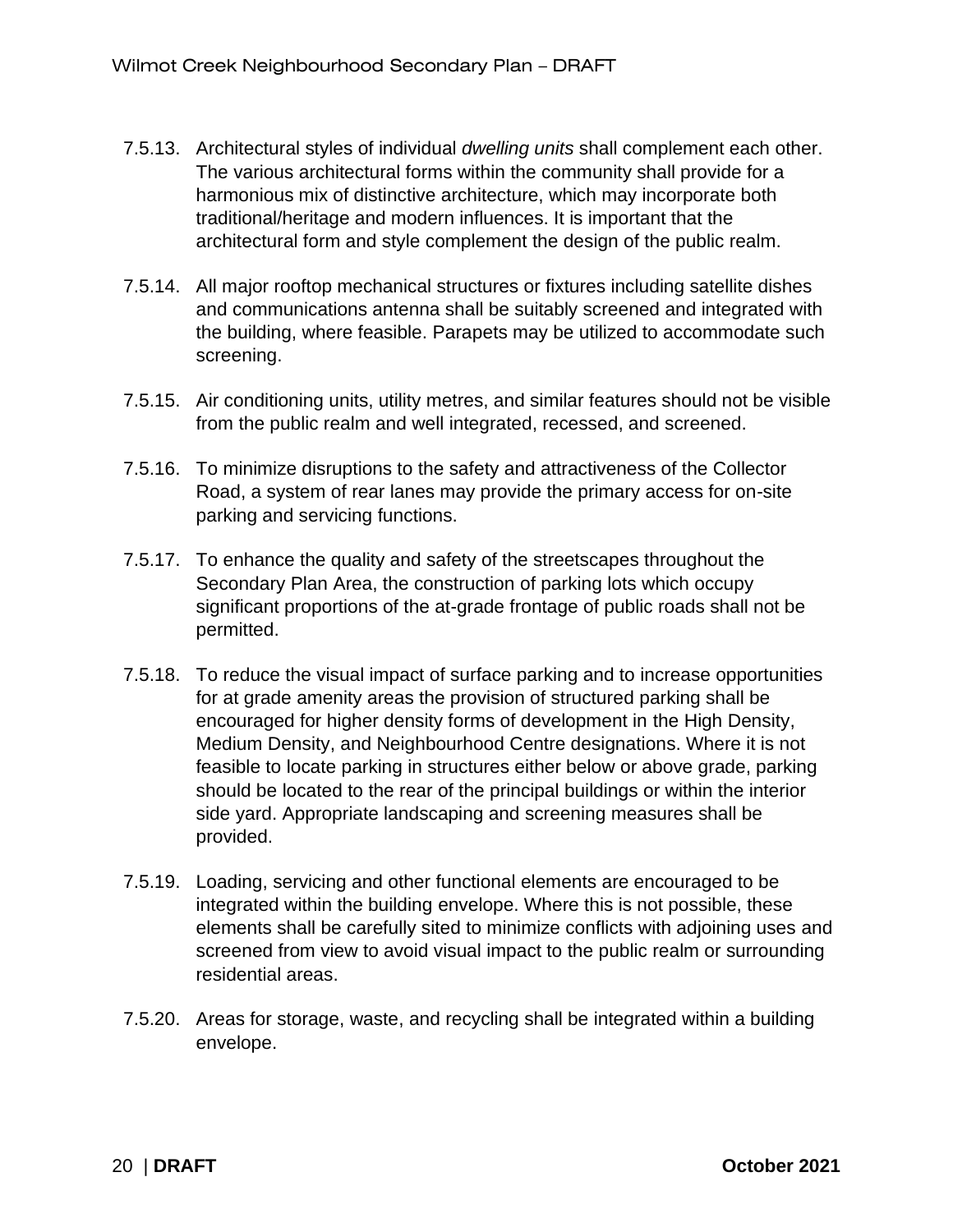7.5.13. Architectural styles of individual *dwelling units* shall complement each other. The various architectural forms within the community shall provide for a harmonious mix of distinctive architecture, which may incorporate both traditional/heritage and modern influences. It is important that the architectural form and style complement the design of the public realm.

7.5.14. All major rooftop mechanical structures or fixtures including satellite dishes and communications antenna shall be suitably screened and integrated with the building, where feasible. Parapets may be utilized to accommodate such screening.

7.5.15. Air conditioning units, utility metres, and similar features should not be visible from the public realm and well integrated, recessed, and screened.

7.5.16. To minimize disruptions to the safety and attractiveness of the Collector Road, a system of rear lanes may provide the primary access for on-site parking and servicing functions.

7.5.17. To enhance the quality and safety of the streetscapes throughout the Secondary Plan Area, the construction of parking lots which occupy significant proportions of the at-grade frontage of public roads shall not be permitted.

7.5.18. To reduce the visual impact of surface parking and to increase opportunities for at grade amenity areas the provision of structured parking shall be encouraged for higher density forms of development in the High Density, Medium Density, and Neighbourhood Centre designations. Where it is not feasible to locate parking in structures either below or above grade, parking should be located to the rear of the principal buildings or within the interior side yard. Appropriate landscaping and screening measures shall be provided.

7.5.19. Loading, servicing and other functional elements are encouraged to be integrated within the building envelope. Where this is not possible, these elements shall be carefully sited to minimize conflicts with adjoining uses and screened from view to avoid visual impact to the public realm or surrounding residential areas.

7.5.20. Areas for storage, waste, and recycling shall be integrated within a building envelope.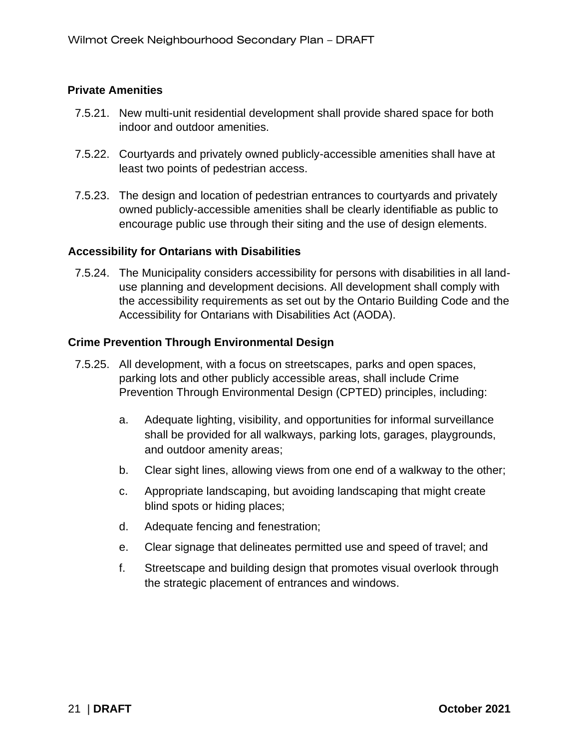### Private Amenities

7.5.21. New multi-unit residential development shall provide shared space for both indoor and outdoor amenities.

7.5.22. Courtyards and privately owned publicly-accessible amenities shall have at least two points of pedestrian access.

7.5.23. The design and location of pedestrian entrances to courtyards and privately owned publicly-accessible amenities shall be clearly identifiable as public to encourage public use through their siting and the use of design elements.

### Accessibility for Ontarians with Disabilities

7.5.24. The Municipality considers accessibility for persons with disabilities in all land-use planning and development decisions. All development shall comply with the accessibility requirements as set out by the Ontario Building Code and the Accessibility for Ontarians with Disabilities Act (AODA).

### Crime Prevention Through Environmental Design

7.5.25. All development, with a focus on streetscapes, parks and open spaces, parking lots and other publicly accessible areas, shall include Crime Prevention Through Environmental Design (CPTED) principles, including:

a. Adequate lighting, visibility, and opportunities for informal surveillance shall be provided for all walkways, parking lots, garages, playgrounds, and outdoor amenity areas;

b. Clear sight lines, allowing views from one end of a walkway to the other;

c. Appropriate landscaping, but avoiding landscaping that might create blind spots or hiding places;

d. Adequate fencing and fenestration;

e. Clear signage that delineates permitted use and speed of travel; and

f. Streetscape and building design that promotes visual overlook through the strategic placement of entrances and windows.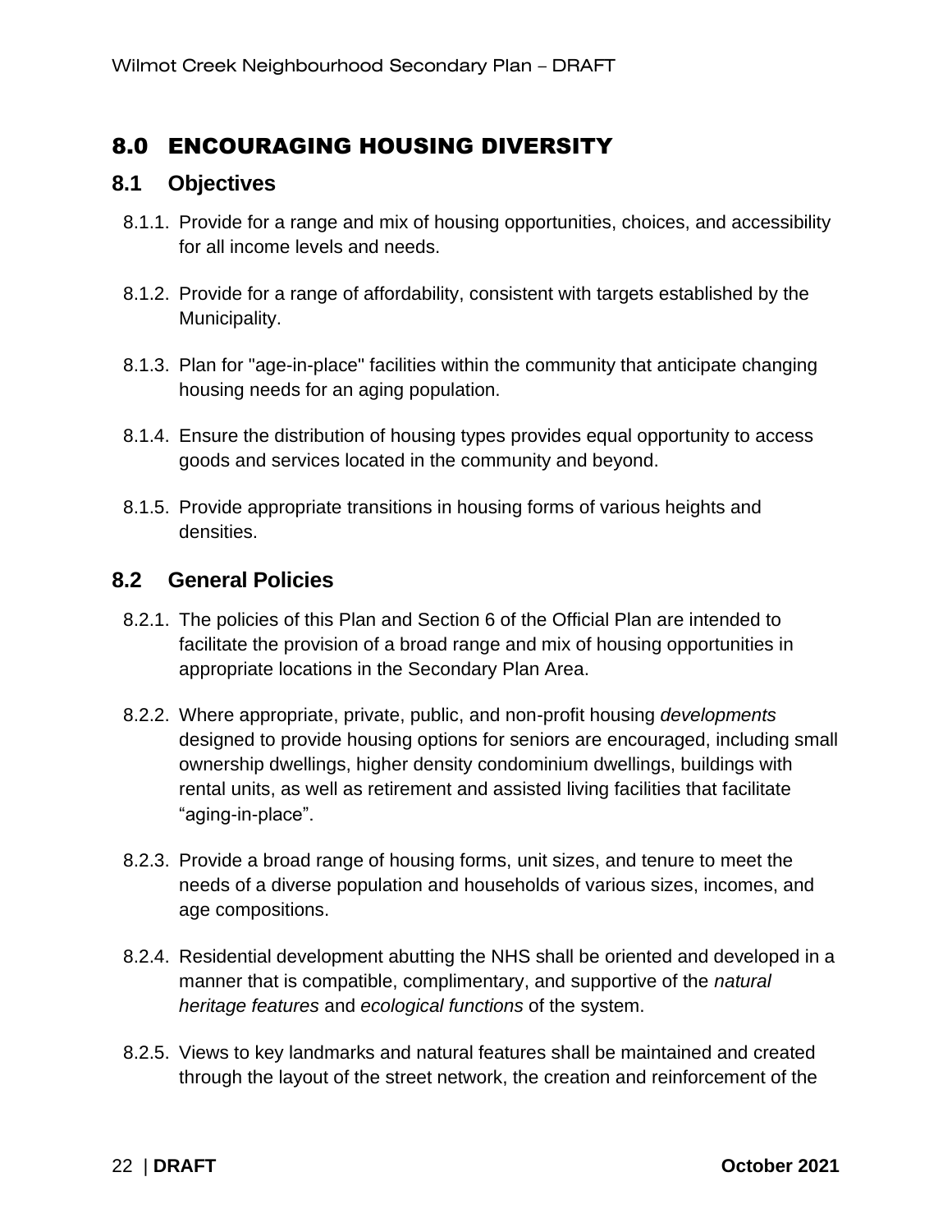## 8.0 ENCOURAGING HOUSING DIVERSITY

### 8.1 Objectives

8.1.1. Provide for a range and mix of housing opportunities, choices, and accessibility for all income levels and needs.

8.1.2. Provide for a range of affordability, consistent with targets established by the Municipality.

8.1.3. Plan for "age-in-place" facilities within the community that anticipate changing housing needs for an aging population.

8.1.4. Ensure the distribution of housing types provides equal opportunity to access goods and services located in the community and beyond.

8.1.5. Provide appropriate transitions in housing forms of various heights and densities.

### 8.2 General Policies

8.2.1. The policies of this Plan and Section 6 of the Official Plan are intended to facilitate the provision of a broad range and mix of housing opportunities in appropriate locations in the Secondary Plan Area.

8.2.2. Where appropriate, private, public, and non-profit housing *developments* designed to provide housing options for seniors are encouraged, including small ownership dwellings, higher density condominium dwellings, buildings with rental units, as well as retirement and assisted living facilities that facilitate “aging-in-place”.

8.2.3. Provide a broad range of housing forms, unit sizes, and tenure to meet the needs of a diverse population and households of various sizes, incomes, and age compositions.

8.2.4. Residential development abutting the NHS shall be oriented and developed in a manner that is compatible, complimentary, and supportive of the *natural heritage features* and *ecological functions* of the system.

8.2.5. Views to key landmarks and natural features shall be maintained and created through the layout of the street network, the creation and reinforcement of the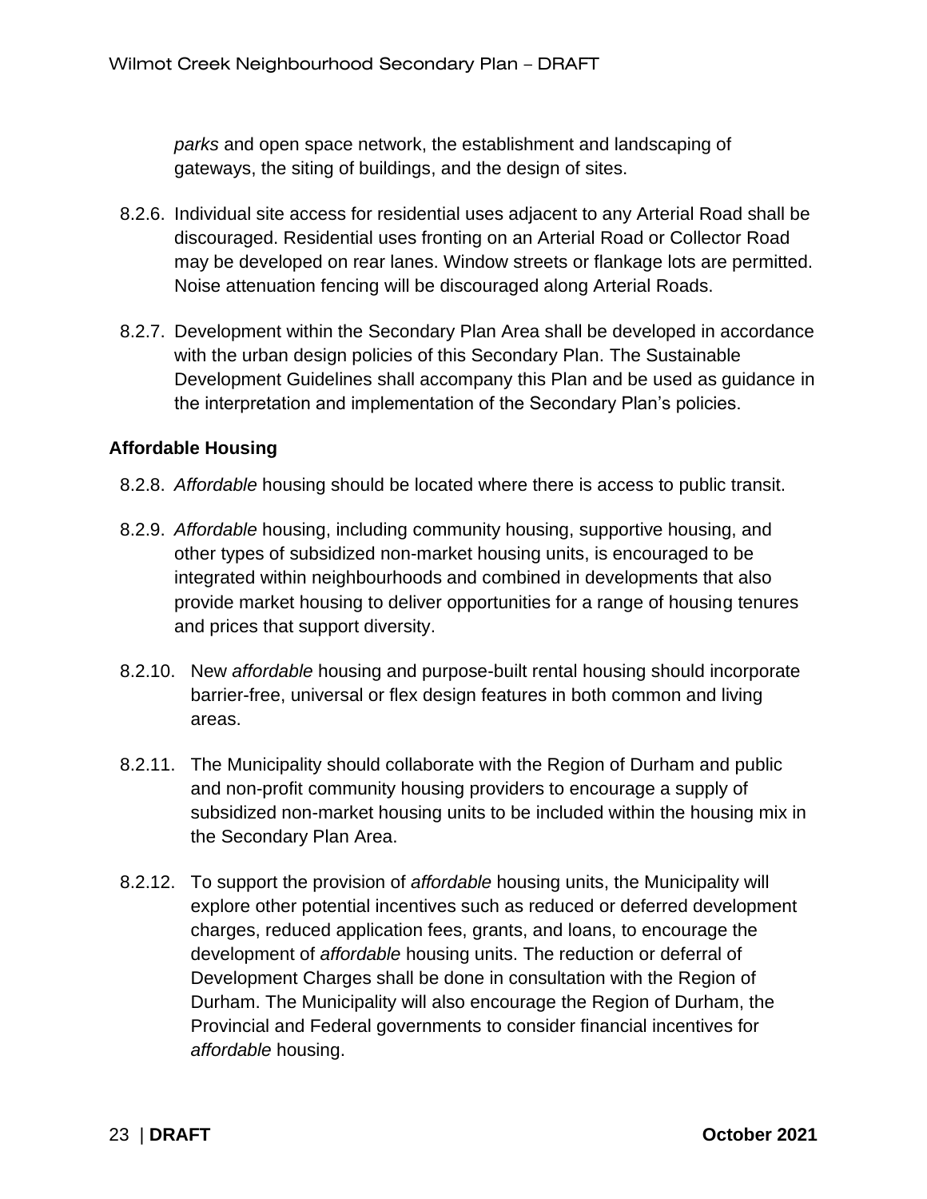*parks* and open space network, the establishment and landscaping of gateways, the siting of buildings, and the design of sites.

8.2.6. Individual site access for residential uses adjacent to any Arterial Road shall be discouraged. Residential uses fronting on an Arterial Road or Collector Road may be developed on rear lanes. Window streets or flankage lots are permitted. Noise attenuation fencing will be discouraged along Arterial Roads.

8.2.7. Development within the Secondary Plan Area shall be developed in accordance with the urban design policies of this Secondary Plan. The Sustainable Development Guidelines shall accompany this Plan and be used as guidance in the interpretation and implementation of the Secondary Plan's policies.

**Affordable Housing**

8.2.8. *Affordable* housing should be located where there is access to public transit.

8.2.9. *Affordable* housing, including community housing, supportive housing, and other types of subsidized non-market housing units, is encouraged to be integrated within neighbourhoods and combined in developments that also provide market housing to deliver opportunities for a range of housing tenures and prices that support diversity.

8.2.10. New *affordable* housing and purpose-built rental housing should incorporate barrier-free, universal or flex design features in both common and living areas.

8.2.11. The Municipality should collaborate with the Region of Durham and public and non-profit community housing providers to encourage a supply of subsidized non-market housing units to be included within the housing mix in the Secondary Plan Area.

8.2.12. To support the provision of *affordable* housing units, the Municipality will explore other potential incentives such as reduced or deferred development charges, reduced application fees, grants, and loans, to encourage the development of *affordable* housing units. The reduction or deferral of Development Charges shall be done in consultation with the Region of Durham. The Municipality will also encourage the Region of Durham, the Provincial and Federal governments to consider financial incentives for *affordable* housing.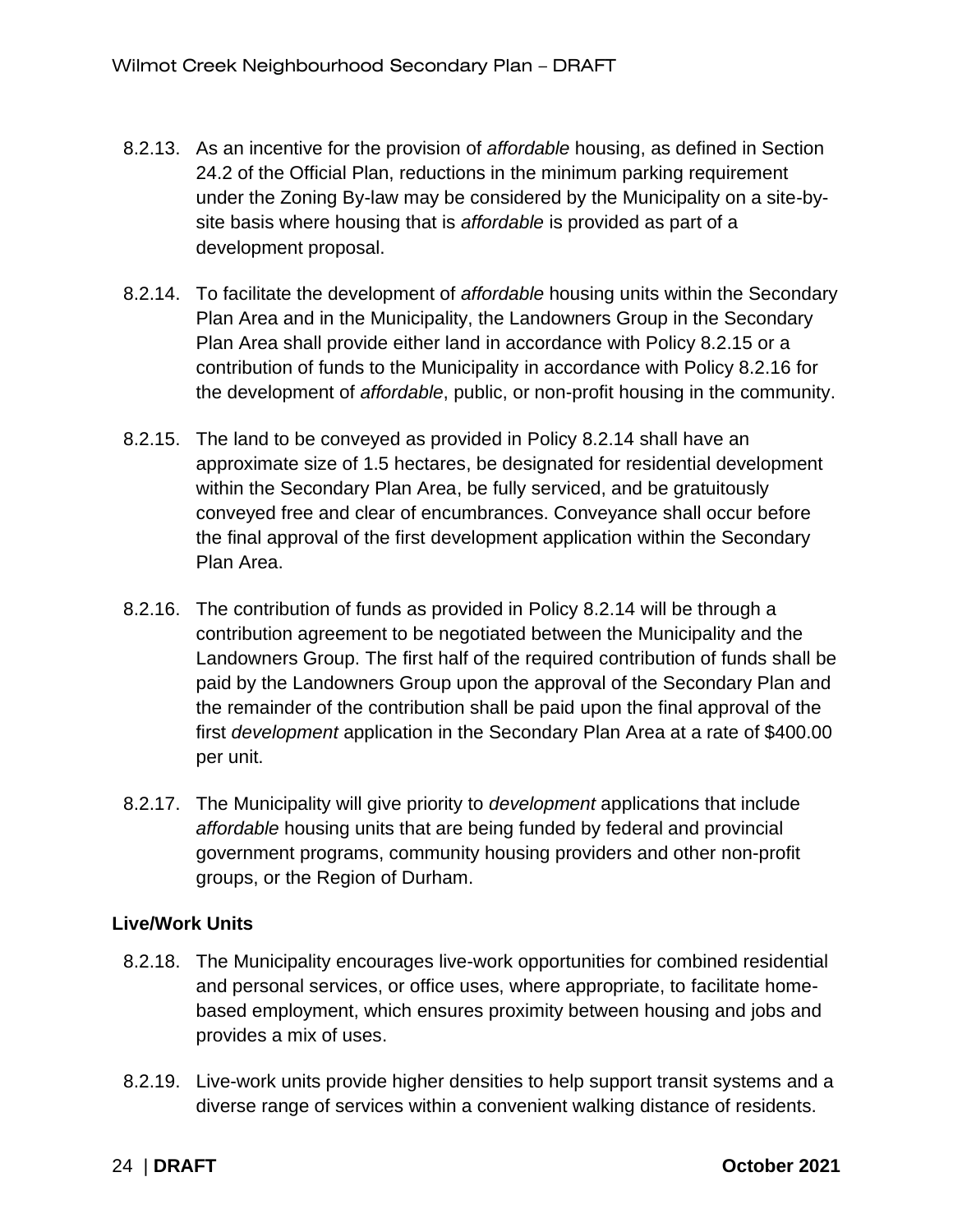8.2.13. As an incentive for the provision of *affordable* housing, as defined in Section 24.2 of the Official Plan, reductions in the minimum parking requirement under the Zoning By-law may be considered by the Municipality on a site-by-site basis where housing that is *affordable* is provided as part of a development proposal.

8.2.14. To facilitate the development of *affordable* housing units within the Secondary Plan Area and in the Municipality, the Landowners Group in the Secondary Plan Area shall provide either land in accordance with Policy 8.2.15 or a contribution of funds to the Municipality in accordance with Policy 8.2.16 for the development of *affordable*, public, or non-profit housing in the community.

8.2.15. The land to be conveyed as provided in Policy 8.2.14 shall have an approximate size of 1.5 hectares, be designated for residential development within the Secondary Plan Area, be fully serviced, and be gratuitously conveyed free and clear of encumbrances. Conveyance shall occur before the final approval of the first development application within the Secondary Plan Area.

8.2.16. The contribution of funds as provided in Policy 8.2.14 will be through a contribution agreement to be negotiated between the Municipality and the Landowners Group. The first half of the required contribution of funds shall be paid by the Landowners Group upon the approval of the Secondary Plan and the remainder of the contribution shall be paid upon the final approval of the first *development* application in the Secondary Plan Area at a rate of $400.00 per unit.

8.2.17. The Municipality will give priority to *development* applications that include *affordable* housing units that are being funded by federal and provincial government programs, community housing providers and other non-profit groups, or the Region of Durham.

**Live/Work Units**

8.2.18. The Municipality encourages live-work opportunities for combined residential and personal services, or office uses, where appropriate, to facilitate home-based employment, which ensures proximity between housing and jobs and provides a mix of uses.

8.2.19. Live-work units provide higher densities to help support transit systems and a diverse range of services within a convenient walking distance of residents.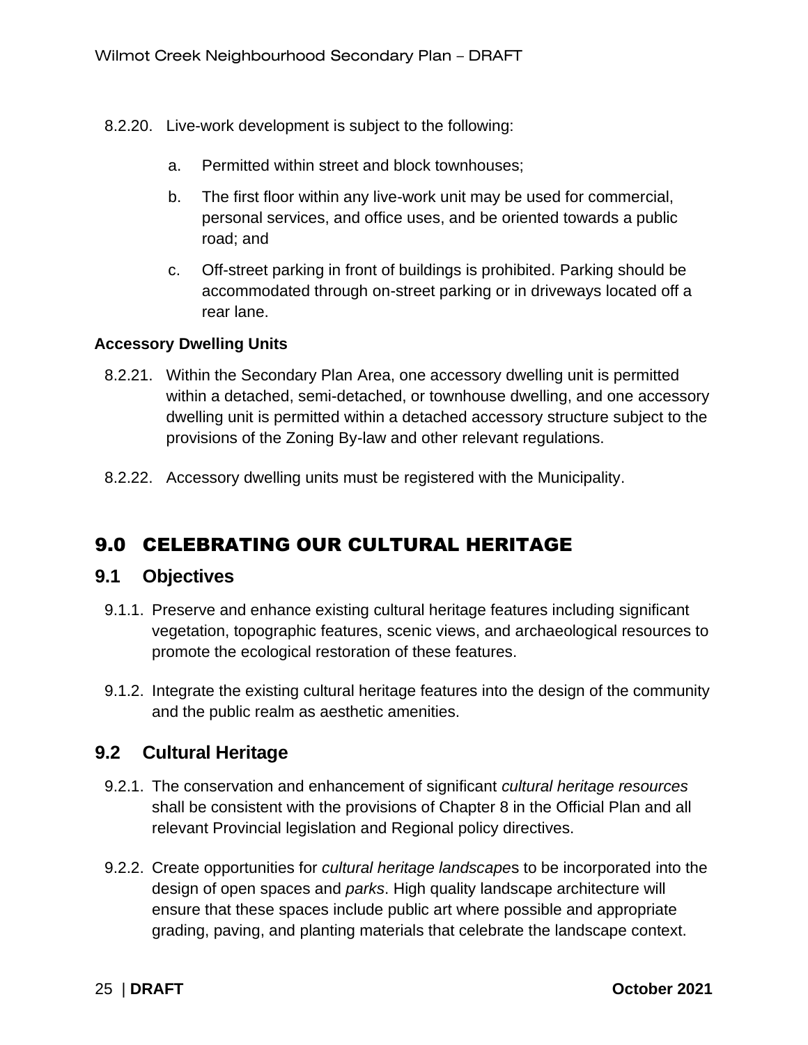8.2.20. Live-work development is subject to the following:

a. Permitted within street and block townhouses;

b. The first floor within any live-work unit may be used for commercial, personal services, and office uses, and be oriented towards a public road; and

c. Off-street parking in front of buildings is prohibited. Parking should be accommodated through on-street parking or in driveways located off a rear lane.

**Accessory Dwelling Units**

8.2.21. Within the Secondary Plan Area, one accessory dwelling unit is permitted within a detached, semi-detached, or townhouse dwelling, and one accessory dwelling unit is permitted within a detached accessory structure subject to the provisions of the Zoning By-law and other relevant regulations.

8.2.22. Accessory dwelling units must be registered with the Municipality.

# 9.0 CELEBRATING OUR CULTURAL HERITAGE

## 9.1 Objectives

9.1.1. Preserve and enhance existing cultural heritage features including significant vegetation, topographic features, scenic views, and archaeological resources to promote the ecological restoration of these features.

9.1.2. Integrate the existing cultural heritage features into the design of the community and the public realm as aesthetic amenities.

## 9.2 Cultural Heritage

9.2.1. The conservation and enhancement of significant *cultural heritage resources* shall be consistent with the provisions of Chapter 8 in the Official Plan and all relevant Provincial legislation and Regional policy directives.

9.2.2. Create opportunities for *cultural heritage landscape*s to be incorporated into the design of open spaces and *parks*. High quality landscape architecture will ensure that these spaces include public art where possible and appropriate grading, paving, and planting materials that celebrate the landscape context.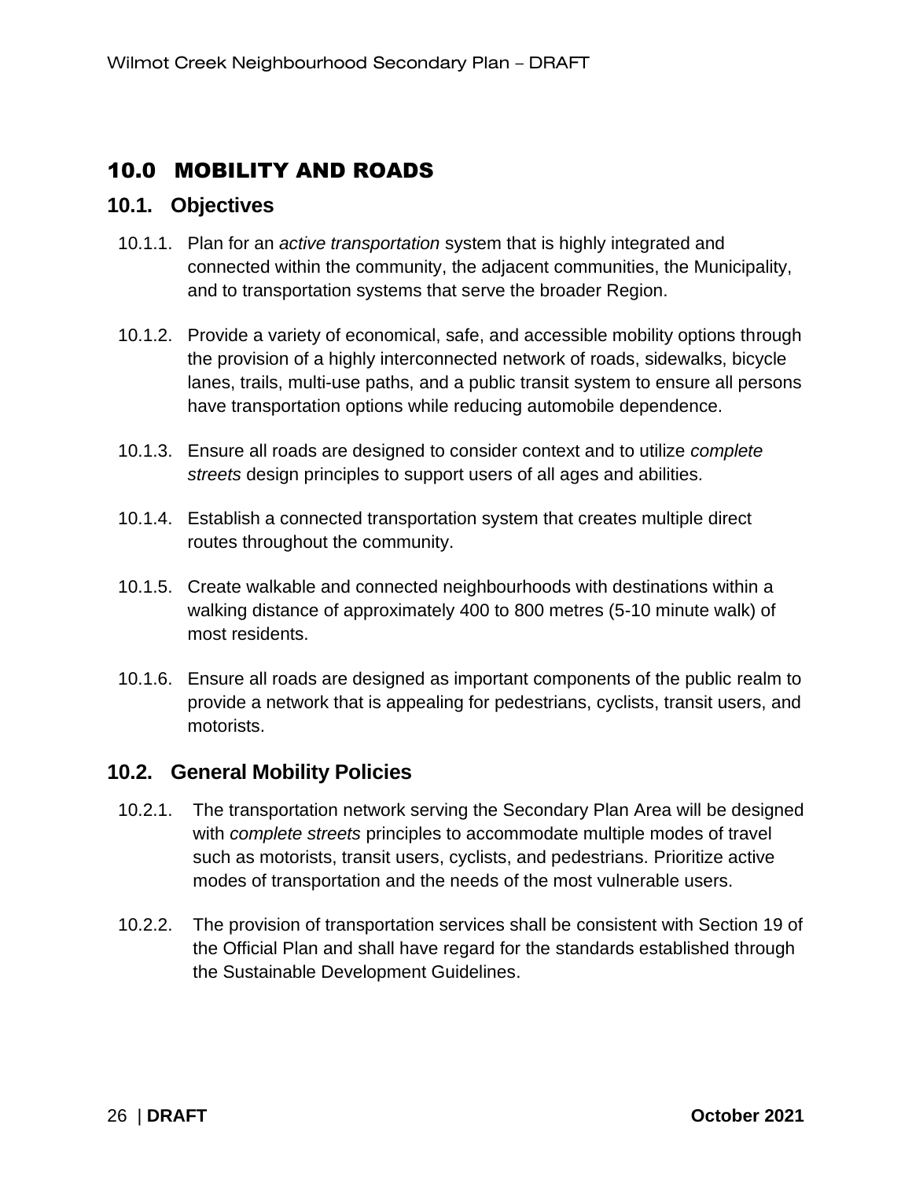# 10.0 MOBILITY AND ROADS

## 10.1. Objectives

10.1.1. Plan for an *active transportation* system that is highly integrated and connected within the community, the adjacent communities, the Municipality, and to transportation systems that serve the broader Region.

10.1.2. Provide a variety of economical, safe, and accessible mobility options through the provision of a highly interconnected network of roads, sidewalks, bicycle lanes, trails, multi-use paths, and a public transit system to ensure all persons have transportation options while reducing automobile dependence.

10.1.3. Ensure all roads are designed to consider context and to utilize *complete streets* design principles to support users of all ages and abilities.

10.1.4. Establish a connected transportation system that creates multiple direct routes throughout the community.

10.1.5. Create walkable and connected neighbourhoods with destinations within a walking distance of approximately 400 to 800 metres (5-10 minute walk) of most residents.

10.1.6. Ensure all roads are designed as important components of the public realm to provide a network that is appealing for pedestrians, cyclists, transit users, and motorists.

## 10.2. General Mobility Policies

10.2.1. The transportation network serving the Secondary Plan Area will be designed with *complete streets* principles to accommodate multiple modes of travel such as motorists, transit users, cyclists, and pedestrians. Prioritize active modes of transportation and the needs of the most vulnerable users.

10.2.2. The provision of transportation services shall be consistent with Section 19 of the Official Plan and shall have regard for the standards established through the Sustainable Development Guidelines.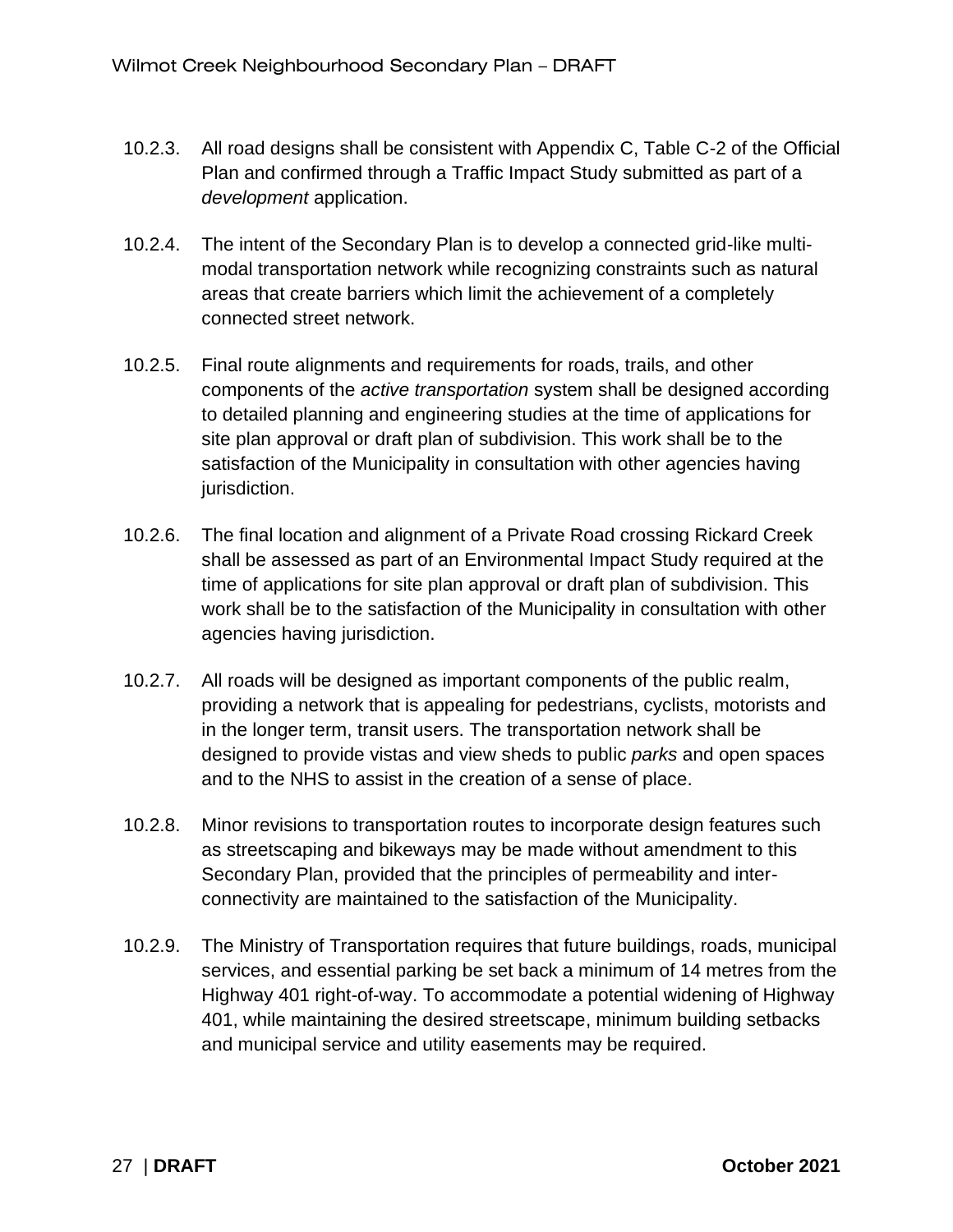10.2.3. All road designs shall be consistent with Appendix C, Table C-2 of the Official Plan and confirmed through a Traffic Impact Study submitted as part of a *development* application.

10.2.4. The intent of the Secondary Plan is to develop a connected grid-like multi-modal transportation network while recognizing constraints such as natural areas that create barriers which limit the achievement of a completely connected street network.

10.2.5. Final route alignments and requirements for roads, trails, and other components of the *active transportation* system shall be designed according to detailed planning and engineering studies at the time of applications for site plan approval or draft plan of subdivision. This work shall be to the satisfaction of the Municipality in consultation with other agencies having jurisdiction.

10.2.6. The final location and alignment of a Private Road crossing Rickard Creek shall be assessed as part of an Environmental Impact Study required at the time of applications for site plan approval or draft plan of subdivision. This work shall be to the satisfaction of the Municipality in consultation with other agencies having jurisdiction.

10.2.7. All roads will be designed as important components of the public realm, providing a network that is appealing for pedestrians, cyclists, motorists and in the longer term, transit users. The transportation network shall be designed to provide vistas and view sheds to public *parks* and open spaces and to the NHS to assist in the creation of a sense of place.

10.2.8. Minor revisions to transportation routes to incorporate design features such as streetscaping and bikeways may be made without amendment to this Secondary Plan, provided that the principles of permeability and inter-connectivity are maintained to the satisfaction of the Municipality.

10.2.9. The Ministry of Transportation requires that future buildings, roads, municipal services, and essential parking be set back a minimum of 14 metres from the Highway 401 right-of-way. To accommodate a potential widening of Highway 401, while maintaining the desired streetscape, minimum building setbacks and municipal service and utility easements may be required.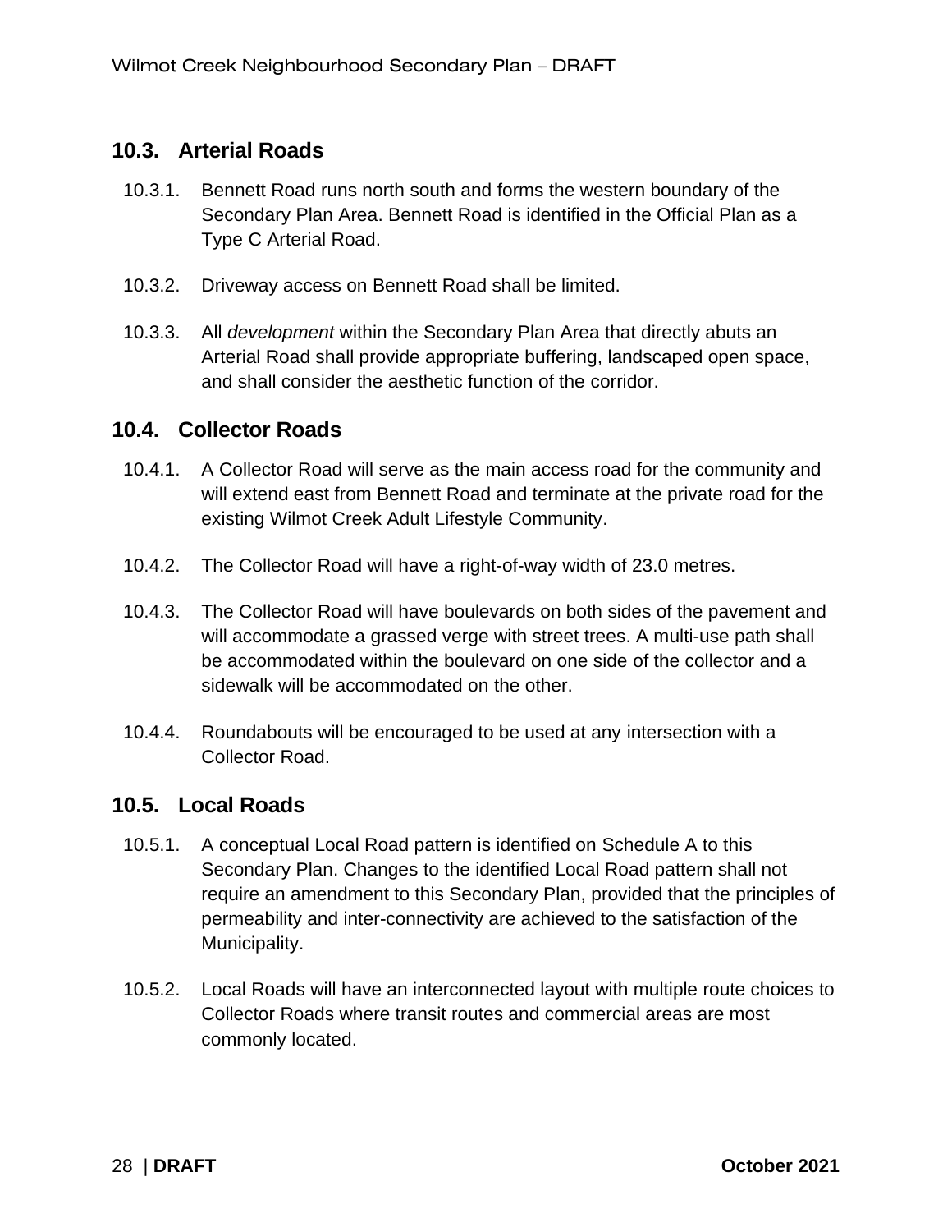## 10.3. Arterial Roads

10.3.1. Bennett Road runs north south and forms the western boundary of the Secondary Plan Area. Bennett Road is identified in the Official Plan as a Type C Arterial Road.

10.3.2. Driveway access on Bennett Road shall be limited.

10.3.3. All *development* within the Secondary Plan Area that directly abuts an Arterial Road shall provide appropriate buffering, landscaped open space, and shall consider the aesthetic function of the corridor.

## 10.4. Collector Roads

10.4.1. A Collector Road will serve as the main access road for the community and will extend east from Bennett Road and terminate at the private road for the existing Wilmot Creek Adult Lifestyle Community.

10.4.2. The Collector Road will have a right-of-way width of 23.0 metres.

10.4.3. The Collector Road will have boulevards on both sides of the pavement and will accommodate a grassed verge with street trees. A multi-use path shall be accommodated within the boulevard on one side of the collector and a sidewalk will be accommodated on the other.

10.4.4. Roundabouts will be encouraged to be used at any intersection with a Collector Road.

## 10.5. Local Roads

10.5.1. A conceptual Local Road pattern is identified on Schedule A to this Secondary Plan. Changes to the identified Local Road pattern shall not require an amendment to this Secondary Plan, provided that the principles of permeability and inter-connectivity are achieved to the satisfaction of the Municipality.

10.5.2. Local Roads will have an interconnected layout with multiple route choices to Collector Roads where transit routes and commercial areas are most commonly located.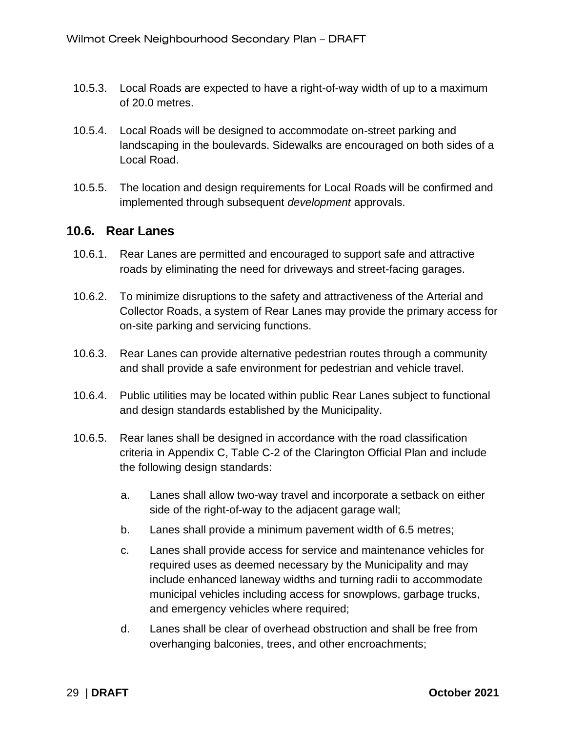10.5.3. Local Roads are expected to have a right-of-way width of up to a maximum of 20.0 metres.

10.5.4. Local Roads will be designed to accommodate on-street parking and landscaping in the boulevards. Sidewalks are encouraged on both sides of a Local Road.

10.5.5. The location and design requirements for Local Roads will be confirmed and implemented through subsequent *development* approvals.

## 10.6. Rear Lanes

10.6.1. Rear Lanes are permitted and encouraged to support safe and attractive roads by eliminating the need for driveways and street-facing garages.

10.6.2. To minimize disruptions to the safety and attractiveness of the Arterial and Collector Roads, a system of Rear Lanes may provide the primary access for on-site parking and servicing functions.

10.6.3. Rear Lanes can provide alternative pedestrian routes through a community and shall provide a safe environment for pedestrian and vehicle travel.

10.6.4. Public utilities may be located within public Rear Lanes subject to functional and design standards established by the Municipality.

10.6.5. Rear lanes shall be designed in accordance with the road classification criteria in Appendix C, Table C-2 of the Clarington Official Plan and include the following design standards:

a. Lanes shall allow two-way travel and incorporate a setback on either side of the right-of-way to the adjacent garage wall;

b. Lanes shall provide a minimum pavement width of 6.5 metres;

c. Lanes shall provide access for service and maintenance vehicles for required uses as deemed necessary by the Municipality and may include enhanced laneway widths and turning radii to accommodate municipal vehicles including access for snowplows, garbage trucks, and emergency vehicles where required;

d. Lanes shall be clear of overhead obstruction and shall be free from overhanging balconies, trees, and other encroachments;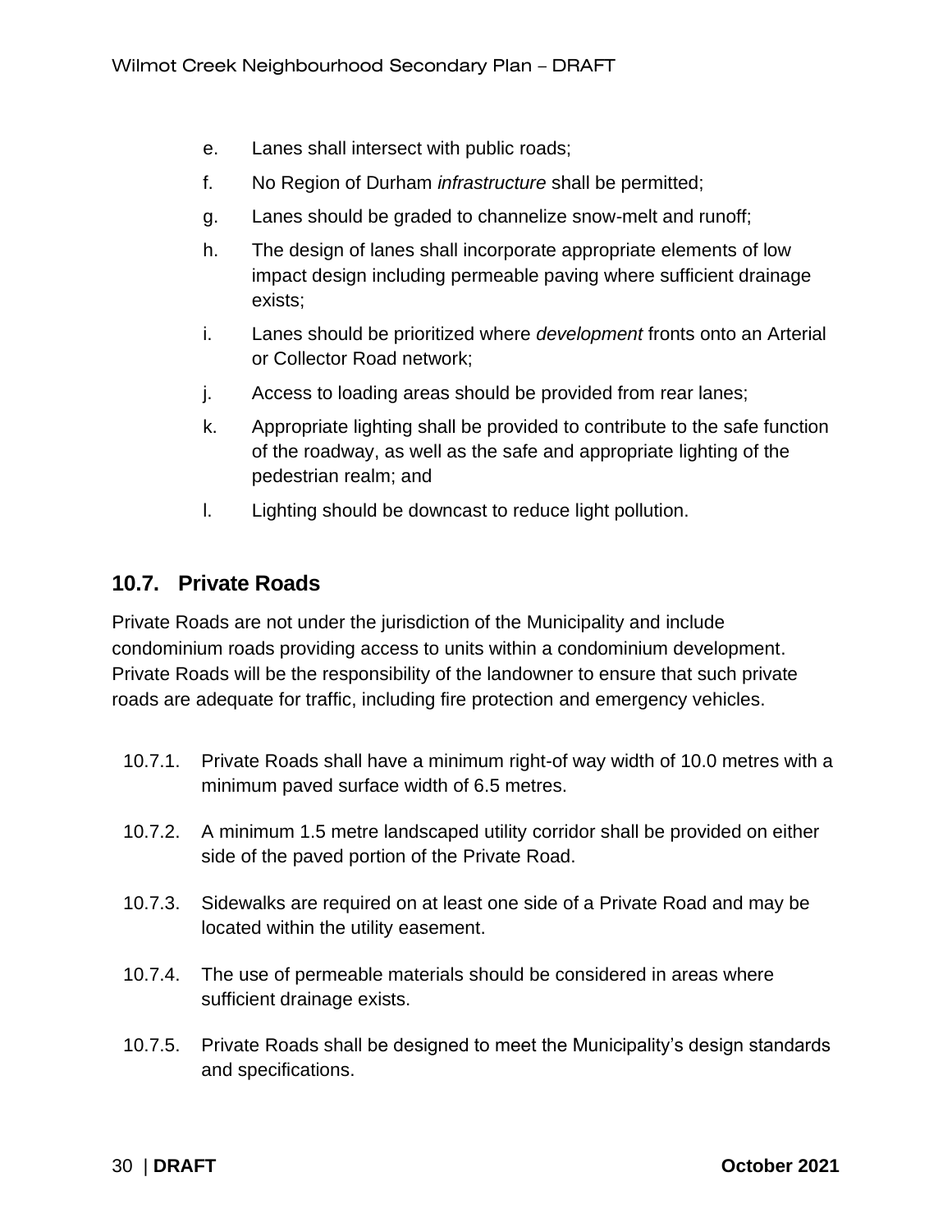e. Lanes shall intersect with public roads;

f. No Region of Durham *infrastructure* shall be permitted;

g. Lanes should be graded to channelize snow-melt and runoff;

h. The design of lanes shall incorporate appropriate elements of low impact design including permeable paving where sufficient drainage exists;

i. Lanes should be prioritized where *development* fronts onto an Arterial or Collector Road network;

j. Access to loading areas should be provided from rear lanes;

k. Appropriate lighting shall be provided to contribute to the safe function of the roadway, as well as the safe and appropriate lighting of the pedestrian realm; and

l. Lighting should be downcast to reduce light pollution.

## 10.7. Private Roads

Private Roads are not under the jurisdiction of the Municipality and include condominium roads providing access to units within a condominium development. Private Roads will be the responsibility of the landowner to ensure that such private roads are adequate for traffic, including fire protection and emergency vehicles.

10.7.1. Private Roads shall have a minimum right-of way width of 10.0 metres with a minimum paved surface width of 6.5 metres.

10.7.2. A minimum 1.5 metre landscaped utility corridor shall be provided on either side of the paved portion of the Private Road.

10.7.3. Sidewalks are required on at least one side of a Private Road and may be located within the utility easement.

10.7.4. The use of permeable materials should be considered in areas where sufficient drainage exists.

10.7.5. Private Roads shall be designed to meet the Municipality's design standards and specifications.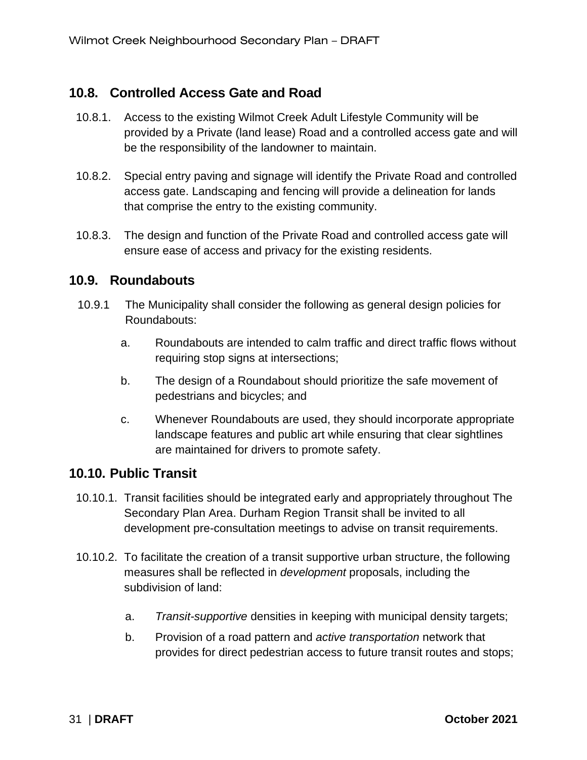## 10.8. Controlled Access Gate and Road

10.8.1. Access to the existing Wilmot Creek Adult Lifestyle Community will be provided by a Private (land lease) Road and a controlled access gate and will be the responsibility of the landowner to maintain.

10.8.2. Special entry paving and signage will identify the Private Road and controlled access gate. Landscaping and fencing will provide a delineation for lands that comprise the entry to the existing community.

10.8.3. The design and function of the Private Road and controlled access gate will ensure ease of access and privacy for the existing residents.

## 10.9. Roundabouts

10.9.1 The Municipality shall consider the following as general design policies for Roundabouts:

a. Roundabouts are intended to calm traffic and direct traffic flows without requiring stop signs at intersections;

b. The design of a Roundabout should prioritize the safe movement of pedestrians and bicycles; and

c. Whenever Roundabouts are used, they should incorporate appropriate landscape features and public art while ensuring that clear sightlines are maintained for drivers to promote safety.

## 10.10. Public Transit

10.10.1. Transit facilities should be integrated early and appropriately throughout The Secondary Plan Area. Durham Region Transit shall be invited to all development pre-consultation meetings to advise on transit requirements.

10.10.2. To facilitate the creation of a transit supportive urban structure, the following measures shall be reflected in *development* proposals, including the subdivision of land:

a. *Transit-supportive* densities in keeping with municipal density targets;

b. Provision of a road pattern and *active transportation* network that provides for direct pedestrian access to future transit routes and stops;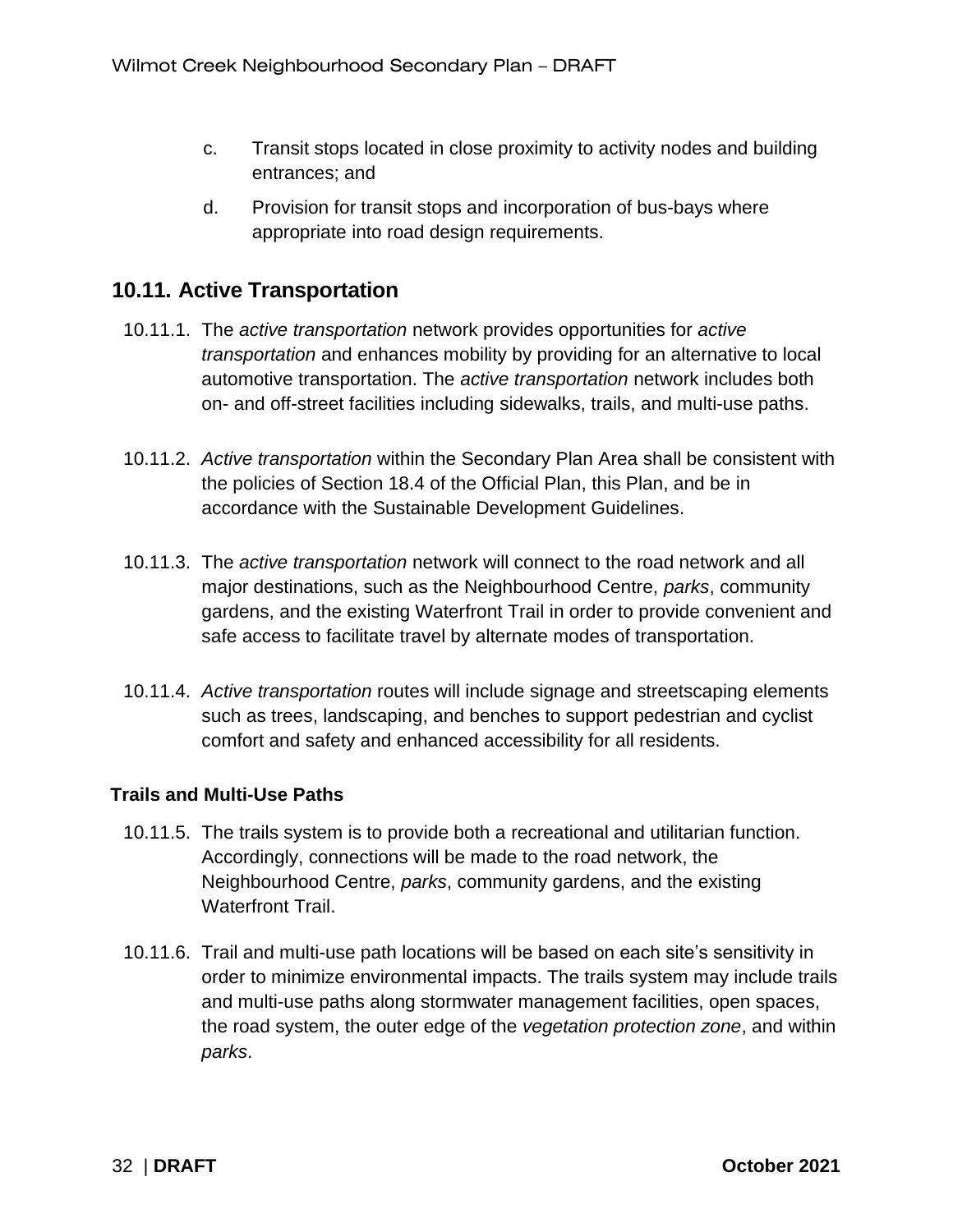c. Transit stops located in close proximity to activity nodes and building entrances; and

d. Provision for transit stops and incorporation of bus-bays where appropriate into road design requirements.

## 10.11. Active Transportation

10.11.1. The *active transportation* network provides opportunities for *active transportation* and enhances mobility by providing for an alternative to local automotive transportation. The *active transportation* network includes both on- and off-street facilities including sidewalks, trails, and multi-use paths.

10.11.2. *Active transportation* within the Secondary Plan Area shall be consistent with the policies of Section 18.4 of the Official Plan, this Plan, and be in accordance with the Sustainable Development Guidelines.

10.11.3. The *active transportation* network will connect to the road network and all major destinations, such as the Neighbourhood Centre, *parks*, community gardens, and the existing Waterfront Trail in order to provide convenient and safe access to facilitate travel by alternate modes of transportation.

10.11.4. *Active transportation* routes will include signage and streetscaping elements such as trees, landscaping, and benches to support pedestrian and cyclist comfort and safety and enhanced accessibility for all residents.

### Trails and Multi-Use Paths

10.11.5. The trails system is to provide both a recreational and utilitarian function. Accordingly, connections will be made to the road network, the Neighbourhood Centre, *parks*, community gardens, and the existing Waterfront Trail.

10.11.6. Trail and multi-use path locations will be based on each site's sensitivity in order to minimize environmental impacts. The trails system may include trails and multi-use paths along stormwater management facilities, open spaces, the road system, the outer edge of the *vegetation protection zone*, and within *parks*.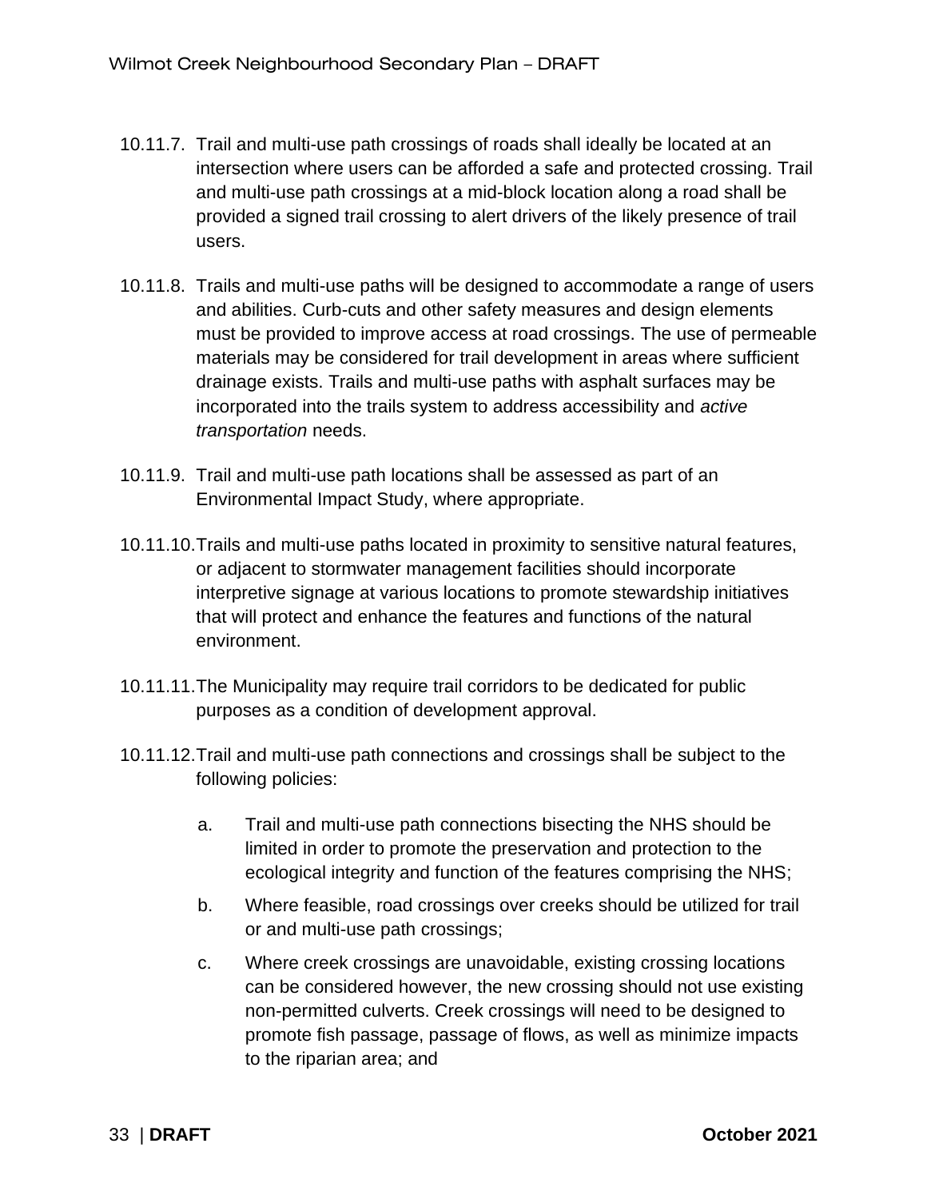10.11.7. Trail and multi-use path crossings of roads shall ideally be located at an intersection where users can be afforded a safe and protected crossing. Trail and multi-use path crossings at a mid-block location along a road shall be provided a signed trail crossing to alert drivers of the likely presence of trail users.

10.11.8. Trails and multi-use paths will be designed to accommodate a range of users and abilities. Curb-cuts and other safety measures and design elements must be provided to improve access at road crossings. The use of permeable materials may be considered for trail development in areas where sufficient drainage exists. Trails and multi-use paths with asphalt surfaces may be incorporated into the trails system to address accessibility and *active transportation* needs.

10.11.9. Trail and multi-use path locations shall be assessed as part of an Environmental Impact Study, where appropriate.

10.11.10. Trails and multi-use paths located in proximity to sensitive natural features, or adjacent to stormwater management facilities should incorporate interpretive signage at various locations to promote stewardship initiatives that will protect and enhance the features and functions of the natural environment.

10.11.11. The Municipality may require trail corridors to be dedicated for public purposes as a condition of development approval.

10.11.12. Trail and multi-use path connections and crossings shall be subject to the following policies:

a. Trail and multi-use path connections bisecting the NHS should be limited in order to promote the preservation and protection to the ecological integrity and function of the features comprising the NHS;

b. Where feasible, road crossings over creeks should be utilized for trail or and multi-use path crossings;

c. Where creek crossings are unavoidable, existing crossing locations can be considered however, the new crossing should not use existing non-permitted culverts. Creek crossings will need to be designed to promote fish passage, passage of flows, as well as minimize impacts to the riparian area; and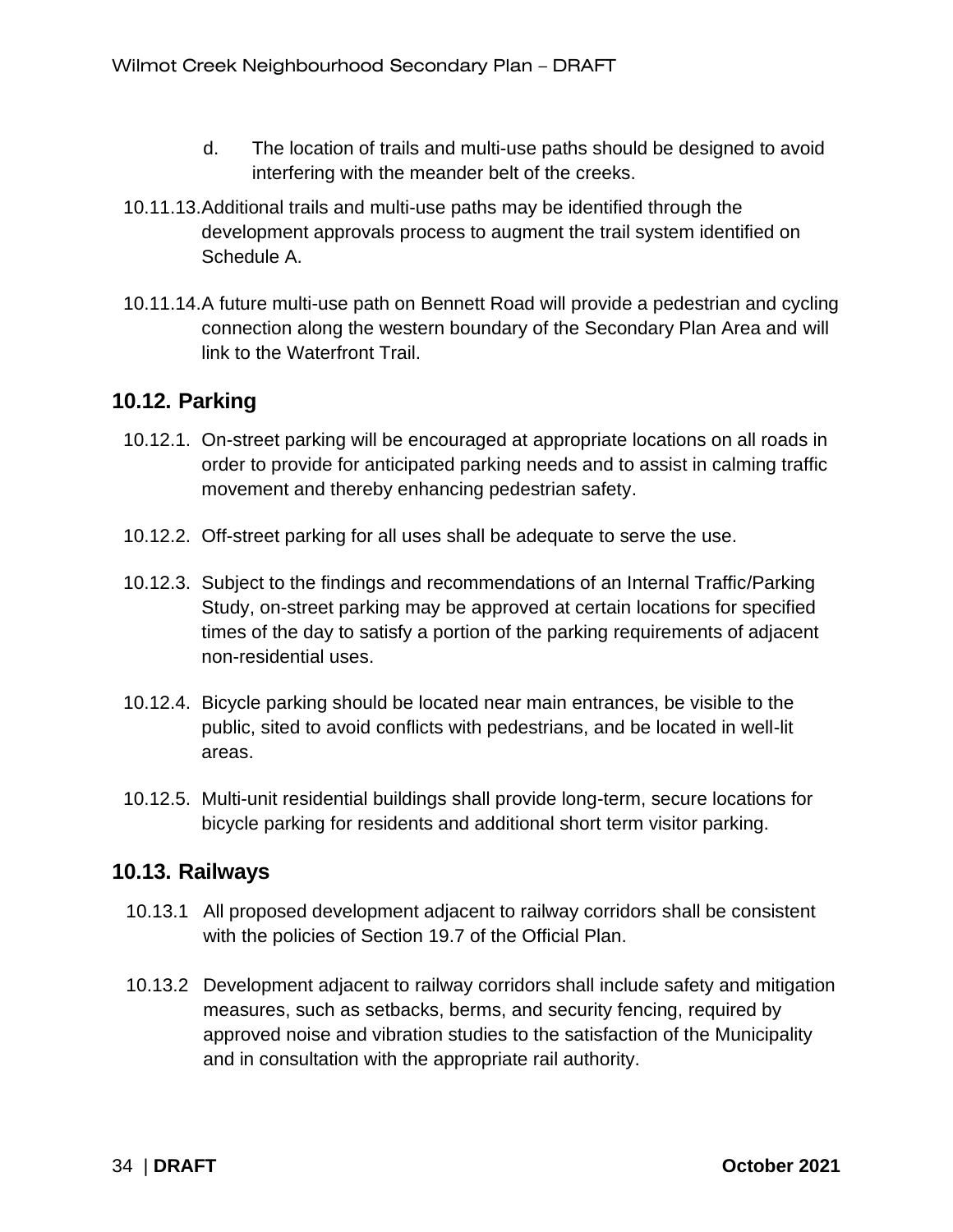d. The location of trails and multi-use paths should be designed to avoid interfering with the meander belt of the creeks.

10.11.13. Additional trails and multi-use paths may be identified through the development approvals process to augment the trail system identified on Schedule A.

10.11.14. A future multi-use path on Bennett Road will provide a pedestrian and cycling connection along the western boundary of the Secondary Plan Area and will link to the Waterfront Trail.

## 10.12. Parking

10.12.1. On-street parking will be encouraged at appropriate locations on all roads in order to provide for anticipated parking needs and to assist in calming traffic movement and thereby enhancing pedestrian safety.

10.12.2. Off-street parking for all uses shall be adequate to serve the use.

10.12.3. Subject to the findings and recommendations of an Internal Traffic/Parking Study, on-street parking may be approved at certain locations for specified times of the day to satisfy a portion of the parking requirements of adjacent non-residential uses.

10.12.4. Bicycle parking should be located near main entrances, be visible to the public, sited to avoid conflicts with pedestrians, and be located in well-lit areas.

10.12.5. Multi-unit residential buildings shall provide long-term, secure locations for bicycle parking for residents and additional short term visitor parking.

## 10.13. Railways

10.13.1 All proposed development adjacent to railway corridors shall be consistent with the policies of Section 19.7 of the Official Plan.

10.13.2 Development adjacent to railway corridors shall include safety and mitigation measures, such as setbacks, berms, and security fencing, required by approved noise and vibration studies to the satisfaction of the Municipality and in consultation with the appropriate rail authority.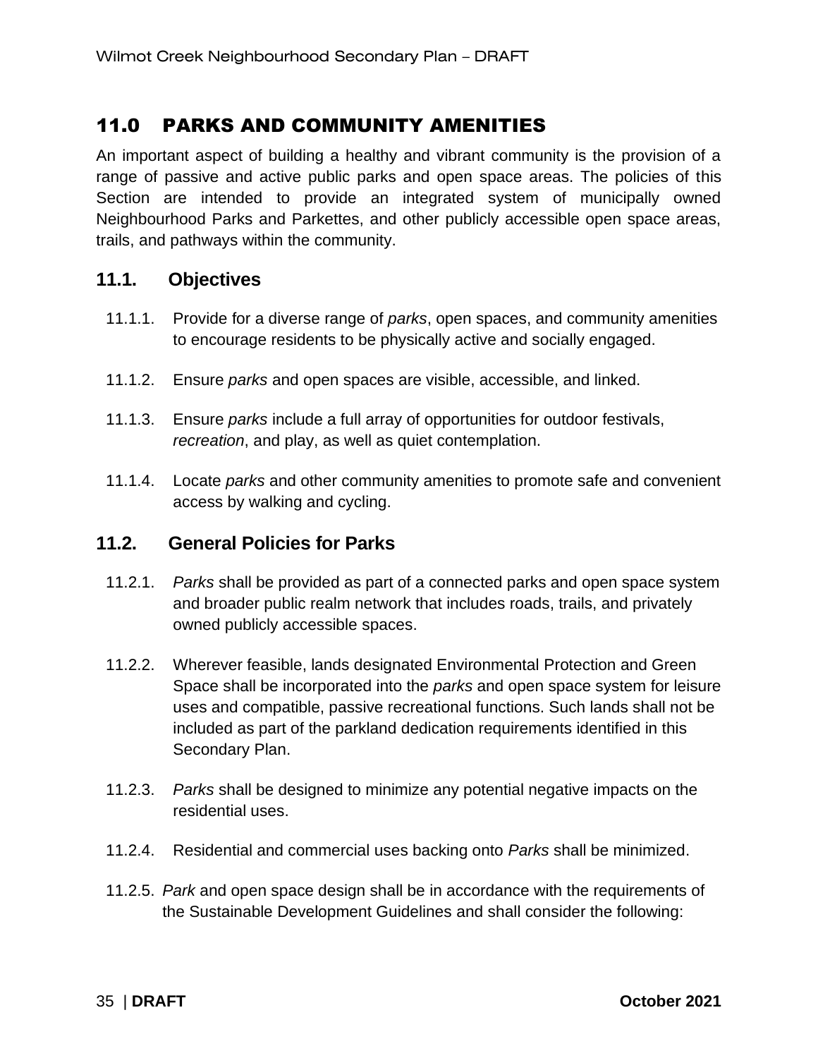# 11.0 PARKS AND COMMUNITY AMENITIES

An important aspect of building a healthy and vibrant community is the provision of a range of passive and active public parks and open space areas. The policies of this Section are intended to provide an integrated system of municipally owned Neighbourhood Parks and Parkettes, and other publicly accessible open space areas, trails, and pathways within the community.

## 11.1. Objectives

11.1.1. Provide for a diverse range of *parks*, open spaces, and community amenities to encourage residents to be physically active and socially engaged.

11.1.2. Ensure *parks* and open spaces are visible, accessible, and linked.

11.1.3. Ensure *parks* include a full array of opportunities for outdoor festivals, *recreation*, and play, as well as quiet contemplation.

11.1.4. Locate *parks* and other community amenities to promote safe and convenient access by walking and cycling.

## 11.2. General Policies for Parks

11.2.1. *Parks* shall be provided as part of a connected parks and open space system and broader public realm network that includes roads, trails, and privately owned publicly accessible spaces.

11.2.2. Wherever feasible, lands designated Environmental Protection and Green Space shall be incorporated into the *parks* and open space system for leisure uses and compatible, passive recreational functions. Such lands shall not be included as part of the parkland dedication requirements identified in this Secondary Plan.

11.2.3. *Parks* shall be designed to minimize any potential negative impacts on the residential uses.

11.2.4. Residential and commercial uses backing onto *Parks* shall be minimized.

11.2.5. *Park* and open space design shall be in accordance with the requirements of the Sustainable Development Guidelines and shall consider the following: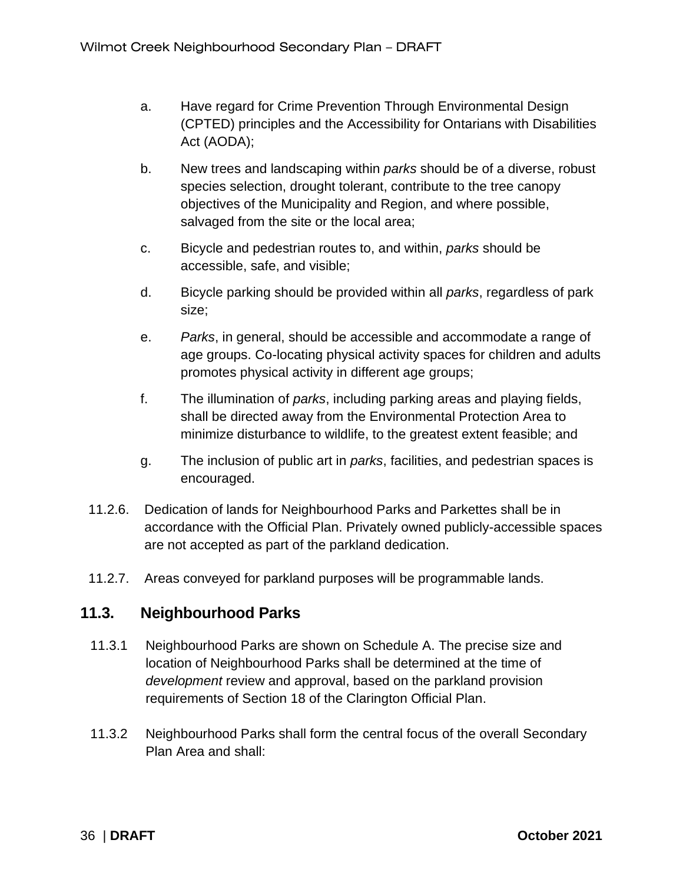a. Have regard for Crime Prevention Through Environmental Design (CPTED) principles and the Accessibility for Ontarians with Disabilities Act (AODA);

b. New trees and landscaping within *parks* should be of a diverse, robust species selection, drought tolerant, contribute to the tree canopy objectives of the Municipality and Region, and where possible, salvaged from the site or the local area;

c. Bicycle and pedestrian routes to, and within, *parks* should be accessible, safe, and visible;

d. Bicycle parking should be provided within all *parks*, regardless of park size;

e. *Parks*, in general, should be accessible and accommodate a range of age groups. Co-locating physical activity spaces for children and adults promotes physical activity in different age groups;

f. The illumination of *parks*, including parking areas and playing fields, shall be directed away from the Environmental Protection Area to minimize disturbance to wildlife, to the greatest extent feasible; and

g. The inclusion of public art in *parks*, facilities, and pedestrian spaces is encouraged.

11.2.6. Dedication of lands for Neighbourhood Parks and Parkettes shall be in accordance with the Official Plan. Privately owned publicly-accessible spaces are not accepted as part of the parkland dedication.

11.2.7. Areas conveyed for parkland purposes will be programmable lands.

## 11.3. Neighbourhood Parks

11.3.1 Neighbourhood Parks are shown on Schedule A. The precise size and location of Neighbourhood Parks shall be determined at the time of *development* review and approval, based on the parkland provision requirements of Section 18 of the Clarington Official Plan.

11.3.2 Neighbourhood Parks shall form the central focus of the overall Secondary Plan Area and shall: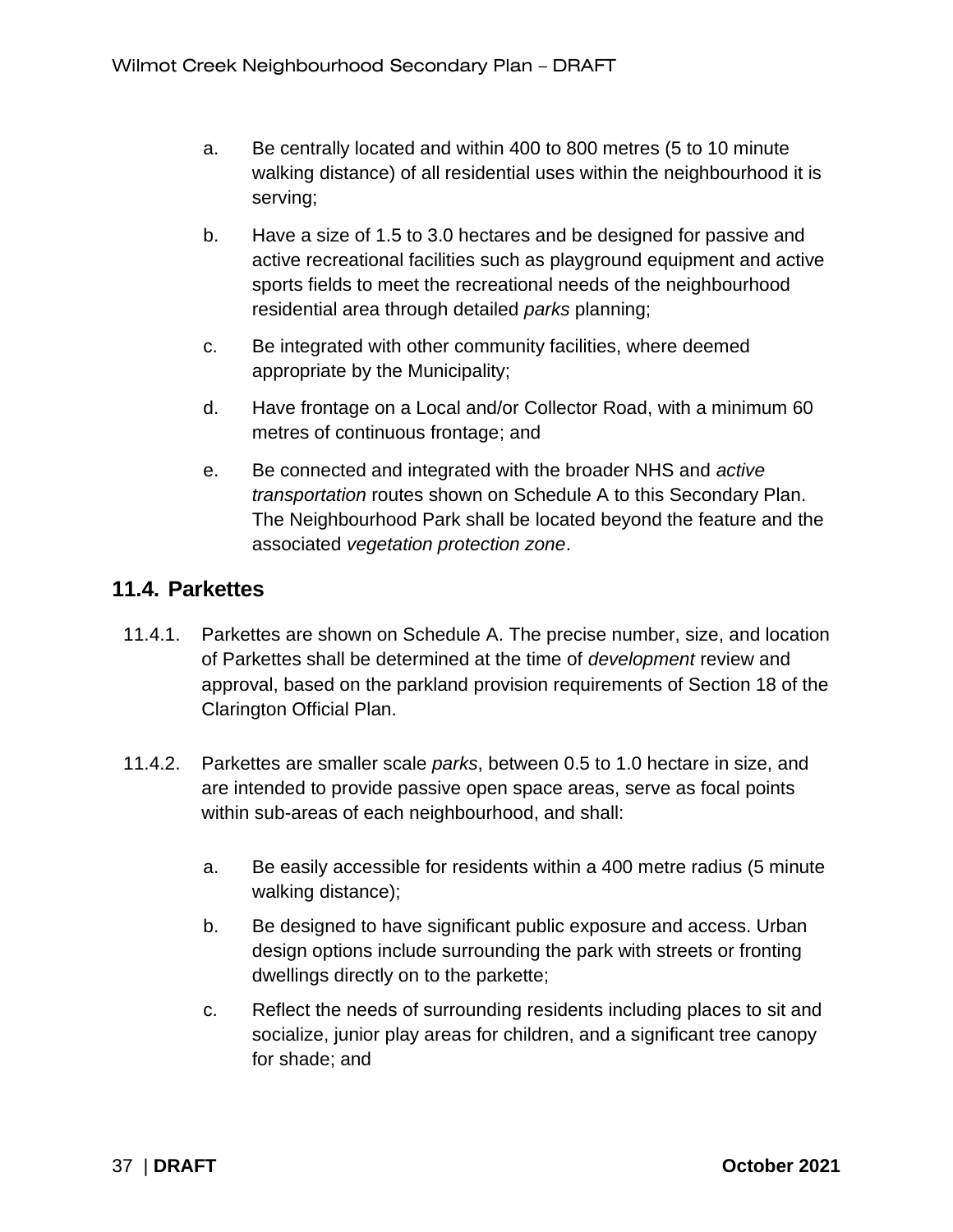a. Be centrally located and within 400 to 800 metres (5 to 10 minute walking distance) of all residential uses within the neighbourhood it is serving;

b. Have a size of 1.5 to 3.0 hectares and be designed for passive and active recreational facilities such as playground equipment and active sports fields to meet the recreational needs of the neighbourhood residential area through detailed *parks* planning;

c. Be integrated with other community facilities, where deemed appropriate by the Municipality;

d. Have frontage on a Local and/or Collector Road, with a minimum 60 metres of continuous frontage; and

e. Be connected and integrated with the broader NHS and *active transportation* routes shown on Schedule A to this Secondary Plan. The Neighbourhood Park shall be located beyond the feature and the associated *vegetation protection zone*.

## 11.4. Parkettes

11.4.1. Parkettes are shown on Schedule A. The precise number, size, and location of Parkettes shall be determined at the time of *development* review and approval, based on the parkland provision requirements of Section 18 of the Clarington Official Plan.

11.4.2. Parkettes are smaller scale *parks*, between 0.5 to 1.0 hectare in size, and are intended to provide passive open space areas, serve as focal points within sub-areas of each neighbourhood, and shall:

a. Be easily accessible for residents within a 400 metre radius (5 minute walking distance);

b. Be designed to have significant public exposure and access. Urban design options include surrounding the park with streets or fronting dwellings directly on to the parkette;

c. Reflect the needs of surrounding residents including places to sit and socialize, junior play areas for children, and a significant tree canopy for shade; and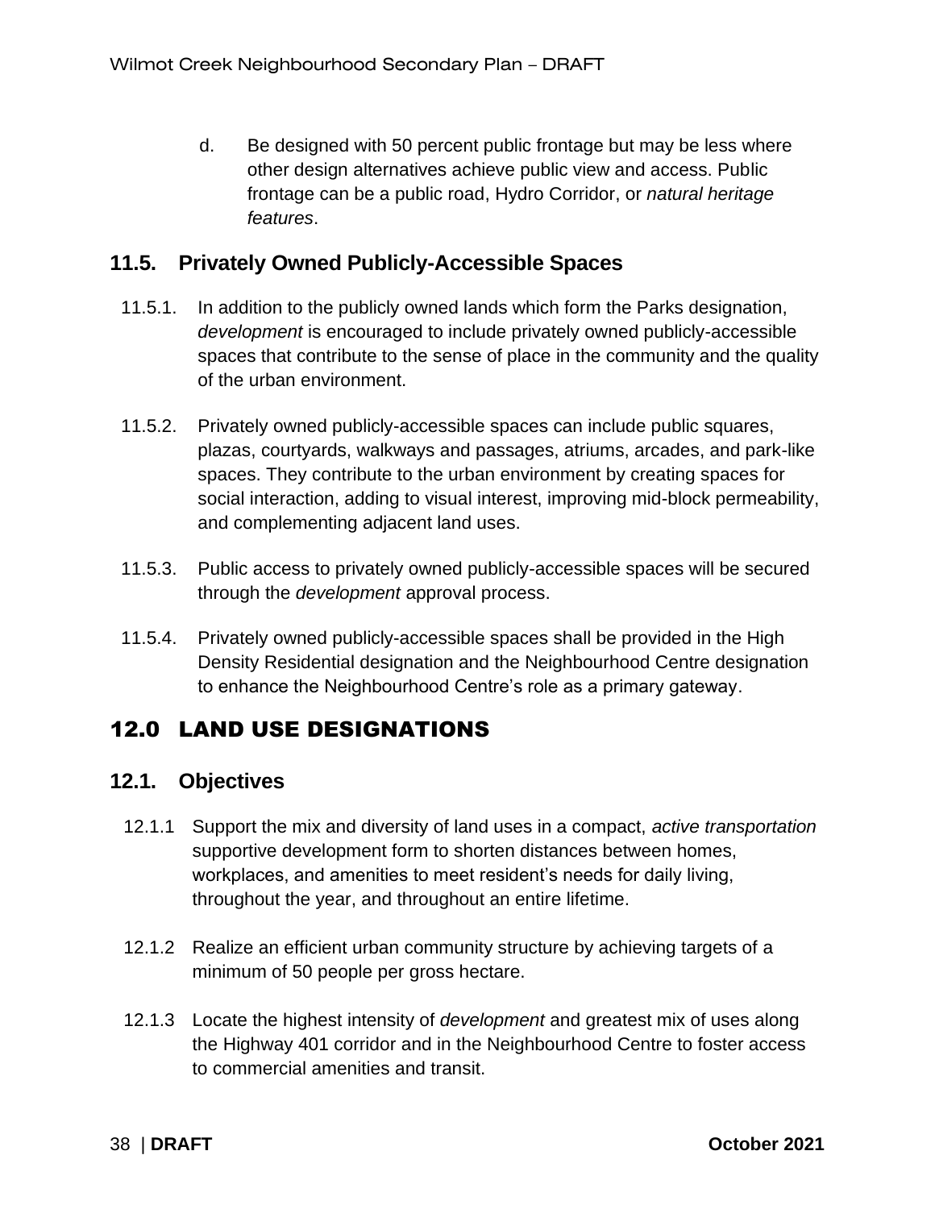d. Be designed with 50 percent public frontage but may be less where other design alternatives achieve public view and access. Public frontage can be a public road, Hydro Corridor, or *natural heritage features*.

### 11.5. Privately Owned Publicly-Accessible Spaces

11.5.1. In addition to the publicly owned lands which form the Parks designation, *development* is encouraged to include privately owned publicly-accessible spaces that contribute to the sense of place in the community and the quality of the urban environment.

11.5.2. Privately owned publicly-accessible spaces can include public squares, plazas, courtyards, walkways and passages, atriums, arcades, and park-like spaces. They contribute to the urban environment by creating spaces for social interaction, adding to visual interest, improving mid-block permeability, and complementing adjacent land uses.

11.5.3. Public access to privately owned publicly-accessible spaces will be secured through the *development* approval process.

11.5.4. Privately owned publicly-accessible spaces shall be provided in the High Density Residential designation and the Neighbourhood Centre designation to enhance the Neighbourhood Centre's role as a primary gateway.

## 12.0 LAND USE DESIGNATIONS

### 12.1. Objectives

12.1.1 Support the mix and diversity of land uses in a compact, *active transportation* supportive development form to shorten distances between homes, workplaces, and amenities to meet resident's needs for daily living, throughout the year, and throughout an entire lifetime.

12.1.2 Realize an efficient urban community structure by achieving targets of a minimum of 50 people per gross hectare.

12.1.3 Locate the highest intensity of *development* and greatest mix of uses along the Highway 401 corridor and in the Neighbourhood Centre to foster access to commercial amenities and transit.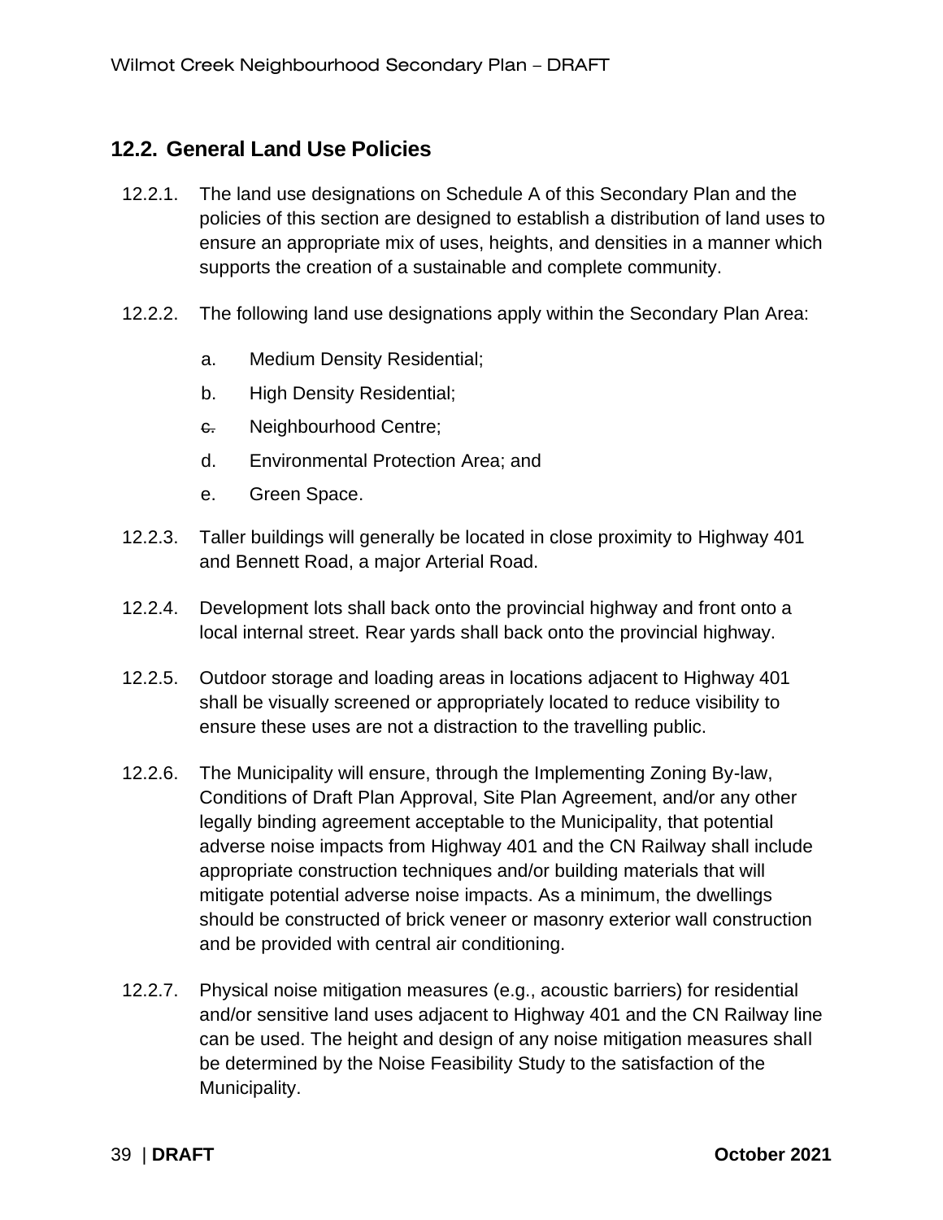## 12.2. General Land Use Policies

12.2.1. The land use designations on Schedule A of this Secondary Plan and the policies of this section are designed to establish a distribution of land uses to ensure an appropriate mix of uses, heights, and densities in a manner which supports the creation of a sustainable and complete community.

12.2.2. The following land use designations apply within the Secondary Plan Area:

a. Medium Density Residential;

b. High Density Residential;

~~c.~~ Neighbourhood Centre;

d. Environmental Protection Area; and

e. Green Space.

12.2.3. Taller buildings will generally be located in close proximity to Highway 401 and Bennett Road, a major Arterial Road.

12.2.4. Development lots shall back onto the provincial highway and front onto a local internal street. Rear yards shall back onto the provincial highway.

12.2.5. Outdoor storage and loading areas in locations adjacent to Highway 401 shall be visually screened or appropriately located to reduce visibility to ensure these uses are not a distraction to the travelling public.

12.2.6. The Municipality will ensure, through the Implementing Zoning By-law, Conditions of Draft Plan Approval, Site Plan Agreement, and/or any other legally binding agreement acceptable to the Municipality, that potential adverse noise impacts from Highway 401 and the CN Railway shall include appropriate construction techniques and/or building materials that will mitigate potential adverse noise impacts. As a minimum, the dwellings should be constructed of brick veneer or masonry exterior wall construction and be provided with central air conditioning.

12.2.7. Physical noise mitigation measures (e.g., acoustic barriers) for residential and/or sensitive land uses adjacent to Highway 401 and the CN Railway line can be used. The height and design of any noise mitigation measures shall be determined by the Noise Feasibility Study to the satisfaction of the Municipality.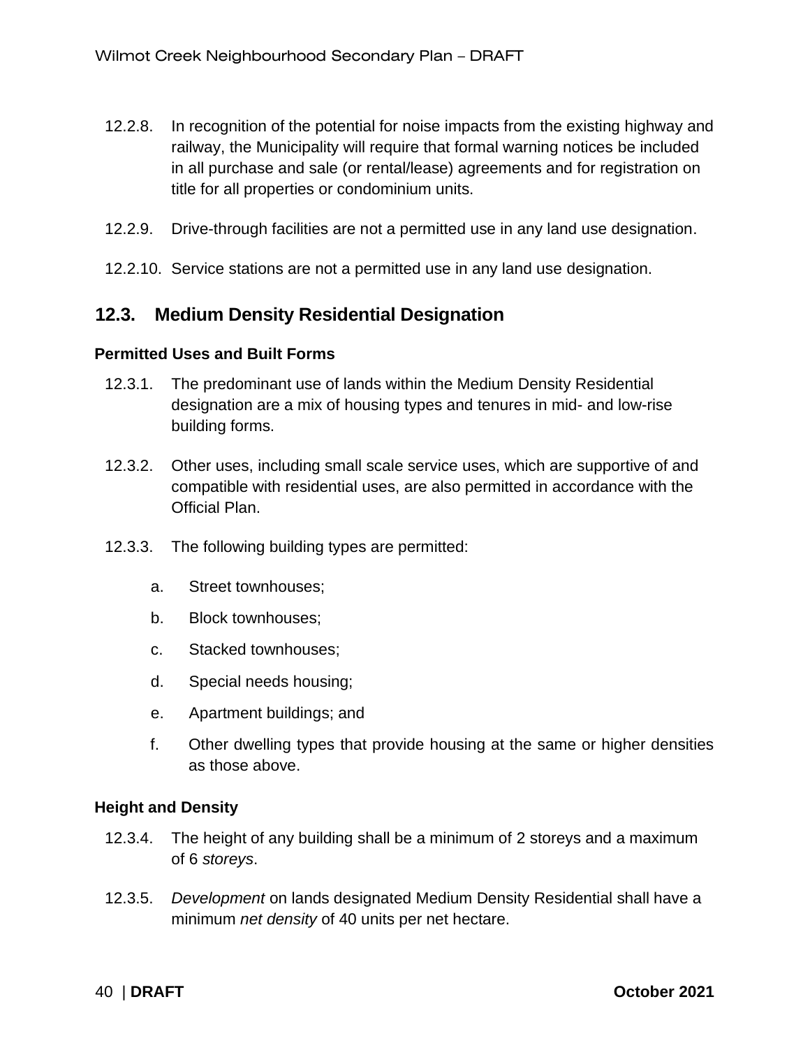12.2.8. In recognition of the potential for noise impacts from the existing highway and railway, the Municipality will require that formal warning notices be included in all purchase and sale (or rental/lease) agreements and for registration on title for all properties or condominium units.

12.2.9. Drive-through facilities are not a permitted use in any land use designation.

12.2.10. Service stations are not a permitted use in any land use designation.

## 12.3. Medium Density Residential Designation

### Permitted Uses and Built Forms

12.3.1. The predominant use of lands within the Medium Density Residential designation are a mix of housing types and tenures in mid- and low-rise building forms.

12.3.2. Other uses, including small scale service uses, which are supportive of and compatible with residential uses, are also permitted in accordance with the Official Plan.

12.3.3. The following building types are permitted:

a. Street townhouses;

b. Block townhouses;

c. Stacked townhouses;

d. Special needs housing;

e. Apartment buildings; and

f. Other dwelling types that provide housing at the same or higher densities as those above.

### Height and Density

12.3.4. The height of any building shall be a minimum of 2 storeys and a maximum of 6 *storeys*.

12.3.5. *Development* on lands designated Medium Density Residential shall have a minimum *net density* of 40 units per net hectare.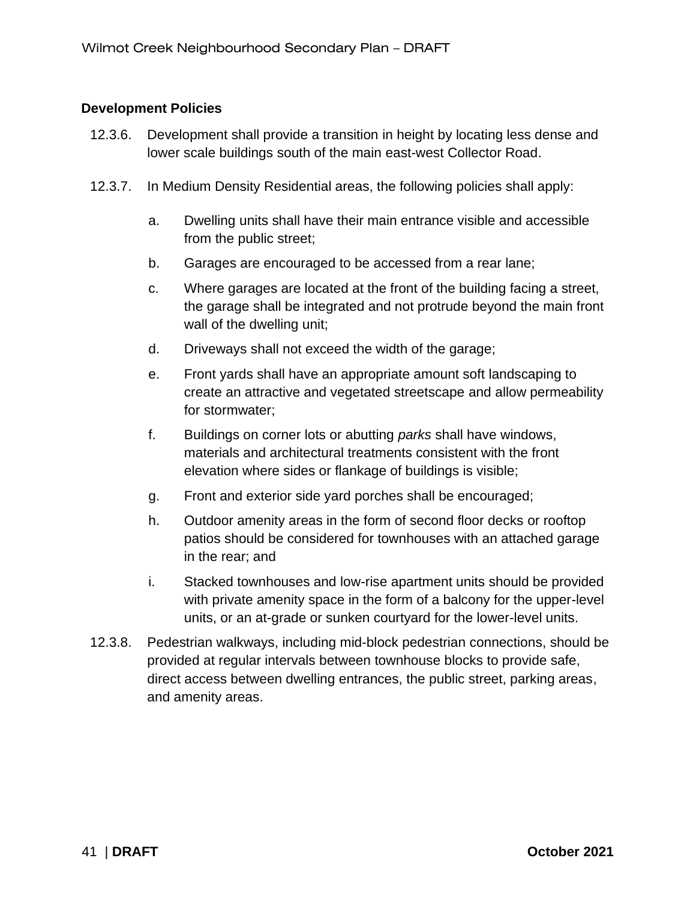**Development Policies**

12.3.6. Development shall provide a transition in height by locating less dense and lower scale buildings south of the main east-west Collector Road.

12.3.7. In Medium Density Residential areas, the following policies shall apply:

a. Dwelling units shall have their main entrance visible and accessible from the public street;

b. Garages are encouraged to be accessed from a rear lane;

c. Where garages are located at the front of the building facing a street, the garage shall be integrated and not protrude beyond the main front wall of the dwelling unit;

d. Driveways shall not exceed the width of the garage;

e. Front yards shall have an appropriate amount soft landscaping to create an attractive and vegetated streetscape and allow permeability for stormwater;

f. Buildings on corner lots or abutting *parks* shall have windows, materials and architectural treatments consistent with the front elevation where sides or flankage of buildings is visible;

g. Front and exterior side yard porches shall be encouraged;

h. Outdoor amenity areas in the form of second floor decks or rooftop patios should be considered for townhouses with an attached garage in the rear; and

i. Stacked townhouses and low-rise apartment units should be provided with private amenity space in the form of a balcony for the upper-level units, or an at-grade or sunken courtyard for the lower-level units.

12.3.8. Pedestrian walkways, including mid-block pedestrian connections, should be provided at regular intervals between townhouse blocks to provide safe, direct access between dwelling entrances, the public street, parking areas, and amenity areas.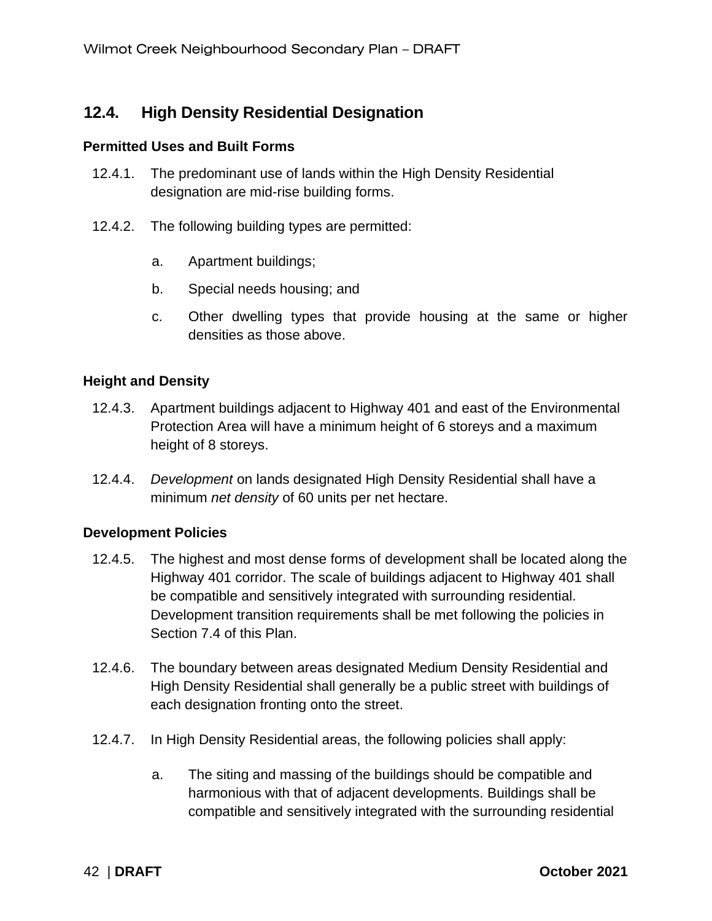## 12.4. High Density Residential Designation

**Permitted Uses and Built Forms**

12.4.1. The predominant use of lands within the High Density Residential designation are mid-rise building forms.

12.4.2. The following building types are permitted:

a. Apartment buildings;

b. Special needs housing; and

c. Other dwelling types that provide housing at the same or higher densities as those above.

**Height and Density**

12.4.3. Apartment buildings adjacent to Highway 401 and east of the Environmental Protection Area will have a minimum height of 6 storeys and a maximum height of 8 storeys.

12.4.4. *Development* on lands designated High Density Residential shall have a minimum *net density* of 60 units per net hectare.

**Development Policies**

12.4.5. The highest and most dense forms of development shall be located along the Highway 401 corridor. The scale of buildings adjacent to Highway 401 shall be compatible and sensitively integrated with surrounding residential. Development transition requirements shall be met following the policies in Section 7.4 of this Plan.

12.4.6. The boundary between areas designated Medium Density Residential and High Density Residential shall generally be a public street with buildings of each designation fronting onto the street.

12.4.7. In High Density Residential areas, the following policies shall apply:

a. The siting and massing of the buildings should be compatible and harmonious with that of adjacent developments. Buildings shall be compatible and sensitively integrated with the surrounding residential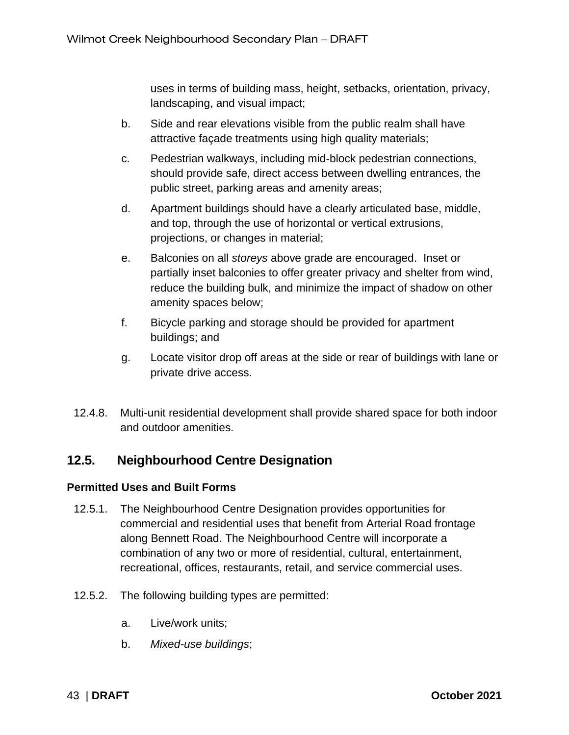uses in terms of building mass, height, setbacks, orientation, privacy, landscaping, and visual impact;

b. Side and rear elevations visible from the public realm shall have attractive façade treatments using high quality materials;

c. Pedestrian walkways, including mid-block pedestrian connections, should provide safe, direct access between dwelling entrances, the public street, parking areas and amenity areas;

d. Apartment buildings should have a clearly articulated base, middle, and top, through the use of horizontal or vertical extrusions, projections, or changes in material;

e. Balconies on all *storeys* above grade are encouraged. Inset or partially inset balconies to offer greater privacy and shelter from wind, reduce the building bulk, and minimize the impact of shadow on other amenity spaces below;

f. Bicycle parking and storage should be provided for apartment buildings; and

g. Locate visitor drop off areas at the side or rear of buildings with lane or private drive access.

12.4.8. Multi-unit residential development shall provide shared space for both indoor and outdoor amenities.

## 12.5. Neighbourhood Centre Designation

### Permitted Uses and Built Forms

12.5.1. The Neighbourhood Centre Designation provides opportunities for commercial and residential uses that benefit from Arterial Road frontage along Bennett Road. The Neighbourhood Centre will incorporate a combination of any two or more of residential, cultural, entertainment, recreational, offices, restaurants, retail, and service commercial uses.

12.5.2. The following building types are permitted:

a. Live/work units;

b. *Mixed-use buildings*;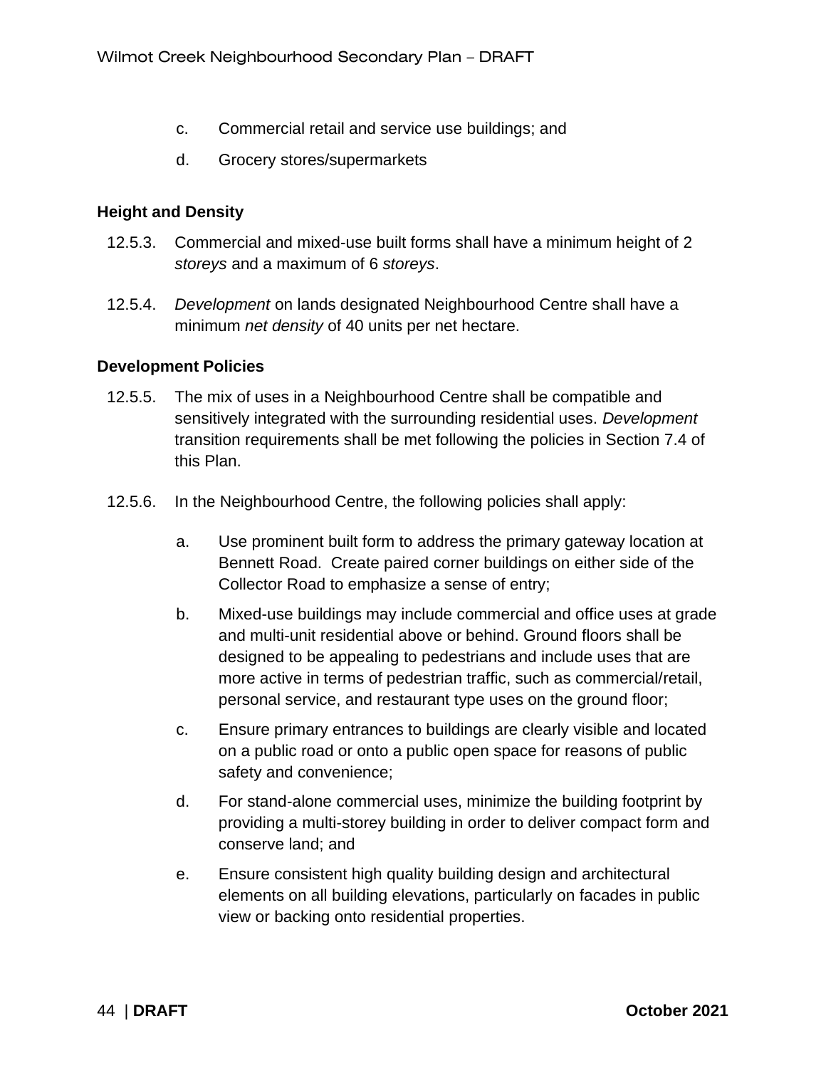c. Commercial retail and service use buildings; and

d. Grocery stores/supermarkets

### Height and Density

12.5.3. Commercial and mixed-use built forms shall have a minimum height of 2 *storeys* and a maximum of 6 *storeys*.

12.5.4. *Development* on lands designated Neighbourhood Centre shall have a minimum *net density* of 40 units per net hectare.

### Development Policies

12.5.5. The mix of uses in a Neighbourhood Centre shall be compatible and sensitively integrated with the surrounding residential uses. *Development* transition requirements shall be met following the policies in Section 7.4 of this Plan.

12.5.6. In the Neighbourhood Centre, the following policies shall apply:

a. Use prominent built form to address the primary gateway location at Bennett Road. Create paired corner buildings on either side of the Collector Road to emphasize a sense of entry;

b. Mixed-use buildings may include commercial and office uses at grade and multi-unit residential above or behind. Ground floors shall be designed to be appealing to pedestrians and include uses that are more active in terms of pedestrian traffic, such as commercial/retail, personal service, and restaurant type uses on the ground floor;

c. Ensure primary entrances to buildings are clearly visible and located on a public road or onto a public open space for reasons of public safety and convenience;

d. For stand-alone commercial uses, minimize the building footprint by providing a multi-storey building in order to deliver compact form and conserve land; and

e. Ensure consistent high quality building design and architectural elements on all building elevations, particularly on facades in public view or backing onto residential properties.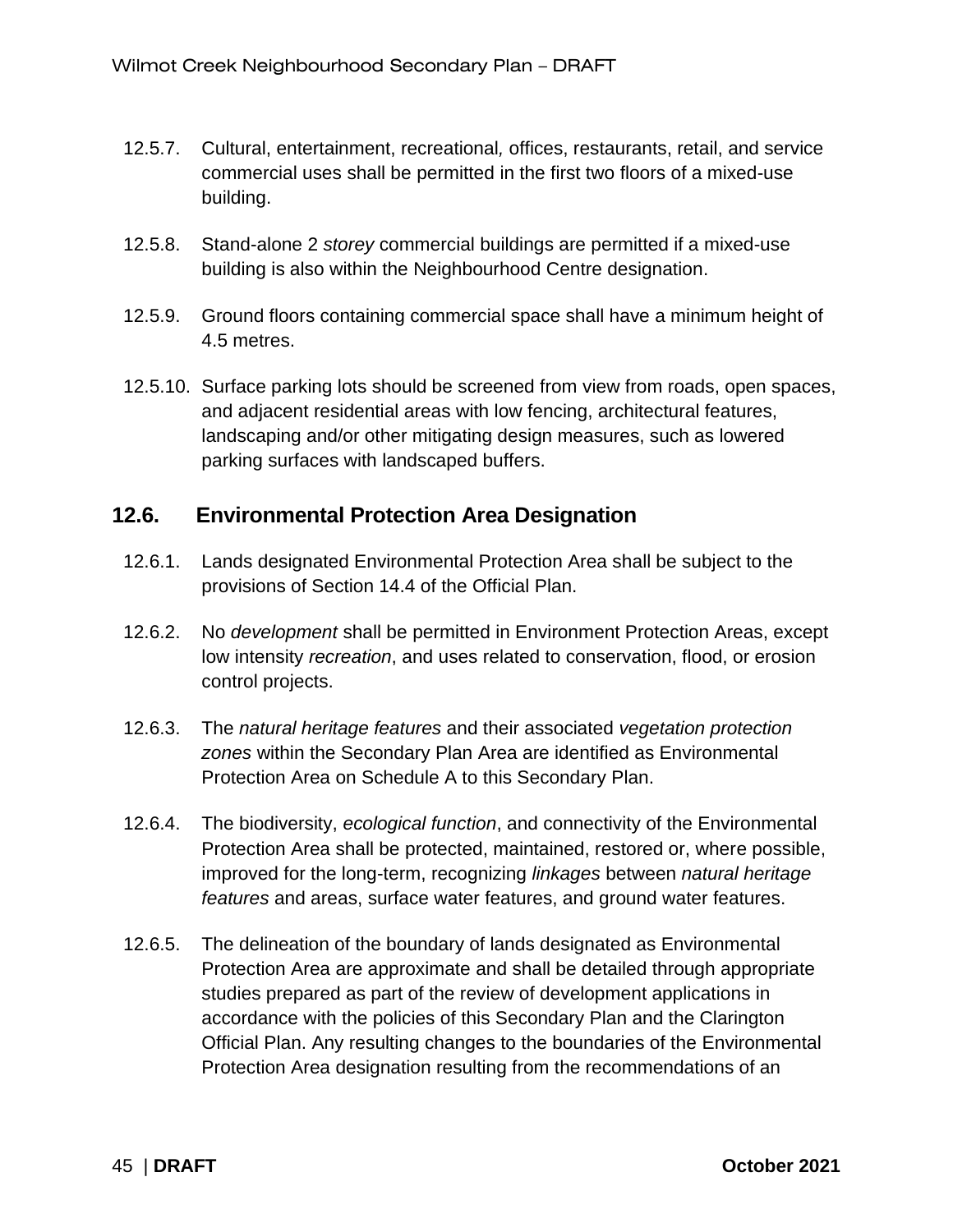12.5.7. Cultural, entertainment, recreational, offices, restaurants, retail, and service commercial uses shall be permitted in the first two floors of a mixed-use building.

12.5.8. Stand-alone 2 *storey* commercial buildings are permitted if a mixed-use building is also within the Neighbourhood Centre designation.

12.5.9. Ground floors containing commercial space shall have a minimum height of 4.5 metres.

12.5.10. Surface parking lots should be screened from view from roads, open spaces, and adjacent residential areas with low fencing, architectural features, landscaping and/or other mitigating design measures, such as lowered parking surfaces with landscaped buffers.

## 12.6. Environmental Protection Area Designation

12.6.1. Lands designated Environmental Protection Area shall be subject to the provisions of Section 14.4 of the Official Plan.

12.6.2. No *development* shall be permitted in Environment Protection Areas, except low intensity *recreation*, and uses related to conservation, flood, or erosion control projects.

12.6.3. The *natural heritage features* and their associated *vegetation protection zones* within the Secondary Plan Area are identified as Environmental Protection Area on Schedule A to this Secondary Plan.

12.6.4. The biodiversity, *ecological function*, and connectivity of the Environmental Protection Area shall be protected, maintained, restored or, where possible, improved for the long-term, recognizing *linkages* between *natural heritage features* and areas, surface water features, and ground water features.

12.6.5. The delineation of the boundary of lands designated as Environmental Protection Area are approximate and shall be detailed through appropriate studies prepared as part of the review of development applications in accordance with the policies of this Secondary Plan and the Clarington Official Plan. Any resulting changes to the boundaries of the Environmental Protection Area designation resulting from the recommendations of an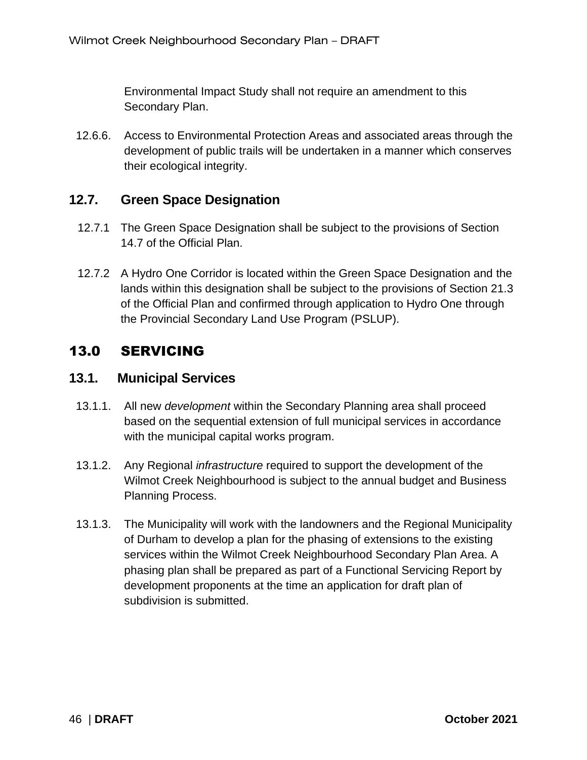Environmental Impact Study shall not require an amendment to this Secondary Plan.

12.6.6. Access to Environmental Protection Areas and associated areas through the development of public trails will be undertaken in a manner which conserves their ecological integrity.

### 12.7. Green Space Designation

12.7.1 The Green Space Designation shall be subject to the provisions of Section 14.7 of the Official Plan.

12.7.2 A Hydro One Corridor is located within the Green Space Designation and the lands within this designation shall be subject to the provisions of Section 21.3 of the Official Plan and confirmed through application to Hydro One through the Provincial Secondary Land Use Program (PSLUP).

## 13.0 SERVICING

### 13.1. Municipal Services

13.1.1. All new *development* within the Secondary Planning area shall proceed based on the sequential extension of full municipal services in accordance with the municipal capital works program.

13.1.2. Any Regional *infrastructure* required to support the development of the Wilmot Creek Neighbourhood is subject to the annual budget and Business Planning Process.

13.1.3. The Municipality will work with the landowners and the Regional Municipality of Durham to develop a plan for the phasing of extensions to the existing services within the Wilmot Creek Neighbourhood Secondary Plan Area. A phasing plan shall be prepared as part of a Functional Servicing Report by development proponents at the time an application for draft plan of subdivision is submitted.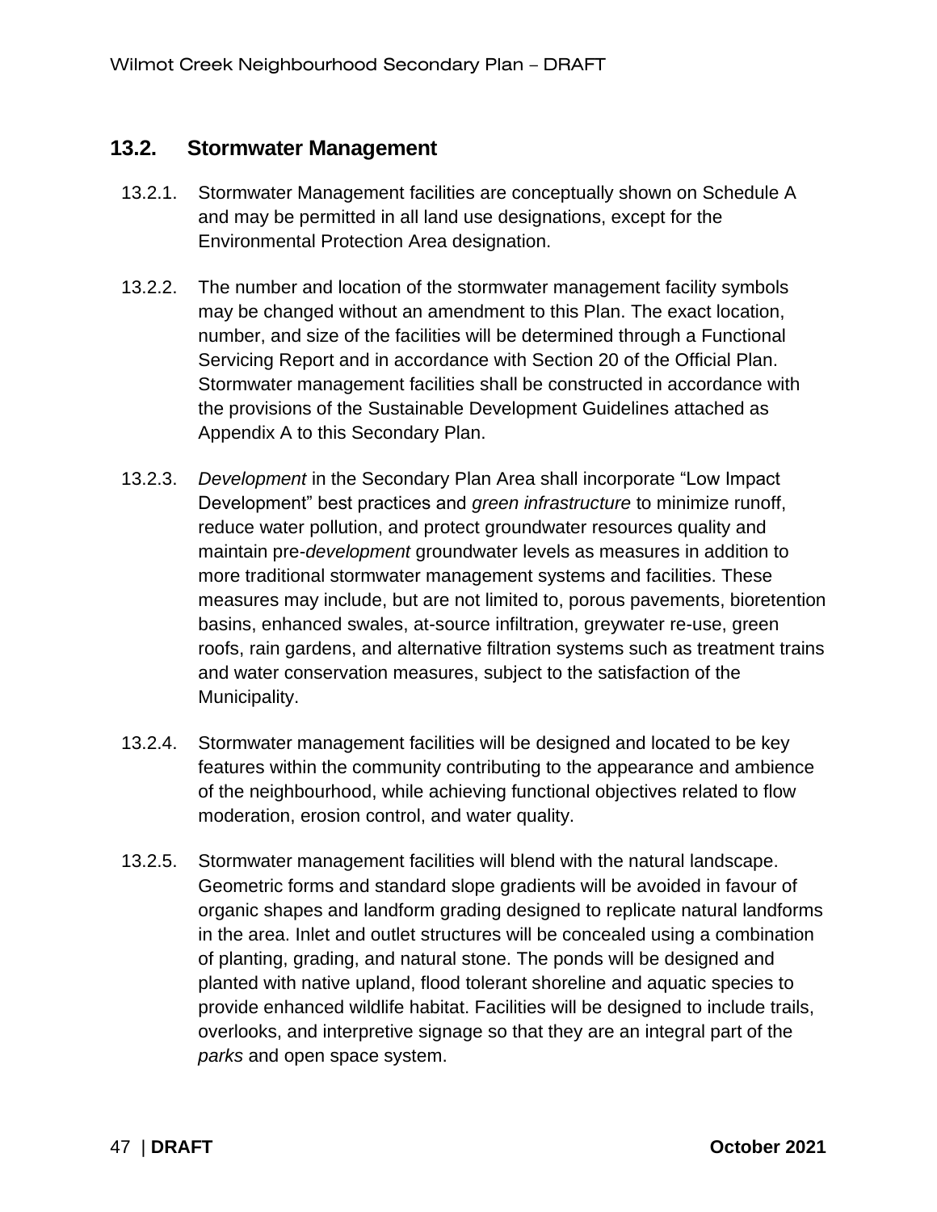## 13.2. Stormwater Management

13.2.1. Stormwater Management facilities are conceptually shown on Schedule A and may be permitted in all land use designations, except for the Environmental Protection Area designation.

13.2.2. The number and location of the stormwater management facility symbols may be changed without an amendment to this Plan. The exact location, number, and size of the facilities will be determined through a Functional Servicing Report and in accordance with Section 20 of the Official Plan. Stormwater management facilities shall be constructed in accordance with the provisions of the Sustainable Development Guidelines attached as Appendix A to this Secondary Plan.

13.2.3. *Development* in the Secondary Plan Area shall incorporate "Low Impact Development" best practices and *green infrastructure* to minimize runoff, reduce water pollution, and protect groundwater resources quality and maintain pre-*development* groundwater levels as measures in addition to more traditional stormwater management systems and facilities. These measures may include, but are not limited to, porous pavements, bioretention basins, enhanced swales, at-source infiltration, greywater re-use, green roofs, rain gardens, and alternative filtration systems such as treatment trains and water conservation measures, subject to the satisfaction of the Municipality.

13.2.4. Stormwater management facilities will be designed and located to be key features within the community contributing to the appearance and ambience of the neighbourhood, while achieving functional objectives related to flow moderation, erosion control, and water quality.

13.2.5. Stormwater management facilities will blend with the natural landscape. Geometric forms and standard slope gradients will be avoided in favour of organic shapes and landform grading designed to replicate natural landforms in the area. Inlet and outlet structures will be concealed using a combination of planting, grading, and natural stone. The ponds will be designed and planted with native upland, flood tolerant shoreline and aquatic species to provide enhanced wildlife habitat. Facilities will be designed to include trails, overlooks, and interpretive signage so that they are an integral part of the *parks* and open space system.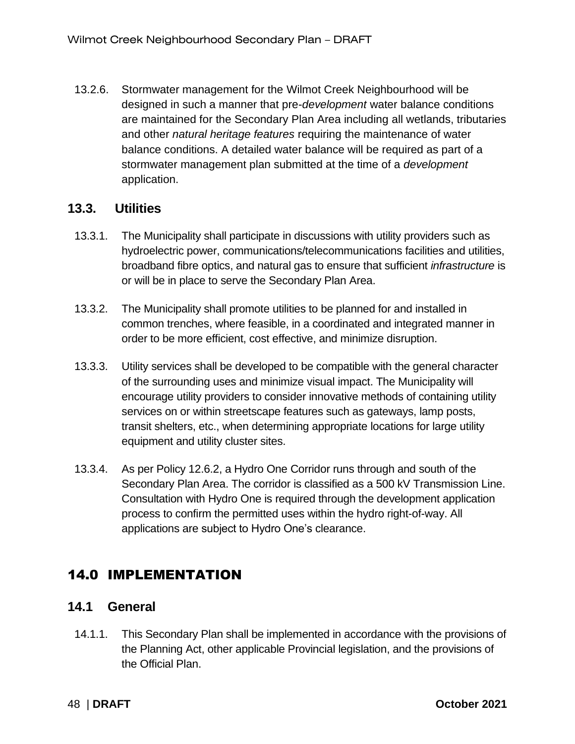13.2.6. Stormwater management for the Wilmot Creek Neighbourhood will be designed in such a manner that pre-*development* water balance conditions are maintained for the Secondary Plan Area including all wetlands, tributaries and other *natural heritage features* requiring the maintenance of water balance conditions. A detailed water balance will be required as part of a stormwater management plan submitted at the time of a *development* application.

### 13.3. Utilities

13.3.1. The Municipality shall participate in discussions with utility providers such as hydroelectric power, communications/telecommunications facilities and utilities, broadband fibre optics, and natural gas to ensure that sufficient *infrastructure* is or will be in place to serve the Secondary Plan Area.

13.3.2. The Municipality shall promote utilities to be planned for and installed in common trenches, where feasible, in a coordinated and integrated manner in order to be more efficient, cost effective, and minimize disruption.

13.3.3. Utility services shall be developed to be compatible with the general character of the surrounding uses and minimize visual impact. The Municipality will encourage utility providers to consider innovative methods of containing utility services on or within streetscape features such as gateways, lamp posts, transit shelters, etc., when determining appropriate locations for large utility equipment and utility cluster sites.

13.3.4. As per Policy 12.6.2, a Hydro One Corridor runs through and south of the Secondary Plan Area. The corridor is classified as a 500 kV Transmission Line. Consultation with Hydro One is required through the development application process to confirm the permitted uses within the hydro right-of-way. All applications are subject to Hydro One's clearance.

## 14.0 IMPLEMENTATION

### 14.1 General

14.1.1. This Secondary Plan shall be implemented in accordance with the provisions of the Planning Act, other applicable Provincial legislation, and the provisions of the Official Plan.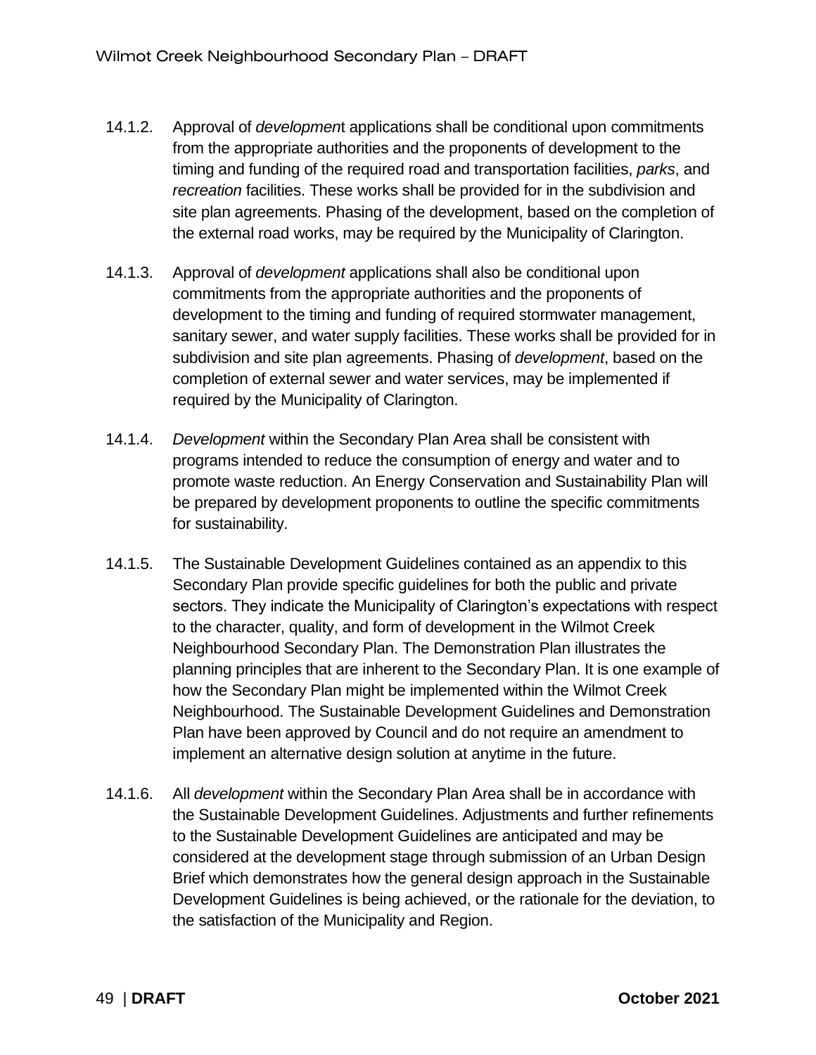14.1.2. Approval of *development* applications shall be conditional upon commitments from the appropriate authorities and the proponents of development to the timing and funding of the required road and transportation facilities, *parks*, and *recreation* facilities. These works shall be provided for in the subdivision and site plan agreements. Phasing of the development, based on the completion of the external road works, may be required by the Municipality of Clarington.

14.1.3. Approval of *development* applications shall also be conditional upon commitments from the appropriate authorities and the proponents of development to the timing and funding of required stormwater management, sanitary sewer, and water supply facilities. These works shall be provided for in subdivision and site plan agreements. Phasing of *development*, based on the completion of external sewer and water services, may be implemented if required by the Municipality of Clarington.

14.1.4. *Development* within the Secondary Plan Area shall be consistent with programs intended to reduce the consumption of energy and water and to promote waste reduction. An Energy Conservation and Sustainability Plan will be prepared by development proponents to outline the specific commitments for sustainability.

14.1.5. The Sustainable Development Guidelines contained as an appendix to this Secondary Plan provide specific guidelines for both the public and private sectors. They indicate the Municipality of Clarington's expectations with respect to the character, quality, and form of development in the Wilmot Creek Neighbourhood Secondary Plan. The Demonstration Plan illustrates the planning principles that are inherent to the Secondary Plan. It is one example of how the Secondary Plan might be implemented within the Wilmot Creek Neighbourhood. The Sustainable Development Guidelines and Demonstration Plan have been approved by Council and do not require an amendment to implement an alternative design solution at anytime in the future.

14.1.6. All *development* within the Secondary Plan Area shall be in accordance with the Sustainable Development Guidelines. Adjustments and further refinements to the Sustainable Development Guidelines are anticipated and may be considered at the development stage through submission of an Urban Design Brief which demonstrates how the general design approach in the Sustainable Development Guidelines is being achieved, or the rationale for the deviation, to the satisfaction of the Municipality and Region.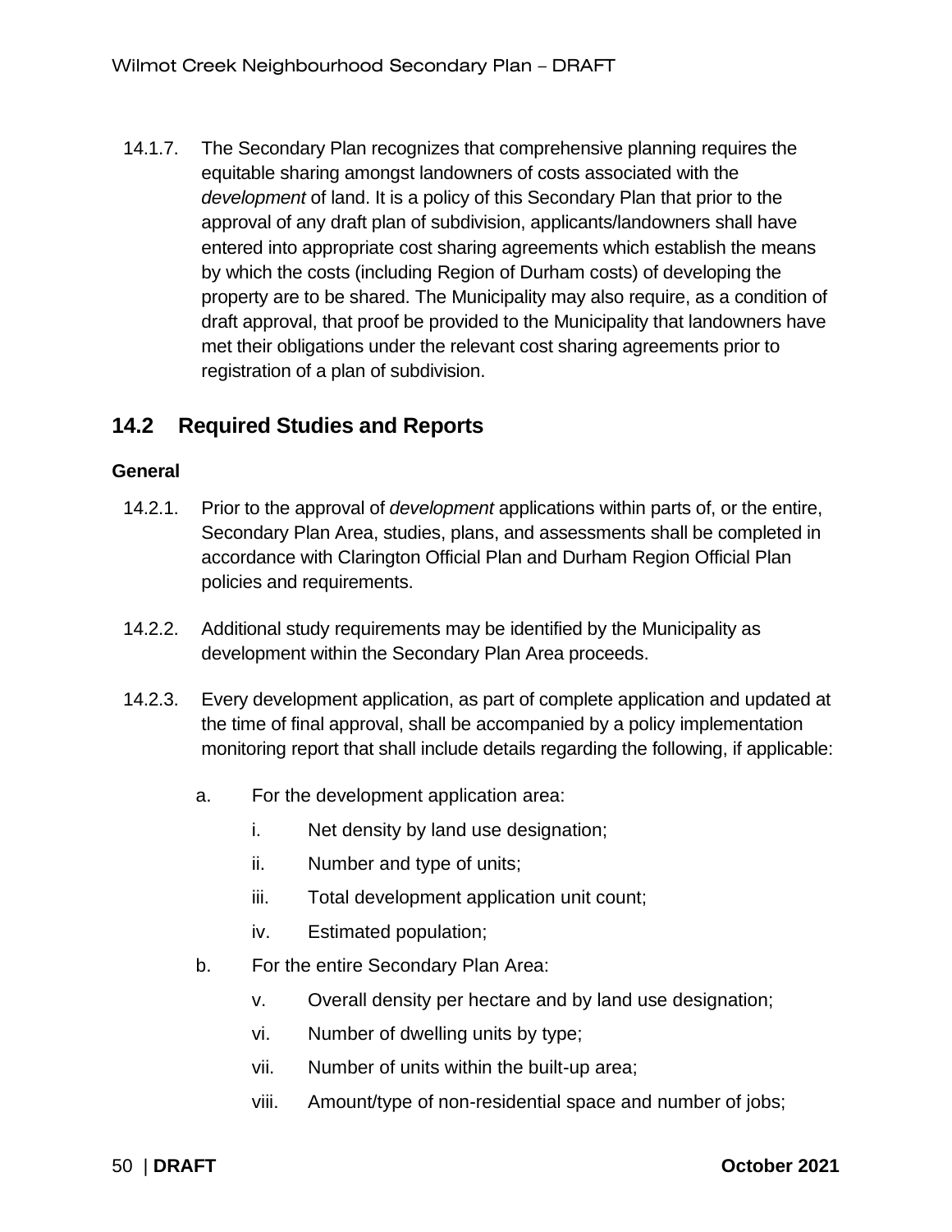14.1.7. The Secondary Plan recognizes that comprehensive planning requires the equitable sharing amongst landowners of costs associated with the *development* of land. It is a policy of this Secondary Plan that prior to the approval of any draft plan of subdivision, applicants/landowners shall have entered into appropriate cost sharing agreements which establish the means by which the costs (including Region of Durham costs) of developing the property are to be shared. The Municipality may also require, as a condition of draft approval, that proof be provided to the Municipality that landowners have met their obligations under the relevant cost sharing agreements prior to registration of a plan of subdivision.

## 14.2 Required Studies and Reports

### General

14.2.1. Prior to the approval of *development* applications within parts of, or the entire, Secondary Plan Area, studies, plans, and assessments shall be completed in accordance with Clarington Official Plan and Durham Region Official Plan policies and requirements.

14.2.2. Additional study requirements may be identified by the Municipality as development within the Secondary Plan Area proceeds.

14.2.3. Every development application, as part of complete application and updated at the time of final approval, shall be accompanied by a policy implementation monitoring report that shall include details regarding the following, if applicable:

a. For the development application area:

   i. Net density by land use designation;

   ii. Number and type of units;

   iii. Total development application unit count;

   iv. Estimated population;

b. For the entire Secondary Plan Area:

   v. Overall density per hectare and by land use designation;

   vi. Number of dwelling units by type;

   vii. Number of units within the built-up area;

   viii. Amount/type of non-residential space and number of jobs;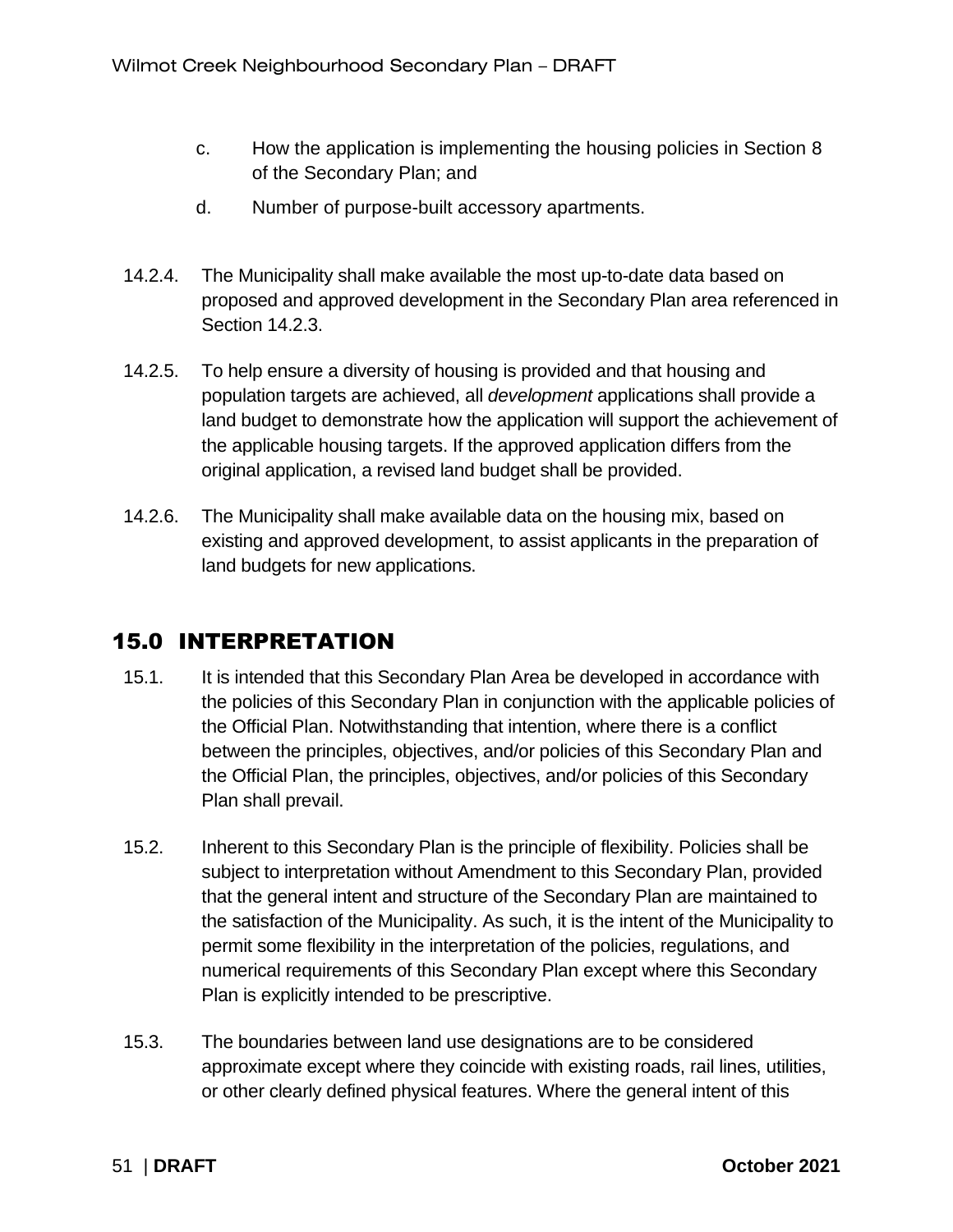c. How the application is implementing the housing policies in Section 8 of the Secondary Plan; and

d. Number of purpose-built accessory apartments.

14.2.4. The Municipality shall make available the most up-to-date data based on proposed and approved development in the Secondary Plan area referenced in Section 14.2.3.

14.2.5. To help ensure a diversity of housing is provided and that housing and population targets are achieved, all *development* applications shall provide a land budget to demonstrate how the application will support the achievement of the applicable housing targets. If the approved application differs from the original application, a revised land budget shall be provided.

14.2.6. The Municipality shall make available data on the housing mix, based on existing and approved development, to assist applicants in the preparation of land budgets for new applications.

# 15.0 INTERPRETATION

15.1. It is intended that this Secondary Plan Area be developed in accordance with the policies of this Secondary Plan in conjunction with the applicable policies of the Official Plan. Notwithstanding that intention, where there is a conflict between the principles, objectives, and/or policies of this Secondary Plan and the Official Plan, the principles, objectives, and/or policies of this Secondary Plan shall prevail.

15.2. Inherent to this Secondary Plan is the principle of flexibility. Policies shall be subject to interpretation without Amendment to this Secondary Plan, provided that the general intent and structure of the Secondary Plan are maintained to the satisfaction of the Municipality. As such, it is the intent of the Municipality to permit some flexibility in the interpretation of the policies, regulations, and numerical requirements of this Secondary Plan except where this Secondary Plan is explicitly intended to be prescriptive.

15.3. The boundaries between land use designations are to be considered approximate except where they coincide with existing roads, rail lines, utilities, or other clearly defined physical features. Where the general intent of this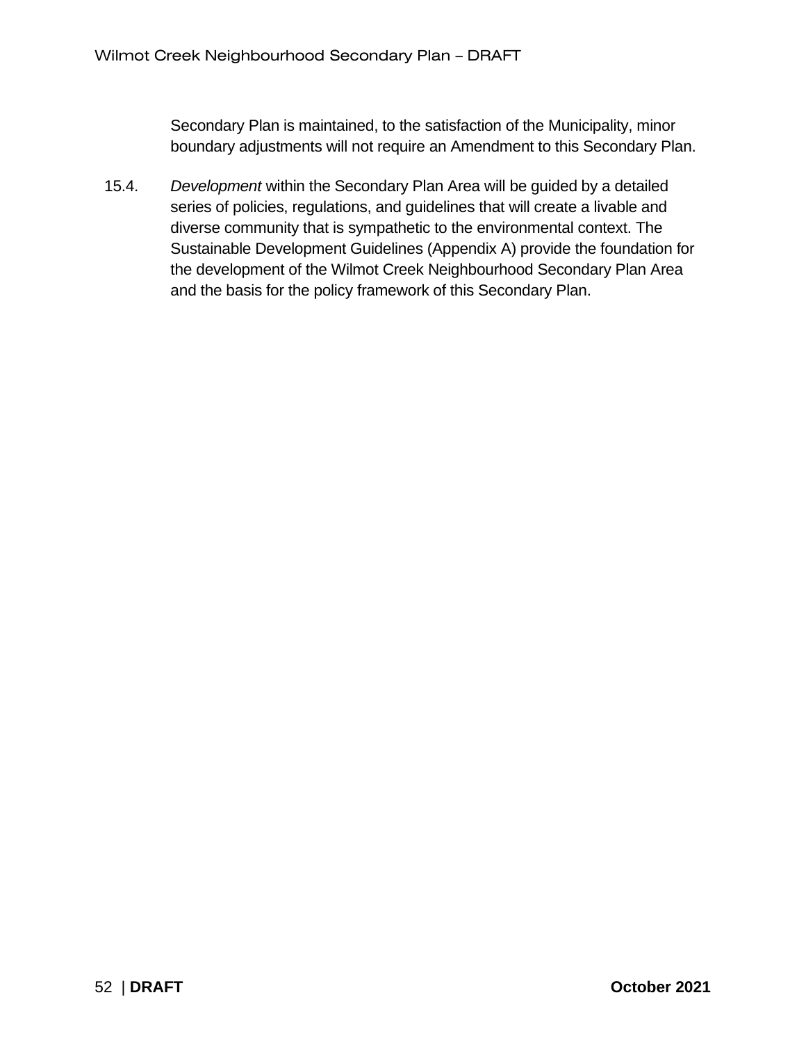Secondary Plan is maintained, to the satisfaction of the Municipality, minor boundary adjustments will not require an Amendment to this Secondary Plan.

15.4. *Development* within the Secondary Plan Area will be guided by a detailed series of policies, regulations, and guidelines that will create a livable and diverse community that is sympathetic to the environmental context. The Sustainable Development Guidelines (Appendix A) provide the foundation for the development of the Wilmot Creek Neighbourhood Secondary Plan Area and the basis for the policy framework of this Secondary Plan.